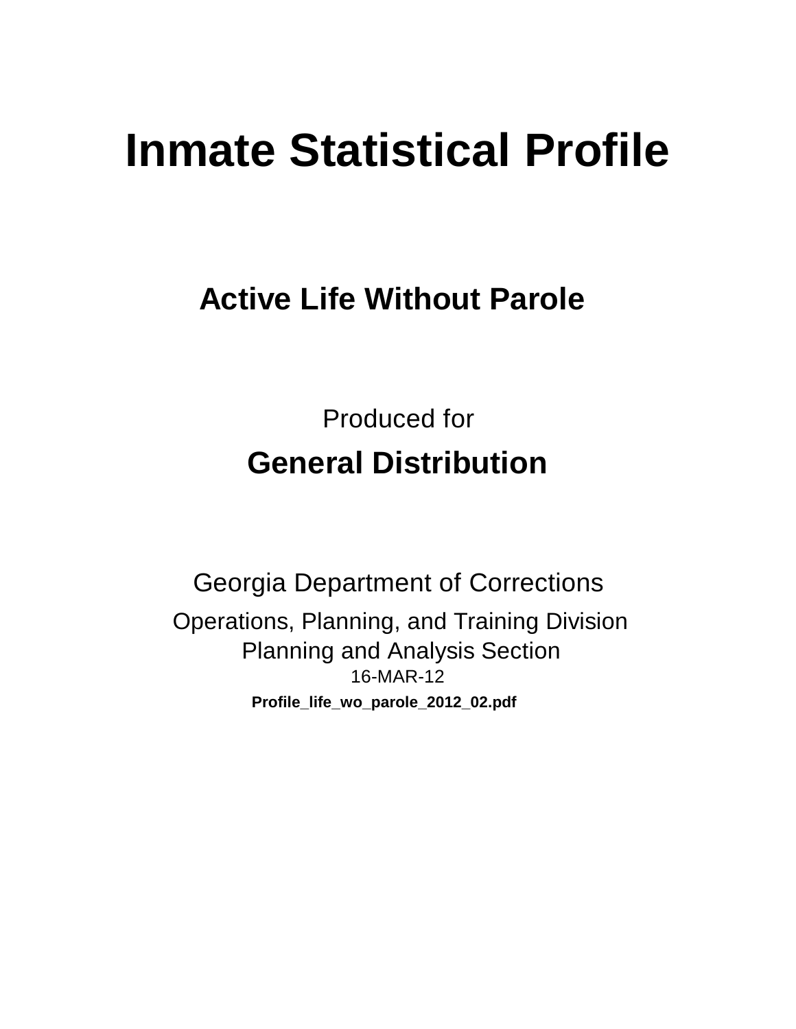# Inmate Statistical Profile

## Active Life Without Parole

Produced for

**General Distribution**

Georgia Department of Corrections

Operations, Planning, and Training Division

Planning and Analysis Section

16-MAR-12

**Profile_life_wo_parole_2012_02.pdf**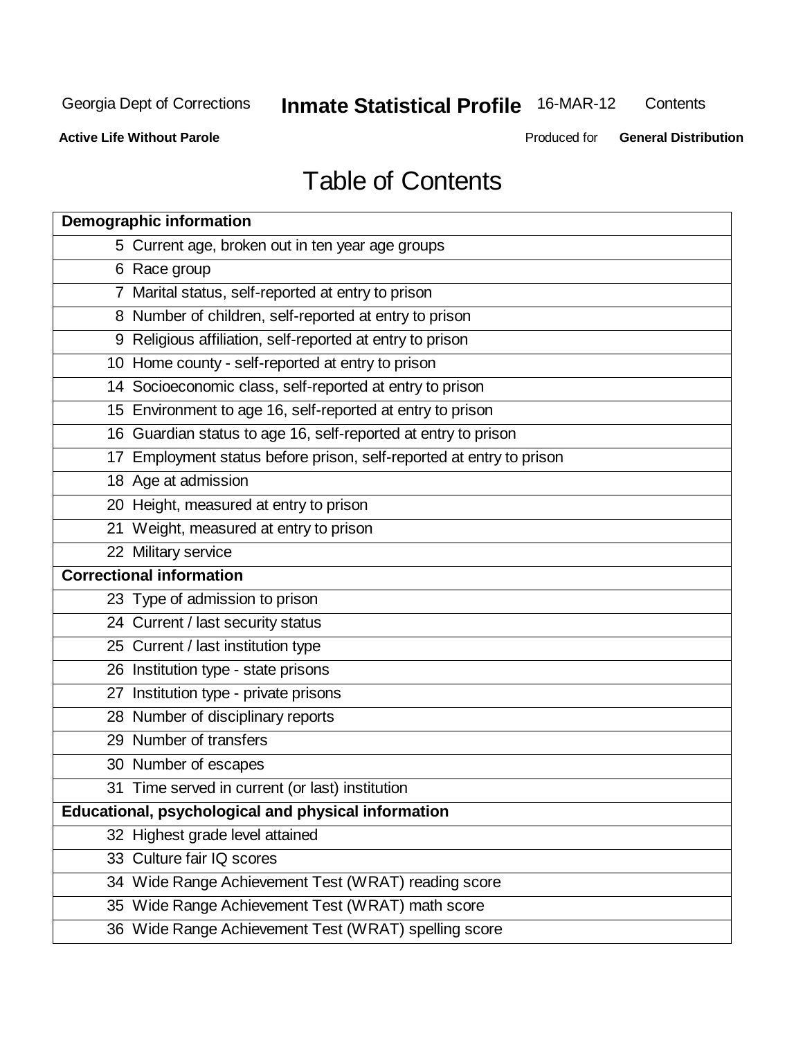# Table of Contents

| Page | Section |
|---|---|
| **Demographic information** | |
| 5 | Current age, broken out in ten year age groups |
| 6 | Race group |
| 7 | Marital status, self-reported at entry to prison |
| 8 | Number of children, self-reported at entry to prison |
| 9 | Religious affiliation, self-reported at entry to prison |
| 10 | Home county - self-reported at entry to prison |
| 14 | Socioeconomic class, self-reported at entry to prison |
| 15 | Environment to age 16, self-reported at entry to prison |
| 16 | Guardian status to age 16, self-reported at entry to prison |
| 17 | Employment status before prison, self-reported at entry to prison |
| 18 | Age at admission |
| 20 | Height, measured at entry to prison |
| 21 | Weight, measured at entry to prison |
| 22 | Military service |
| **Correctional information** | |
| 23 | Type of admission to prison |
| 24 | Current / last security status |
| 25 | Current / last institution type |
| 26 | Institution type - state prisons |
| 27 | Institution type - private prisons |
| 28 | Number of disciplinary reports |
| 29 | Number of transfers |
| 30 | Number of escapes |
| 31 | Time served in current (or last) institution |
| **Educational, psychological and physical information** | |
| 32 | Highest grade level attained |
| 33 | Culture fair IQ scores |
| 34 | Wide Range Achievement Test (WRAT) reading score |
| 35 | Wide Range Achievement Test (WRAT) math score |
| 36 | Wide Range Achievement Test (WRAT) spelling score |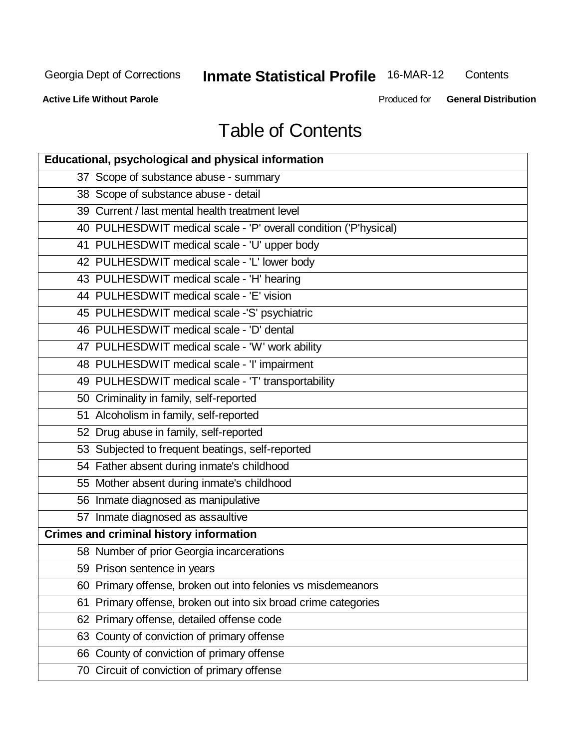Active Life Without Parole

Produced for **General Distribution**

# Table of Contents

| **Educational, psychological and physical information** | |
|---|---|
| 37 | Scope of substance abuse - summary |
| 38 | Scope of substance abuse - detail |
| 39 | Current / last mental health treatment level |
| 40 | PULHESDWIT medical scale - 'P' overall condition ('P'hysical) |
| 41 | PULHESDWIT medical scale - 'U' upper body |
| 42 | PULHESDWIT medical scale - 'L' lower body |
| 43 | PULHESDWIT medical scale - 'H' hearing |
| 44 | PULHESDWIT medical scale - 'E' vision |
| 45 | PULHESDWIT medical scale -'S' psychiatric |
| 46 | PULHESDWIT medical scale - 'D' dental |
| 47 | PULHESDWIT medical scale - 'W' work ability |
| 48 | PULHESDWIT medical scale - 'I' impairment |
| 49 | PULHESDWIT medical scale - 'T' transportability |
| 50 | Criminality in family, self-reported |
| 51 | Alcoholism in family, self-reported |
| 52 | Drug abuse in family, self-reported |
| 53 | Subjected to frequent beatings, self-reported |
| 54 | Father absent during inmate's childhood |
| 55 | Mother absent during inmate's childhood |
| 56 | Inmate diagnosed as manipulative |
| 57 | Inmate diagnosed as assaultive |
| **Crimes and criminal history information** | |
| 58 | Number of prior Georgia incarcerations |
| 59 | Prison sentence in years |
| 60 | Primary offense, broken out into felonies vs misdemeanors |
| 61 | Primary offense, broken out into six broad crime categories |
| 62 | Primary offense, detailed offense code |
| 63 | County of conviction of primary offense |
| 66 | County of conviction of primary offense |
| 70 | Circuit of conviction of primary offense |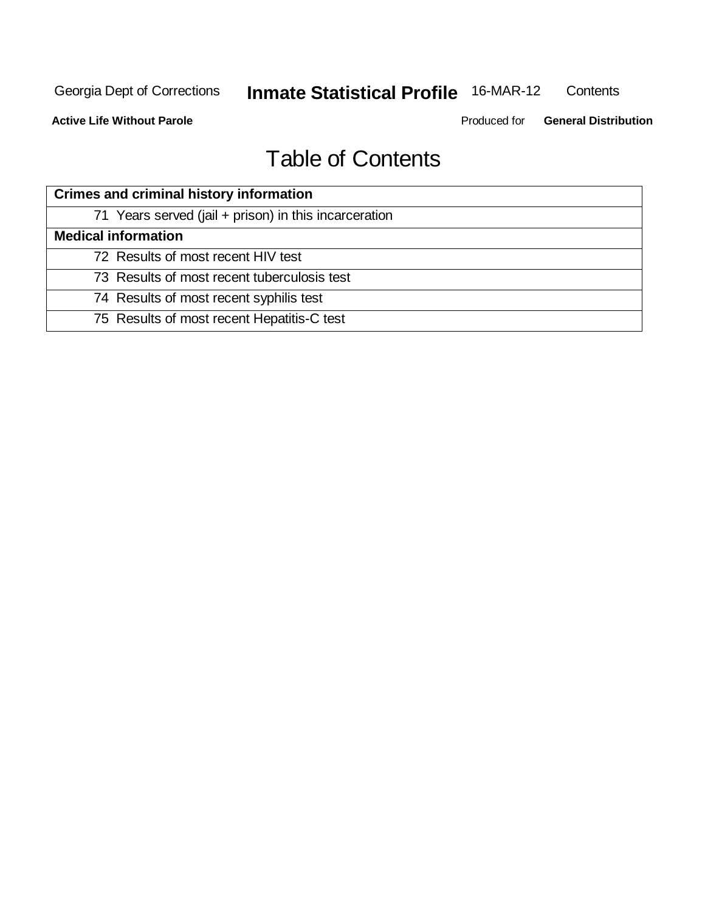# Table of Contents

| Crimes and criminal history information |
|---|
| 71 Years served (jail + prison) in this incarceration |
| **Medical information** |
| 72 Results of most recent HIV test |
| 73 Results of most recent tuberculosis test |
| 74 Results of most recent syphilis test |
| 75 Results of most recent Hepatitis-C test |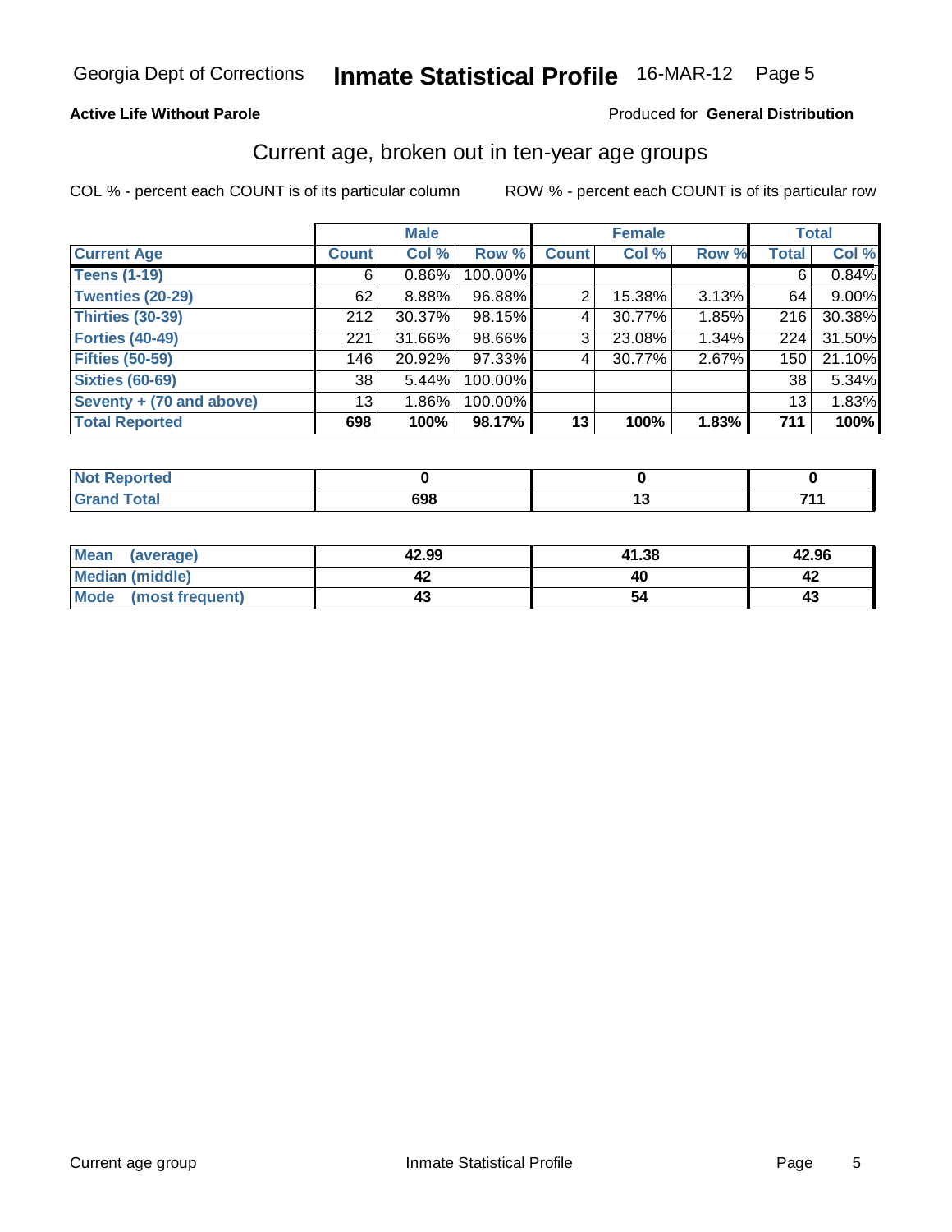Georgia Dept of Corrections **Inmate Statistical Profile** 16-MAR-12

**Active Life Without Parole**

Produced for **General Distribution**

## Current age, broken out in ten-year age groups

COL % - percent each COUNT is of its particular column ROW % - percent each COUNT is of its particular row

| | Male | | | Female | | | Total | |
|---|---|---|---|---|---|---|---|---|
| **Current Age** | **Count** | **Col %** | **Row %** | **Count** | **Col %** | **Row %** | **Total** | **Col %** |
| **Teens (1-19)** | 6 | 0.86% | 100.00% | | | | 6 | 0.84% |
| **Twenties (20-29)** | 62 | 8.88% | 96.88% | 2 | 15.38% | 3.13% | 64 | 9.00% |
| **Thirties (30-39)** | 212 | 30.37% | 98.15% | 4 | 30.77% | 1.85% | 216 | 30.38% |
| **Forties (40-49)** | 221 | 31.66% | 98.66% | 3 | 23.08% | 1.34% | 224 | 31.50% |
| **Fifties (50-59)** | 146 | 20.92% | 97.33% | 4 | 30.77% | 2.67% | 150 | 21.10% |
| **Sixties (60-69)** | 38 | 5.44% | 100.00% | | | | 38 | 5.34% |
| **Seventy + (70 and above)** | 13 | 1.86% | 100.00% | | | | 13 | 1.83% |
| **Total Reported** | **698** | **100%** | **98.17%** | **13** | **100%** | **1.83%** | **711** | **100%** |

| | Male | Female | Total |
|---|---|---|---|
| **Not Reported** | **0** | **0** | **0** |
| **Grand Total** | **698** | **13** | **711** |

| | Male | Female | Total |
|---|---|---|---|
| **Mean (average)** | **42.99** | **41.38** | **42.96** |
| **Median (middle)** | **42** | **40** | **42** |
| **Mode (most frequent)** | **43** | **54** | **43** |

Current age group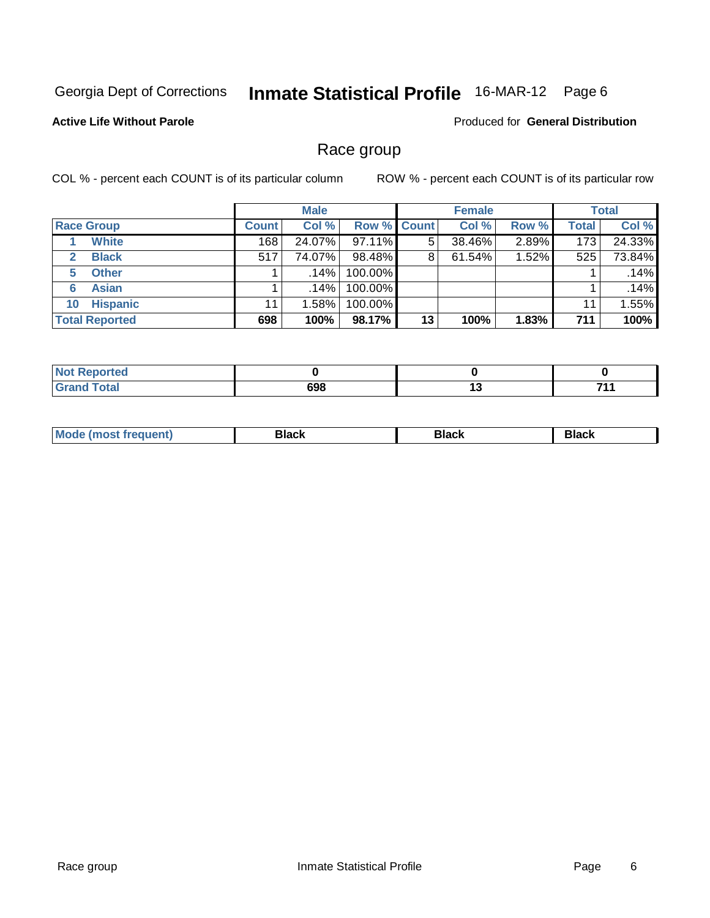Georgia Dept of Corrections **Inmate Statistical Profile** 16-MAR-12

**Active Life Without Parole**

Produced for **General Distribution**

## Race group

COL % - percent each COUNT is of its particular column

ROW % - percent each COUNT is of its particular row

| | Male | | | Female | | | Total | |
|---|---|---|---|---|---|---|---|---|
| **Race Group** | **Count** | **Col %** | **Row %** | **Count** | **Col %** | **Row %** | **Total** | **Col %** |
| 1 **White** | 168 | 24.07% | 97.11% | 5 | 38.46% | 2.89% | 173 | 24.33% |
| 2 **Black** | 517 | 74.07% | 98.48% | 8 | 61.54% | 1.52% | 525 | 73.84% |
| 5 **Other** | 1 | .14% | 100.00% | | | | 1 | .14% |
| 6 **Asian** | 1 | .14% | 100.00% | | | | 1 | .14% |
| 10 **Hispanic** | 11 | 1.58% | 100.00% | | | | 11 | 1.55% |
| **Total Reported** | **698** | **100%** | **98.17%** | **13** | **100%** | **1.83%** | **711** | **100%** |

| | Male | Female | Total |
|---|---|---|---|
| **Not Reported** | **0** | **0** | **0** |
| **Grand Total** | **698** | **13** | **711** |

| | Male | Female | Total |
|---|---|---|---|
| **Mode (most frequent)** | **Black** | **Black** | **Black** |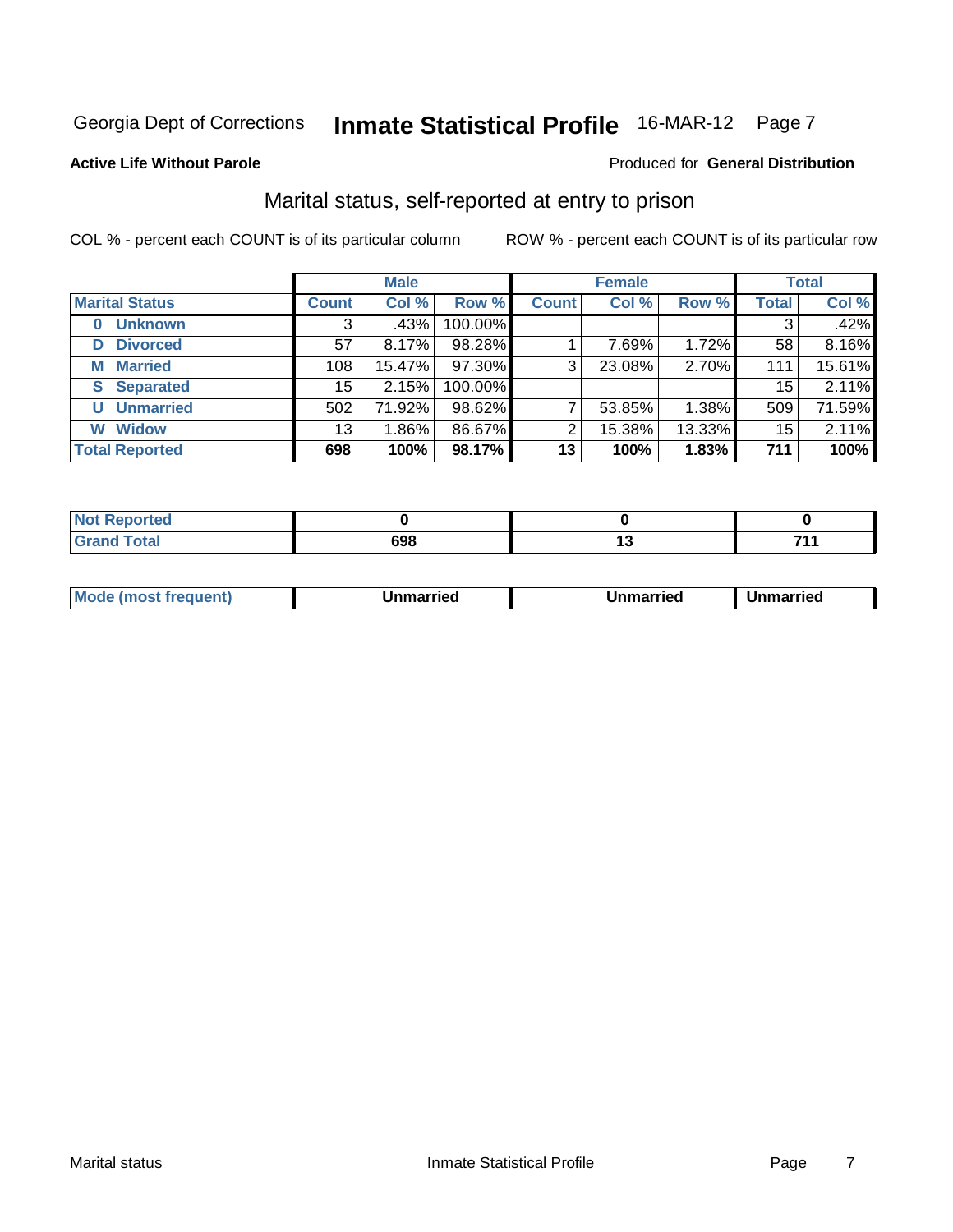Georgia Dept of Corrections **Inmate Statistical Profile** 16-MAR-12 Page 7

**Active Life Without Parole**

Produced for **General Distribution**

## Marital status, self-reported at entry to prison

COL % - percent each COUNT is of its particular column

ROW % - percent each COUNT is of its particular row

| | Male | | | Female | | | Total | |
|---|---|---|---|---|---|---|---|---|
| **Marital Status** | **Count** | **Col %** | **Row %** | **Count** | **Col %** | **Row %** | **Total** | **Col %** |
| **0 Unknown** | 3 | .43% | 100.00% | | | | 3 | .42% |
| **D Divorced** | 57 | 8.17% | 98.28% | 1 | 7.69% | 1.72% | 58 | 8.16% |
| **M Married** | 108 | 15.47% | 97.30% | 3 | 23.08% | 2.70% | 111 | 15.61% |
| **S Separated** | 15 | 2.15% | 100.00% | | | | 15 | 2.11% |
| **U Unmarried** | 502 | 71.92% | 98.62% | 7 | 53.85% | 1.38% | 509 | 71.59% |
| **W Widow** | 13 | 1.86% | 86.67% | 2 | 15.38% | 13.33% | 15 | 2.11% |
| **Total Reported** | **698** | **100%** | **98.17%** | **13** | **100%** | **1.83%** | **711** | **100%** |

| | Male | Female | Total |
|---|---|---|---|
| **Not Reported** | **0** | **0** | **0** |
| **Grand Total** | **698** | **13** | **711** |

| | Male | Female | Total |
|---|---|---|---|
| **Mode (most frequent)** | **Unmarried** | **Unmarried** | **Unmarried** |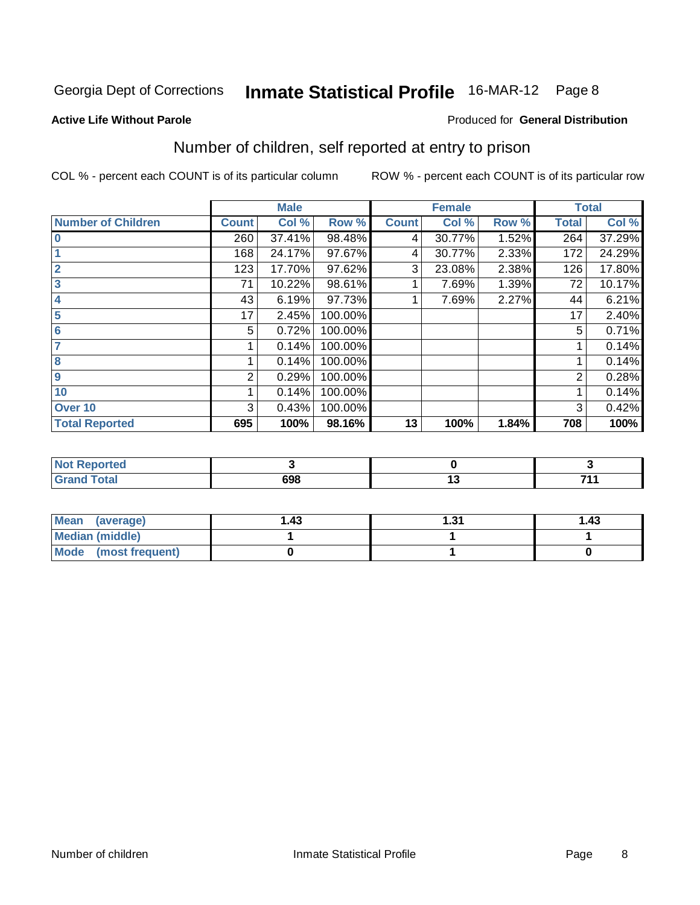Georgia Dept of Corrections **Inmate Statistical Profile** 16-MAR-12 Page 8

**Active Life Without Parole**

Produced for **General Distribution**

## Number of children, self reported at entry to prison

COL % - percent each COUNT is of its particular column

ROW % - percent each COUNT is of its particular row

| | Male | | | Female | | | Total | |
|---|---|---|---|---|---|---|---|---|
| Number of Children | Count | Col % | Row % | Count | Col % | Row % | Total | Col % |
| 0 | 260 | 37.41% | 98.48% | 4 | 30.77% | 1.52% | 264 | 37.29% |
| 1 | 168 | 24.17% | 97.67% | 4 | 30.77% | 2.33% | 172 | 24.29% |
| 2 | 123 | 17.70% | 97.62% | 3 | 23.08% | 2.38% | 126 | 17.80% |
| 3 | 71 | 10.22% | 98.61% | 1 | 7.69% | 1.39% | 72 | 10.17% |
| 4 | 43 | 6.19% | 97.73% | 1 | 7.69% | 2.27% | 44 | 6.21% |
| 5 | 17 | 2.45% | 100.00% | | | | 17 | 2.40% |
| 6 | 5 | 0.72% | 100.00% | | | | 5 | 0.71% |
| 7 | 1 | 0.14% | 100.00% | | | | 1 | 0.14% |
| 8 | 1 | 0.14% | 100.00% | | | | 1 | 0.14% |
| 9 | 2 | 0.29% | 100.00% | | | | 2 | 0.28% |
| 10 | 1 | 0.14% | 100.00% | | | | 1 | 0.14% |
| Over 10 | 3 | 0.43% | 100.00% | | | | 3 | 0.42% |
| **Total Reported** | **695** | **100%** | **98.16%** | **13** | **100%** | **1.84%** | **708** | **100%** |

| | Male | Female | Total |
|---|---|---|---|
| Not Reported | 3 | 0 | 3 |
| Grand Total | 698 | 13 | 711 |

| | Male | Female | Total |
|---|---|---|---|
| Mean (average) | 1.43 | 1.31 | 1.43 |
| Median (middle) | 1 | 1 | 1 |
| Mode (most frequent) | 0 | 1 | 0 |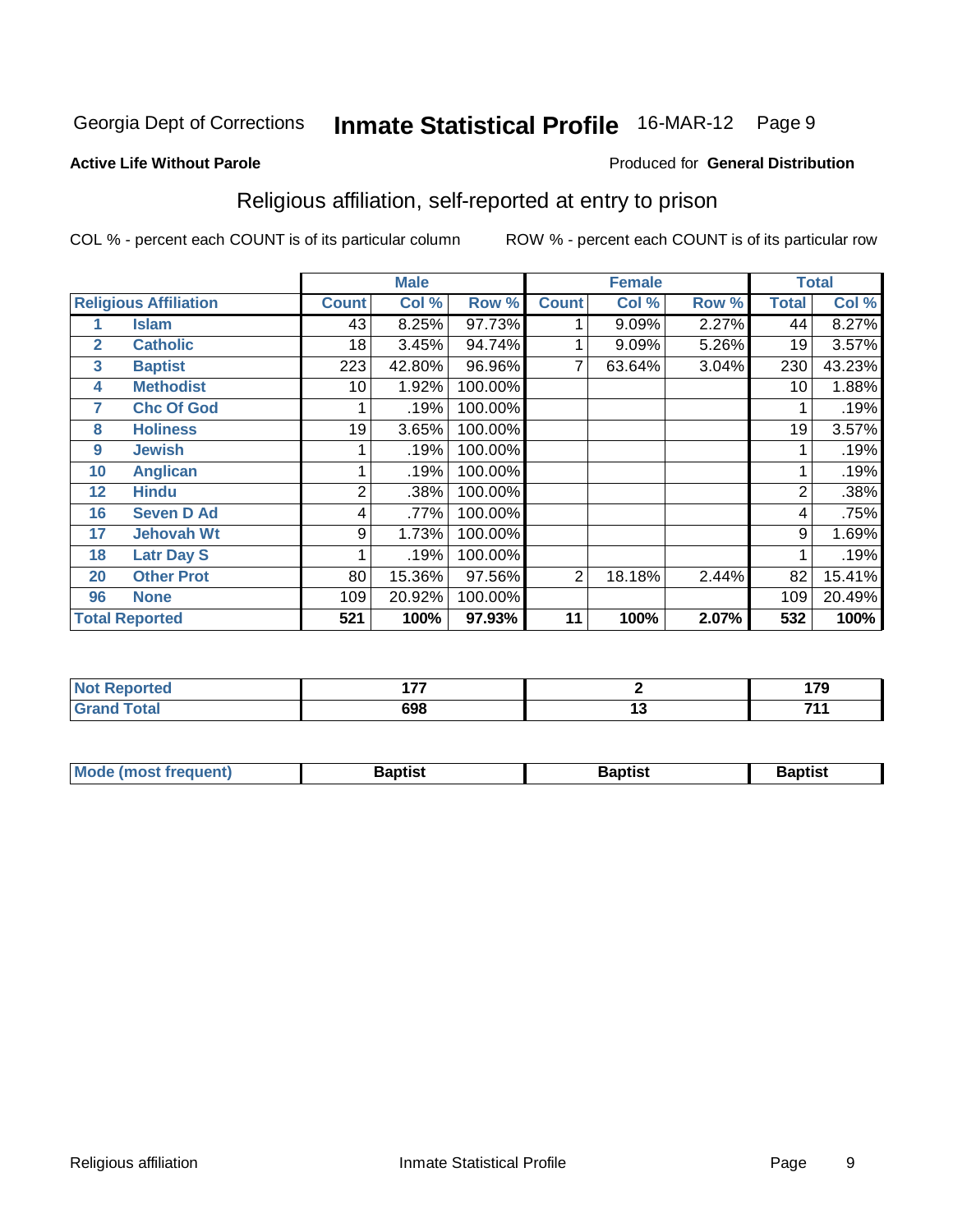Georgia Dept of Corrections **Inmate Statistical Profile** 16-MAR-12

**Active Life Without Parole**

Produced for **General Distribution**

## Religious affiliation, self-reported at entry to prison

COL % - percent each COUNT is of its particular column

ROW % - percent each COUNT is of its particular row

| | | Male | | | Female | | | Total | |
|---|---|---|---|---|---|---|---|---|---|
| **Religious Affiliation** | | **Count** | **Col %** | **Row %** | **Count** | **Col %** | **Row %** | **Total** | **Col %** |
| 1 | Islam | 43 | 8.25% | 97.73% | 1 | 9.09% | 2.27% | 44 | 8.27% |
| 2 | Catholic | 18 | 3.45% | 94.74% | 1 | 9.09% | 5.26% | 19 | 3.57% |
| 3 | Baptist | 223 | 42.80% | 96.96% | 7 | 63.64% | 3.04% | 230 | 43.23% |
| 4 | Methodist | 10 | 1.92% | 100.00% | | | | 10 | 1.88% |
| 7 | Chc Of God | 1 | .19% | 100.00% | | | | 1 | .19% |
| 8 | Holiness | 19 | 3.65% | 100.00% | | | | 19 | 3.57% |
| 9 | Jewish | 1 | .19% | 100.00% | | | | 1 | .19% |
| 10 | Anglican | 1 | .19% | 100.00% | | | | 1 | .19% |
| 12 | Hindu | 2 | .38% | 100.00% | | | | 2 | .38% |
| 16 | Seven D Ad | 4 | .77% | 100.00% | | | | 4 | .75% |
| 17 | Jehovah Wt | 9 | 1.73% | 100.00% | | | | 9 | 1.69% |
| 18 | Latr Day S | 1 | .19% | 100.00% | | | | 1 | .19% |
| 20 | Other Prot | 80 | 15.36% | 97.56% | 2 | 18.18% | 2.44% | 82 | 15.41% |
| 96 | None | 109 | 20.92% | 100.00% | | | | 109 | 20.49% |
| **Total Reported** | | **521** | **100%** | **97.93%** | **11** | **100%** | **2.07%** | **532** | **100%** |

| | Male | Female | Total |
|---|---|---|---|
| **Not Reported** | **177** | **2** | **179** |
| **Grand Total** | **698** | **13** | **711** |

| | Male | Female | Total |
|---|---|---|---|
| **Mode (most frequent)** | **Baptist** | **Baptist** | **Baptist** |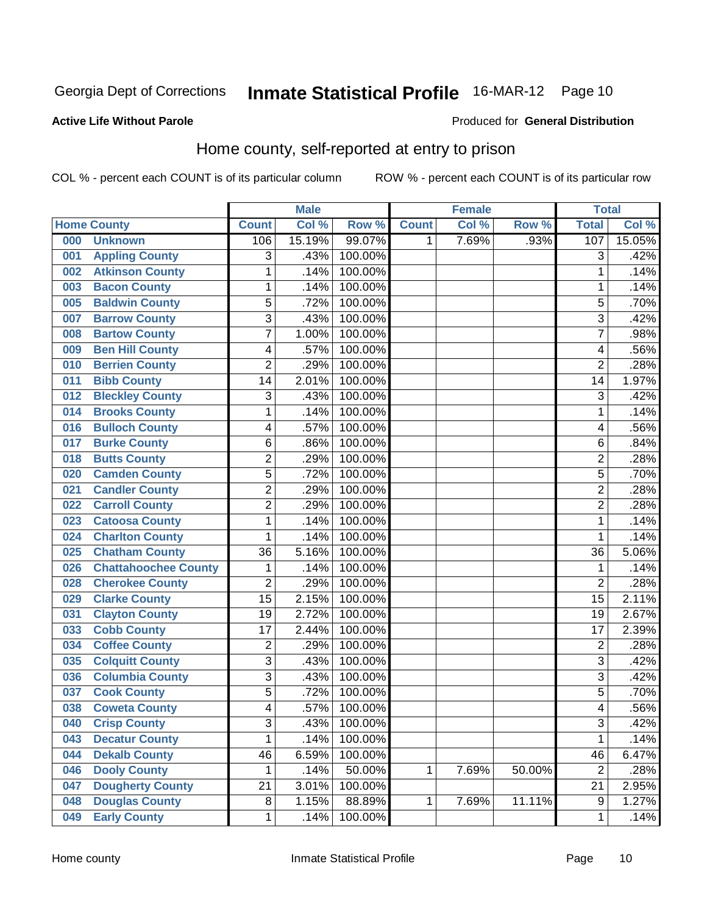Georgia Dept of Corrections **Inmate Statistical Profile** 16-MAR-12 Page 10

**Active Life Without Parole**

Produced for **General Distribution**

## Home county, self-reported at entry to prison

COL % - percent each COUNT is of its particular column ROW % - percent each COUNT is of its particular row

| | | Male | | | Female | | | Total | |
|---|---|---|---|---|---|---|---|---|---|
| Home County | | Count | Col % | Row % | Count | Col % | Row % | Total | Col % |
| 000 | Unknown | 106 | 15.19% | 99.07% | 1 | 7.69% | .93% | 107 | 15.05% |
| 001 | Appling County | 3 | .43% | 100.00% | | | | 3 | .42% |
| 002 | Atkinson County | 1 | .14% | 100.00% | | | | 1 | .14% |
| 003 | Bacon County | 1 | .14% | 100.00% | | | | 1 | .14% |
| 005 | Baldwin County | 5 | .72% | 100.00% | | | | 5 | .70% |
| 007 | Barrow County | 3 | .43% | 100.00% | | | | 3 | .42% |
| 008 | Bartow County | 7 | 1.00% | 100.00% | | | | 7 | .98% |
| 009 | Ben Hill County | 4 | .57% | 100.00% | | | | 4 | .56% |
| 010 | Berrien County | 2 | .29% | 100.00% | | | | 2 | .28% |
| 011 | Bibb County | 14 | 2.01% | 100.00% | | | | 14 | 1.97% |
| 012 | Bleckley County | 3 | .43% | 100.00% | | | | 3 | .42% |
| 014 | Brooks County | 1 | .14% | 100.00% | | | | 1 | .14% |
| 016 | Bulloch County | 4 | .57% | 100.00% | | | | 4 | .56% |
| 017 | Burke County | 6 | .86% | 100.00% | | | | 6 | .84% |
| 018 | Butts County | 2 | .29% | 100.00% | | | | 2 | .28% |
| 020 | Camden County | 5 | .72% | 100.00% | | | | 5 | .70% |
| 021 | Candler County | 2 | .29% | 100.00% | | | | 2 | .28% |
| 022 | Carroll County | 2 | .29% | 100.00% | | | | 2 | .28% |
| 023 | Catoosa County | 1 | .14% | 100.00% | | | | 1 | .14% |
| 024 | Charlton County | 1 | .14% | 100.00% | | | | 1 | .14% |
| 025 | Chatham County | 36 | 5.16% | 100.00% | | | | 36 | 5.06% |
| 026 | Chattahoochee County | 1 | .14% | 100.00% | | | | 1 | .14% |
| 028 | Cherokee County | 2 | .29% | 100.00% | | | | 2 | .28% |
| 029 | Clarke County | 15 | 2.15% | 100.00% | | | | 15 | 2.11% |
| 031 | Clayton County | 19 | 2.72% | 100.00% | | | | 19 | 2.67% |
| 033 | Cobb County | 17 | 2.44% | 100.00% | | | | 17 | 2.39% |
| 034 | Coffee County | 2 | .29% | 100.00% | | | | 2 | .28% |
| 035 | Colquitt County | 3 | .43% | 100.00% | | | | 3 | .42% |
| 036 | Columbia County | 3 | .43% | 100.00% | | | | 3 | .42% |
| 037 | Cook County | 5 | .72% | 100.00% | | | | 5 | .70% |
| 038 | Coweta County | 4 | .57% | 100.00% | | | | 4 | .56% |
| 040 | Crisp County | 3 | .43% | 100.00% | | | | 3 | .42% |
| 043 | Decatur County | 1 | .14% | 100.00% | | | | 1 | .14% |
| 044 | Dekalb County | 46 | 6.59% | 100.00% | | | | 46 | 6.47% |
| 046 | Dooly County | 1 | .14% | 50.00% | 1 | 7.69% | 50.00% | 2 | .28% |
| 047 | Dougherty County | 21 | 3.01% | 100.00% | | | | 21 | 2.95% |
| 048 | Douglas County | 8 | 1.15% | 88.89% | 1 | 7.69% | 11.11% | 9 | 1.27% |
| 049 | Early County | 1 | .14% | 100.00% | | | | 1 | .14% |

Home county Inmate Statistical Profile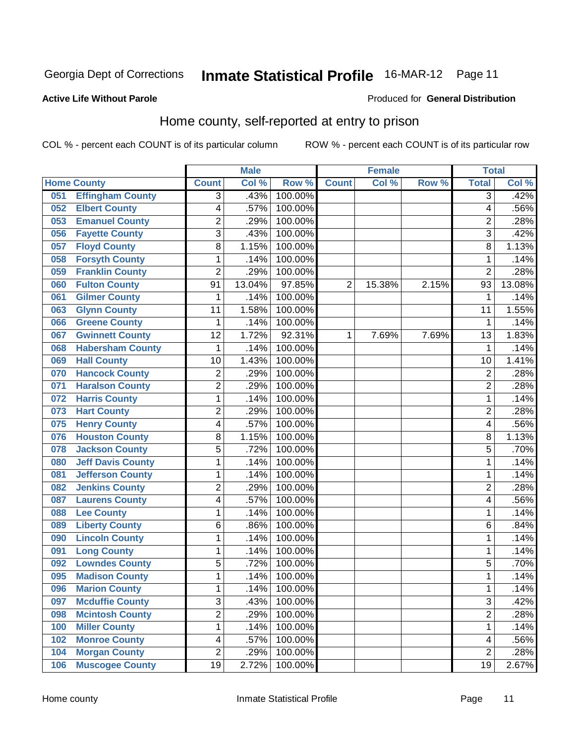Georgia Dept of Corrections **Inmate Statistical Profile** 16-MAR-12

**Active Life Without Parole**

Produced for **General Distribution**

## Home county, self-reported at entry to prison

COL % - percent each COUNT is of its particular column ROW % - percent each COUNT is of its particular row

| Home County | | Male | | | Female | | | Total | |
|---|---|---|---|---|---|---|---|---|---|
| | | Count | Col % | Row % | Count | Col % | Row % | Total | Col % |
| 051 | Effingham County | 3 | .43% | 100.00% | | | | 3 | .42% |
| 052 | Elbert County | 4 | .57% | 100.00% | | | | 4 | .56% |
| 053 | Emanuel County | 2 | .29% | 100.00% | | | | 2 | .28% |
| 056 | Fayette County | 3 | .43% | 100.00% | | | | 3 | .42% |
| 057 | Floyd County | 8 | 1.15% | 100.00% | | | | 8 | 1.13% |
| 058 | Forsyth County | 1 | .14% | 100.00% | | | | 1 | .14% |
| 059 | Franklin County | 2 | .29% | 100.00% | | | | 2 | .28% |
| 060 | Fulton County | 91 | 13.04% | 97.85% | 2 | 15.38% | 2.15% | 93 | 13.08% |
| 061 | Gilmer County | 1 | .14% | 100.00% | | | | 1 | .14% |
| 063 | Glynn County | 11 | 1.58% | 100.00% | | | | 11 | 1.55% |
| 066 | Greene County | 1 | .14% | 100.00% | | | | 1 | .14% |
| 067 | Gwinnett County | 12 | 1.72% | 92.31% | 1 | 7.69% | 7.69% | 13 | 1.83% |
| 068 | Habersham County | 1 | .14% | 100.00% | | | | 1 | .14% |
| 069 | Hall County | 10 | 1.43% | 100.00% | | | | 10 | 1.41% |
| 070 | Hancock County | 2 | .29% | 100.00% | | | | 2 | .28% |
| 071 | Haralson County | 2 | .29% | 100.00% | | | | 2 | .28% |
| 072 | Harris County | 1 | .14% | 100.00% | | | | 1 | .14% |
| 073 | Hart County | 2 | .29% | 100.00% | | | | 2 | .28% |
| 075 | Henry County | 4 | .57% | 100.00% | | | | 4 | .56% |
| 076 | Houston County | 8 | 1.15% | 100.00% | | | | 8 | 1.13% |
| 078 | Jackson County | 5 | .72% | 100.00% | | | | 5 | .70% |
| 080 | Jeff Davis County | 1 | .14% | 100.00% | | | | 1 | .14% |
| 081 | Jefferson County | 1 | .14% | 100.00% | | | | 1 | .14% |
| 082 | Jenkins County | 2 | .29% | 100.00% | | | | 2 | .28% |
| 087 | Laurens County | 4 | .57% | 100.00% | | | | 4 | .56% |
| 088 | Lee County | 1 | .14% | 100.00% | | | | 1 | .14% |
| 089 | Liberty County | 6 | .86% | 100.00% | | | | 6 | .84% |
| 090 | Lincoln County | 1 | .14% | 100.00% | | | | 1 | .14% |
| 091 | Long County | 1 | .14% | 100.00% | | | | 1 | .14% |
| 092 | Lowndes County | 5 | .72% | 100.00% | | | | 5 | .70% |
| 095 | Madison County | 1 | .14% | 100.00% | | | | 1 | .14% |
| 096 | Marion County | 1 | .14% | 100.00% | | | | 1 | .14% |
| 097 | Mcduffie County | 3 | .43% | 100.00% | | | | 3 | .42% |
| 098 | Mcintosh County | 2 | .29% | 100.00% | | | | 2 | .28% |
| 100 | Miller County | 1 | .14% | 100.00% | | | | 1 | .14% |
| 102 | Monroe County | 4 | .57% | 100.00% | | | | 4 | .56% |
| 104 | Morgan County | 2 | .29% | 100.00% | | | | 2 | .28% |
| 106 | Muscogee County | 19 | 2.72% | 100.00% | | | | 19 | 2.67% |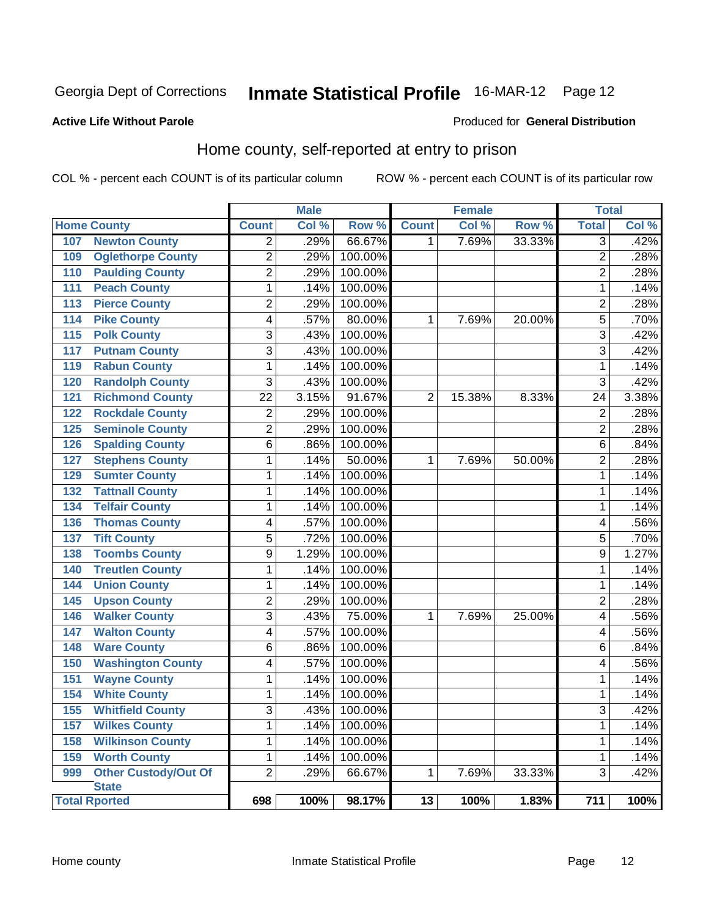Georgia Dept of Corrections **Inmate Statistical Profile** 16-MAR-12

**Active Life Without Parole**

Produced for **General Distribution**

## Home county, self-reported at entry to prison

COL % - percent each COUNT is of its particular column

ROW % - percent each COUNT is of its particular row

| Home County | | Male | | | Female | | | Total | |
|---|---|---|---|---|---|---|---|---|---|
| | | Count | Col % | Row % | Count | Col % | Row % | Total | Col % |
| 107 | Newton County | 2 | .29% | 66.67% | 1 | 7.69% | 33.33% | 3 | .42% |
| 109 | Oglethorpe County | 2 | .29% | 100.00% | | | | 2 | .28% |
| 110 | Paulding County | 2 | .29% | 100.00% | | | | 2 | .28% |
| 111 | Peach County | 1 | .14% | 100.00% | | | | 1 | .14% |
| 113 | Pierce County | 2 | .29% | 100.00% | | | | 2 | .28% |
| 114 | Pike County | 4 | .57% | 80.00% | 1 | 7.69% | 20.00% | 5 | .70% |
| 115 | Polk County | 3 | .43% | 100.00% | | | | 3 | .42% |
| 117 | Putnam County | 3 | .43% | 100.00% | | | | 3 | .42% |
| 119 | Rabun County | 1 | .14% | 100.00% | | | | 1 | .14% |
| 120 | Randolph County | 3 | .43% | 100.00% | | | | 3 | .42% |
| 121 | Richmond County | 22 | 3.15% | 91.67% | 2 | 15.38% | 8.33% | 24 | 3.38% |
| 122 | Rockdale County | 2 | .29% | 100.00% | | | | 2 | .28% |
| 125 | Seminole County | 2 | .29% | 100.00% | | | | 2 | .28% |
| 126 | Spalding County | 6 | .86% | 100.00% | | | | 6 | .84% |
| 127 | Stephens County | 1 | .14% | 50.00% | 1 | 7.69% | 50.00% | 2 | .28% |
| 129 | Sumter County | 1 | .14% | 100.00% | | | | 1 | .14% |
| 132 | Tattnall County | 1 | .14% | 100.00% | | | | 1 | .14% |
| 134 | Telfair County | 1 | .14% | 100.00% | | | | 1 | .14% |
| 136 | Thomas County | 4 | .57% | 100.00% | | | | 4 | .56% |
| 137 | Tift County | 5 | .72% | 100.00% | | | | 5 | .70% |
| 138 | Toombs County | 9 | 1.29% | 100.00% | | | | 9 | 1.27% |
| 140 | Treutlen County | 1 | .14% | 100.00% | | | | 1 | .14% |
| 144 | Union County | 1 | .14% | 100.00% | | | | 1 | .14% |
| 145 | Upson County | 2 | .29% | 100.00% | | | | 2 | .28% |
| 146 | Walker County | 3 | .43% | 75.00% | 1 | 7.69% | 25.00% | 4 | .56% |
| 147 | Walton County | 4 | .57% | 100.00% | | | | 4 | .56% |
| 148 | Ware County | 6 | .86% | 100.00% | | | | 6 | .84% |
| 150 | Washington County | 4 | .57% | 100.00% | | | | 4 | .56% |
| 151 | Wayne County | 1 | .14% | 100.00% | | | | 1 | .14% |
| 154 | White County | 1 | .14% | 100.00% | | | | 1 | .14% |
| 155 | Whitfield County | 3 | .43% | 100.00% | | | | 3 | .42% |
| 157 | Wilkes County | 1 | .14% | 100.00% | | | | 1 | .14% |
| 158 | Wilkinson County | 1 | .14% | 100.00% | | | | 1 | .14% |
| 159 | Worth County | 1 | .14% | 100.00% | | | | 1 | .14% |
| 999 | Other Custody/Out Of State | 2 | .29% | 66.67% | 1 | 7.69% | 33.33% | 3 | .42% |
| **Total Rported** | | **698** | **100%** | **98.17%** | **13** | **100%** | **1.83%** | **711** | **100%** |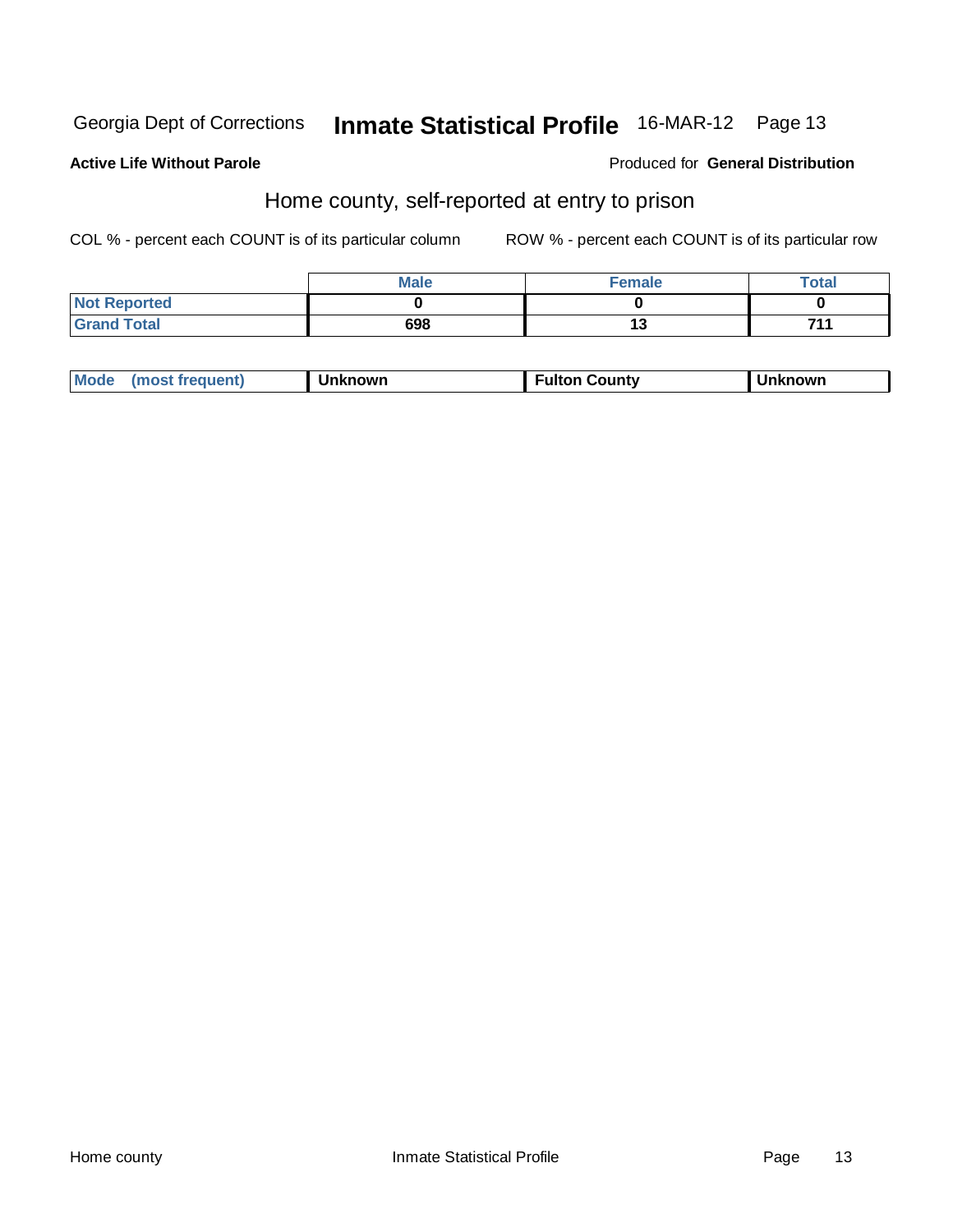Georgia Dept of Corrections **Inmate Statistical Profile** 16-MAR-12

**Active Life Without Parole**

Produced for **General Distribution**

## Home county, self-reported at entry to prison

COL % - percent each COUNT is of its particular column

ROW % - percent each COUNT is of its particular row

| | Male | Female | Total |
|---|---|---|---|
| Not Reported | 0 | 0 | 0 |
| Grand Total | 698 | 13 | 711 |

| Mode (most frequent) | Unknown | Fulton County | Unknown |
|---|---|---|---|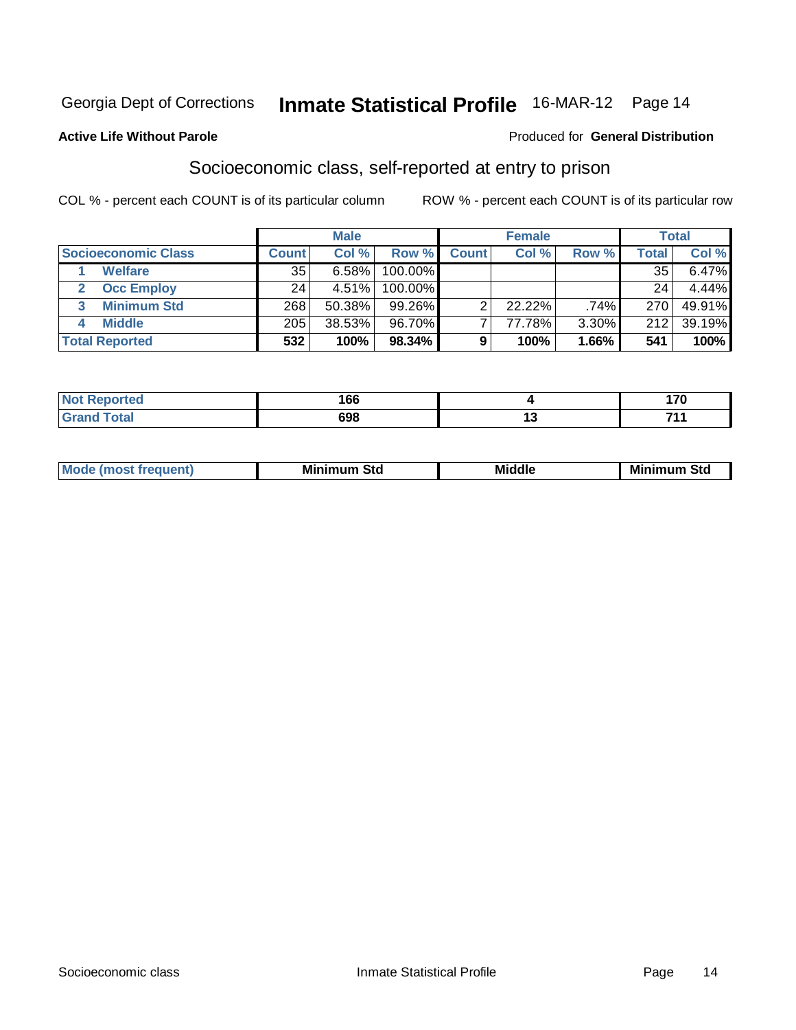# Georgia Dept of Corrections **Inmate Statistical Profile** 16-MAR-12 Page 14

**Active Life Without Parole**

Produced for **General Distribution**

## Socioeconomic class, self-reported at entry to prison

COL % - percent each COUNT is of its particular column

ROW % - percent each COUNT is of its particular row

| | Male | | | Female | | | Total | |
|---|---|---|---|---|---|---|---|---|
| **Socioeconomic Class** | **Count** | **Col %** | **Row %** | **Count** | **Col %** | **Row %** | **Total** | **Col %** |
| 1 **Welfare** | 35 | 6.58% | 100.00% | | | | 35 | 6.47% |
| 2 **Occ Employ** | 24 | 4.51% | 100.00% | | | | 24 | 4.44% |
| 3 **Minimum Std** | 268 | 50.38% | 99.26% | 2 | 22.22% | .74% | 270 | 49.91% |
| 4 **Middle** | 205 | 38.53% | 96.70% | 7 | 77.78% | 3.30% | 212 | 39.19% |
| **Total Reported** | **532** | **100%** | **98.34%** | **9** | **100%** | **1.66%** | **541** | **100%** |

| | Male | Female | Total |
|---|---|---|---|
| **Not Reported** | **166** | **4** | **170** |
| **Grand Total** | **698** | **13** | **711** |

| | Male | Female | Total |
|---|---|---|---|
| **Mode (most frequent)** | **Minimum Std** | **Middle** | **Minimum Std** |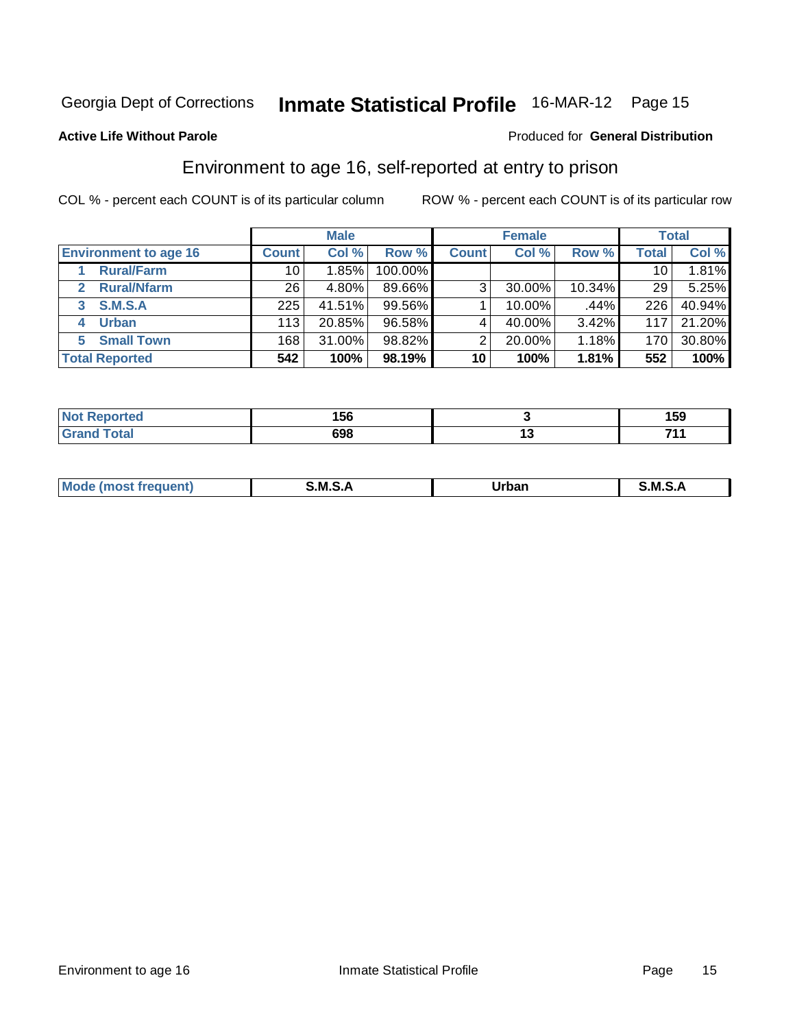Georgia Dept of Corrections **Inmate Statistical Profile** 16-MAR-12 Page 15

**Active Life Without Parole**

Produced for **General Distribution**

## Environment to age 16, self-reported at entry to prison

COL % - percent each COUNT is of its particular column

ROW % - percent each COUNT is of its particular row

| | Male | | | Female | | | Total | |
|---|---|---|---|---|---|---|---|---|
| Environment to age 16 | Count | Col % | Row % | Count | Col % | Row % | Total | Col % |
| 1 Rural/Farm | 10 | 1.85% | 100.00% | | | | 10 | 1.81% |
| 2 Rural/Nfarm | 26 | 4.80% | 89.66% | 3 | 30.00% | 10.34% | 29 | 5.25% |
| 3 S.M.S.A | 225 | 41.51% | 99.56% | 1 | 10.00% | .44% | 226 | 40.94% |
| 4 Urban | 113 | 20.85% | 96.58% | 4 | 40.00% | 3.42% | 117 | 21.20% |
| 5 Small Town | 168 | 31.00% | 98.82% | 2 | 20.00% | 1.18% | 170 | 30.80% |
| **Total Reported** | **542** | **100%** | **98.19%** | **10** | **100%** | **1.81%** | **552** | **100%** |

| | Male | Female | Total |
|---|---|---|---|
| Not Reported | 156 | 3 | 159 |
| Grand Total | 698 | 13 | 711 |

| | Male | Female | Total |
|---|---|---|---|
| Mode (most frequent) | S.M.S.A | Urban | S.M.S.A |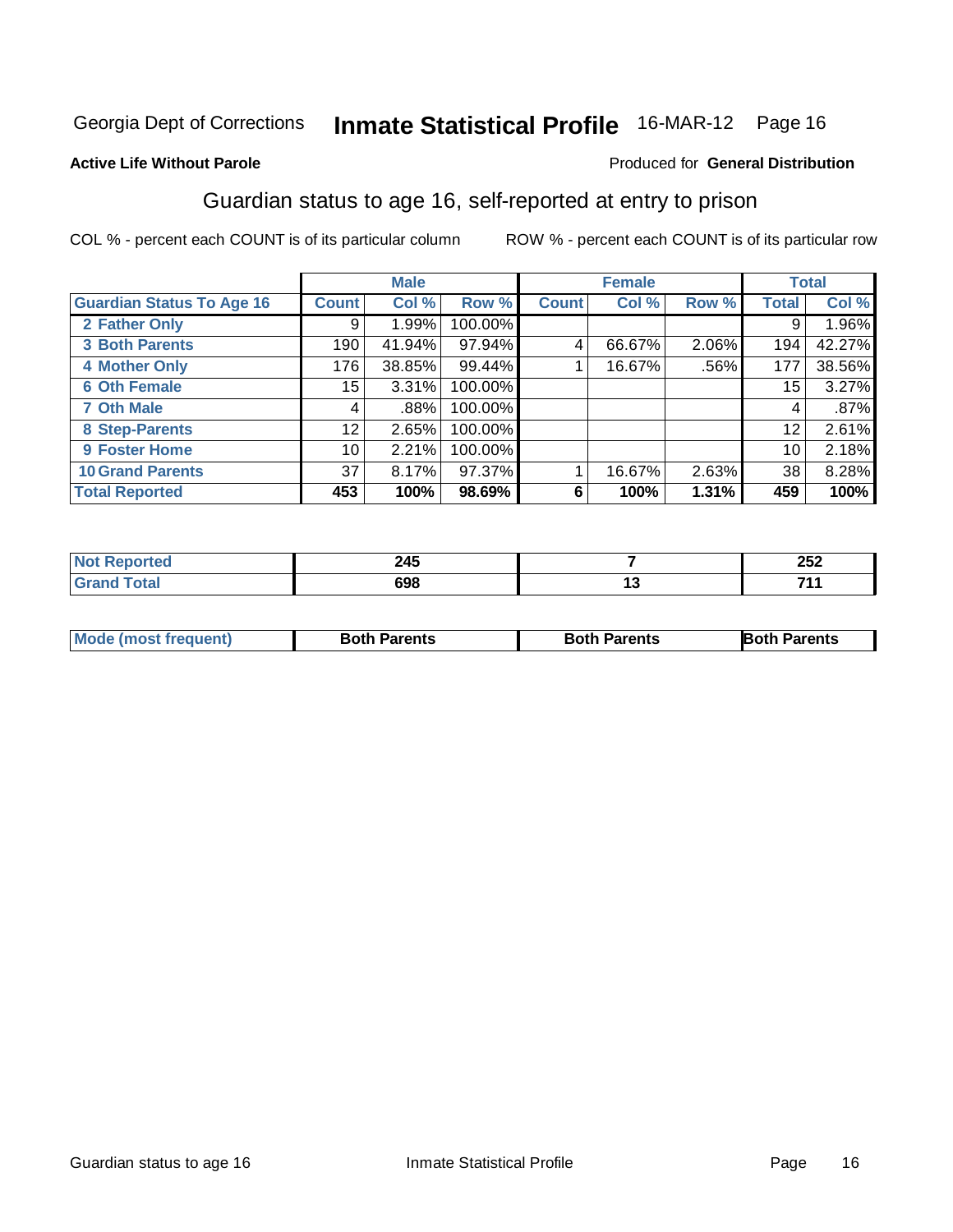Georgia Dept of Corrections **Inmate Statistical Profile** 16-MAR-12 Page 16

**Active Life Without Parole**

Produced for **General Distribution**

## Guardian status to age 16, self-reported at entry to prison

COL % - percent each COUNT is of its particular column

ROW % - percent each COUNT is of its particular row

| | Male | | | Female | | | Total | |
|---|---|---|---|---|---|---|---|---|
| **Guardian Status To Age 16** | **Count** | **Col %** | **Row %** | **Count** | **Col %** | **Row %** | **Total** | **Col %** |
| **2 Father Only** | 9 | 1.99% | 100.00% | | | | 9 | 1.96% |
| **3 Both Parents** | 190 | 41.94% | 97.94% | 4 | 66.67% | 2.06% | 194 | 42.27% |
| **4 Mother Only** | 176 | 38.85% | 99.44% | 1 | 16.67% | .56% | 177 | 38.56% |
| **6 Oth Female** | 15 | 3.31% | 100.00% | | | | 15 | 3.27% |
| **7 Oth Male** | 4 | .88% | 100.00% | | | | 4 | .87% |
| **8 Step-Parents** | 12 | 2.65% | 100.00% | | | | 12 | 2.61% |
| **9 Foster Home** | 10 | 2.21% | 100.00% | | | | 10 | 2.18% |
| **10 Grand Parents** | 37 | 8.17% | 97.37% | 1 | 16.67% | 2.63% | 38 | 8.28% |
| **Total Reported** | **453** | **100%** | **98.69%** | **6** | **100%** | **1.31%** | **459** | **100%** |

| | Male | Female | Total |
|---|---|---|---|
| **Not Reported** | **245** | **7** | **252** |
| **Grand Total** | **698** | **13** | **711** |

| | Male | Female | Total |
|---|---|---|---|
| **Mode (most frequent)** | **Both Parents** | **Both Parents** | **Both Parents** |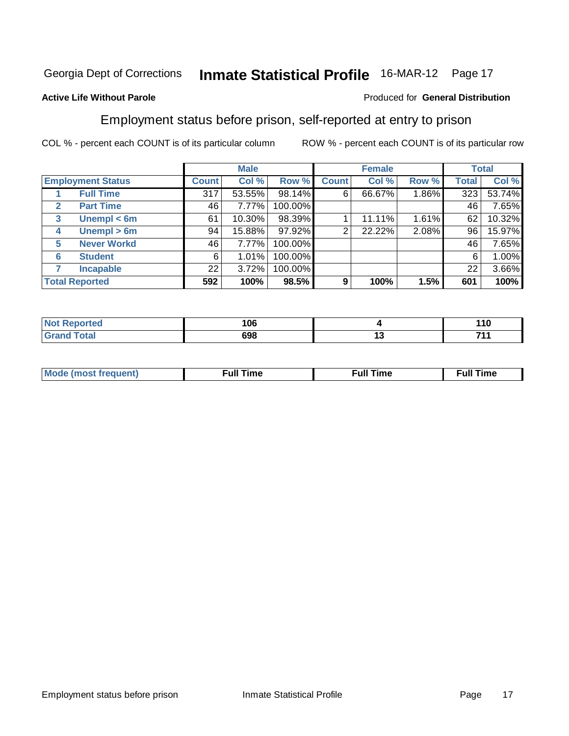Georgia Dept of Corrections **Inmate Statistical Profile** 16-MAR-12

**Active Life Without Parole**

Produced for **General Distribution**

## Employment status before prison, self-reported at entry to prison

COL % - percent each COUNT is of its particular column ROW % - percent each COUNT is of its particular row

| Employment Status | | Male | | | Female | | | Total | |
|---|---|---|---|---|---|---|---|---|---|
| | | Count | Col % | Row % | Count | Col % | Row % | Total | Col % |
| 1 | Full Time | 317 | 53.55% | 98.14% | 6 | 66.67% | 1.86% | 323 | 53.74% |
| 2 | Part Time | 46 | 7.77% | 100.00% | | | | 46 | 7.65% |
| 3 | Unempl < 6m | 61 | 10.30% | 98.39% | 1 | 11.11% | 1.61% | 62 | 10.32% |
| 4 | Unempl > 6m | 94 | 15.88% | 97.92% | 2 | 22.22% | 2.08% | 96 | 15.97% |
| 5 | Never Workd | 46 | 7.77% | 100.00% | | | | 46 | 7.65% |
| 6 | Student | 6 | 1.01% | 100.00% | | | | 6 | 1.00% |
| 7 | Incapable | 22 | 3.72% | 100.00% | | | | 22 | 3.66% |
| **Total Reported** | | **592** | **100%** | **98.5%** | **9** | **100%** | **1.5%** | **601** | **100%** |

| | Male | Female | Total |
|---|---|---|---|
| Not Reported | 106 | 4 | 110 |
| Grand Total | 698 | 13 | 711 |

| | Male | Female | Total |
|---|---|---|---|
| Mode (most frequent) | Full Time | Full Time | Full Time |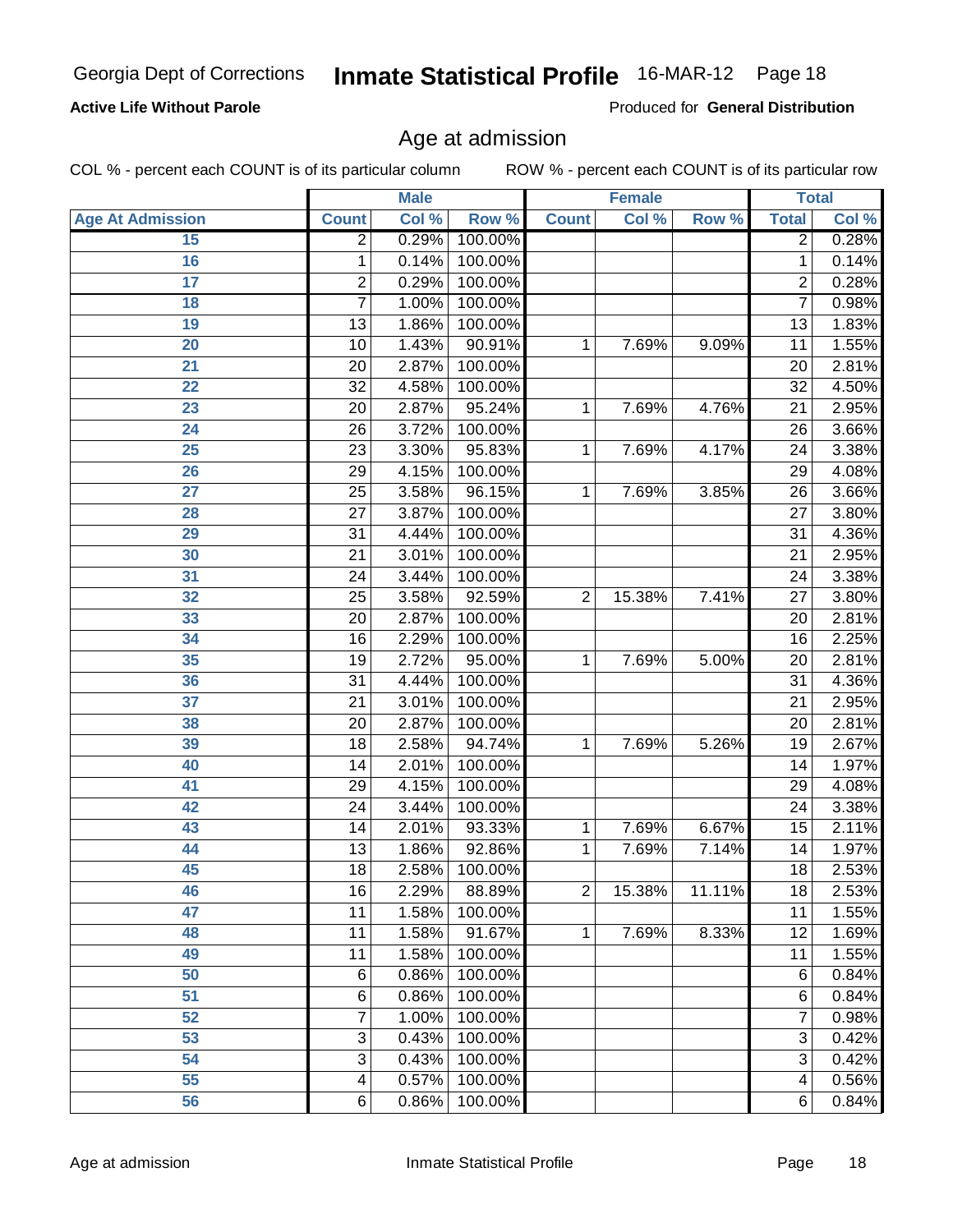## Active Life Without Parole

Produced for **General Distribution**

# Age at admission

COL % - percent each COUNT is of its particular column ROW % - percent each COUNT is of its particular row

| | Male | | | Female | | | Total | |
|---|---|---|---|---|---|---|---|---|
| Age At Admission | Count | Col % | Row % | Count | Col % | Row % | Total | Col % |
| 15 | 2 | 0.29% | 100.00% | | | | 2 | 0.28% |
| 16 | 1 | 0.14% | 100.00% | | | | 1 | 0.14% |
| 17 | 2 | 0.29% | 100.00% | | | | 2 | 0.28% |
| 18 | 7 | 1.00% | 100.00% | | | | 7 | 0.98% |
| 19 | 13 | 1.86% | 100.00% | | | | 13 | 1.83% |
| 20 | 10 | 1.43% | 90.91% | 1 | 7.69% | 9.09% | 11 | 1.55% |
| 21 | 20 | 2.87% | 100.00% | | | | 20 | 2.81% |
| 22 | 32 | 4.58% | 100.00% | | | | 32 | 4.50% |
| 23 | 20 | 2.87% | 95.24% | 1 | 7.69% | 4.76% | 21 | 2.95% |
| 24 | 26 | 3.72% | 100.00% | | | | 26 | 3.66% |
| 25 | 23 | 3.30% | 95.83% | 1 | 7.69% | 4.17% | 24 | 3.38% |
| 26 | 29 | 4.15% | 100.00% | | | | 29 | 4.08% |
| 27 | 25 | 3.58% | 96.15% | 1 | 7.69% | 3.85% | 26 | 3.66% |
| 28 | 27 | 3.87% | 100.00% | | | | 27 | 3.80% |
| 29 | 31 | 4.44% | 100.00% | | | | 31 | 4.36% |
| 30 | 21 | 3.01% | 100.00% | | | | 21 | 2.95% |
| 31 | 24 | 3.44% | 100.00% | | | | 24 | 3.38% |
| 32 | 25 | 3.58% | 92.59% | 2 | 15.38% | 7.41% | 27 | 3.80% |
| 33 | 20 | 2.87% | 100.00% | | | | 20 | 2.81% |
| 34 | 16 | 2.29% | 100.00% | | | | 16 | 2.25% |
| 35 | 19 | 2.72% | 95.00% | 1 | 7.69% | 5.00% | 20 | 2.81% |
| 36 | 31 | 4.44% | 100.00% | | | | 31 | 4.36% |
| 37 | 21 | 3.01% | 100.00% | | | | 21 | 2.95% |
| 38 | 20 | 2.87% | 100.00% | | | | 20 | 2.81% |
| 39 | 18 | 2.58% | 94.74% | 1 | 7.69% | 5.26% | 19 | 2.67% |
| 40 | 14 | 2.01% | 100.00% | | | | 14 | 1.97% |
| 41 | 29 | 4.15% | 100.00% | | | | 29 | 4.08% |
| 42 | 24 | 3.44% | 100.00% | | | | 24 | 3.38% |
| 43 | 14 | 2.01% | 93.33% | 1 | 7.69% | 6.67% | 15 | 2.11% |
| 44 | 13 | 1.86% | 92.86% | 1 | 7.69% | 7.14% | 14 | 1.97% |
| 45 | 18 | 2.58% | 100.00% | | | | 18 | 2.53% |
| 46 | 16 | 2.29% | 88.89% | 2 | 15.38% | 11.11% | 18 | 2.53% |
| 47 | 11 | 1.58% | 100.00% | | | | 11 | 1.55% |
| 48 | 11 | 1.58% | 91.67% | 1 | 7.69% | 8.33% | 12 | 1.69% |
| 49 | 11 | 1.58% | 100.00% | | | | 11 | 1.55% |
| 50 | 6 | 0.86% | 100.00% | | | | 6 | 0.84% |
| 51 | 6 | 0.86% | 100.00% | | | | 6 | 0.84% |
| 52 | 7 | 1.00% | 100.00% | | | | 7 | 0.98% |
| 53 | 3 | 0.43% | 100.00% | | | | 3 | 0.42% |
| 54 | 3 | 0.43% | 100.00% | | | | 3 | 0.42% |
| 55 | 4 | 0.57% | 100.00% | | | | 4 | 0.56% |
| 56 | 6 | 0.86% | 100.00% | | | | 6 | 0.84% |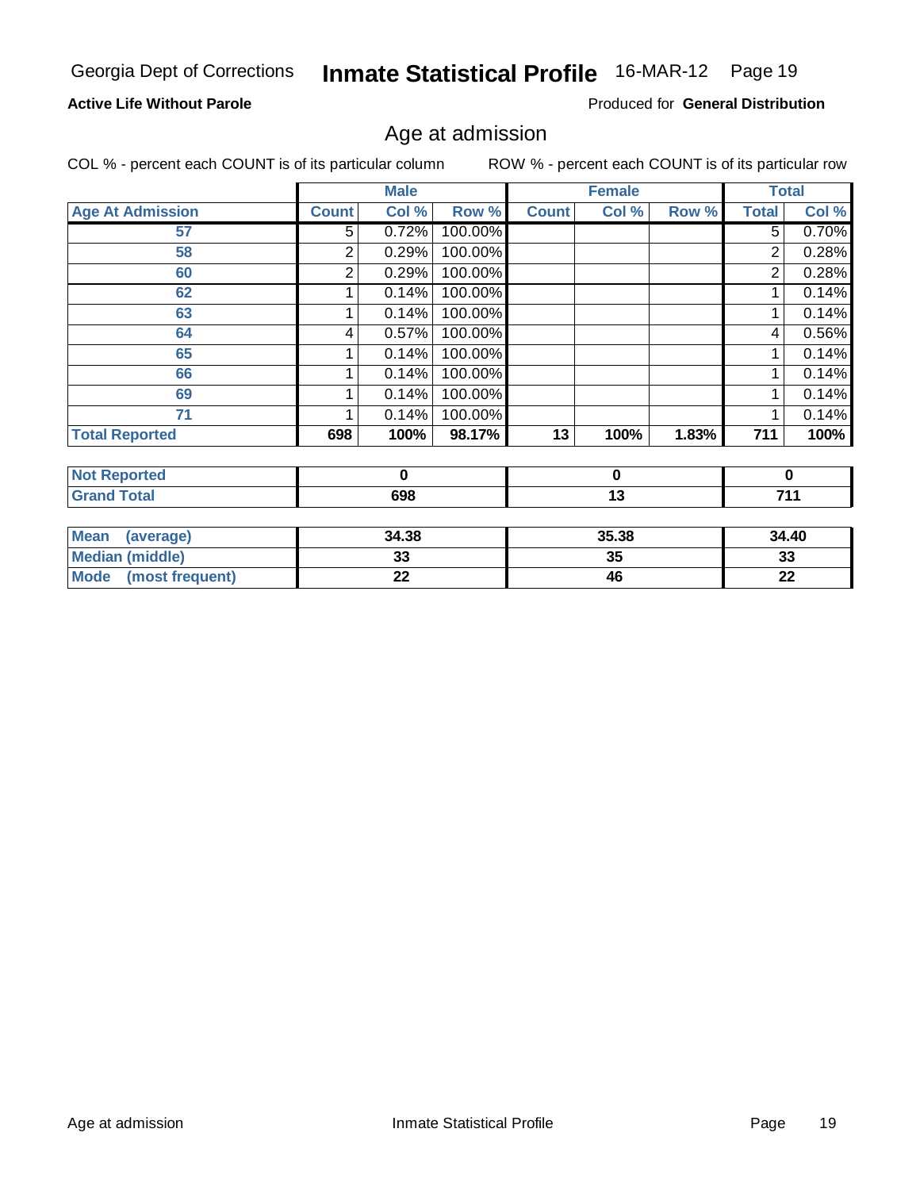Georgia Dept of Corrections **Inmate Statistical Profile** 16-MAR-12

**Active Life Without Parole**

Produced for **General Distribution**

## Age at admission

COL % - percent each COUNT is of its particular column

ROW % - percent each COUNT is of its particular row

| | Male | | | Female | | | Total | |
|---|---|---|---|---|---|---|---|---|
| **Age At Admission** | **Count** | **Col %** | **Row %** | **Count** | **Col %** | **Row %** | **Total** | **Col %** |
| 57 | 5 | 0.72% | 100.00% | | | | 5 | 0.70% |
| 58 | 2 | 0.29% | 100.00% | | | | 2 | 0.28% |
| 60 | 2 | 0.29% | 100.00% | | | | 2 | 0.28% |
| 62 | 1 | 0.14% | 100.00% | | | | 1 | 0.14% |
| 63 | 1 | 0.14% | 100.00% | | | | 1 | 0.14% |
| 64 | 4 | 0.57% | 100.00% | | | | 4 | 0.56% |
| 65 | 1 | 0.14% | 100.00% | | | | 1 | 0.14% |
| 66 | 1 | 0.14% | 100.00% | | | | 1 | 0.14% |
| 69 | 1 | 0.14% | 100.00% | | | | 1 | 0.14% |
| 71 | 1 | 0.14% | 100.00% | | | | 1 | 0.14% |
| **Total Reported** | **698** | **100%** | **98.17%** | **13** | **100%** | **1.83%** | **711** | **100%** |

| | Male | Female | Total |
|---|---|---|---|
| **Not Reported** | **0** | **0** | **0** |
| **Grand Total** | **698** | **13** | **711** |

| | Male | Female | Total |
|---|---|---|---|
| **Mean (average)** | **34.38** | **35.38** | **34.40** |
| **Median (middle)** | **33** | **35** | **33** |
| **Mode (most frequent)** | **22** | **46** | **22** |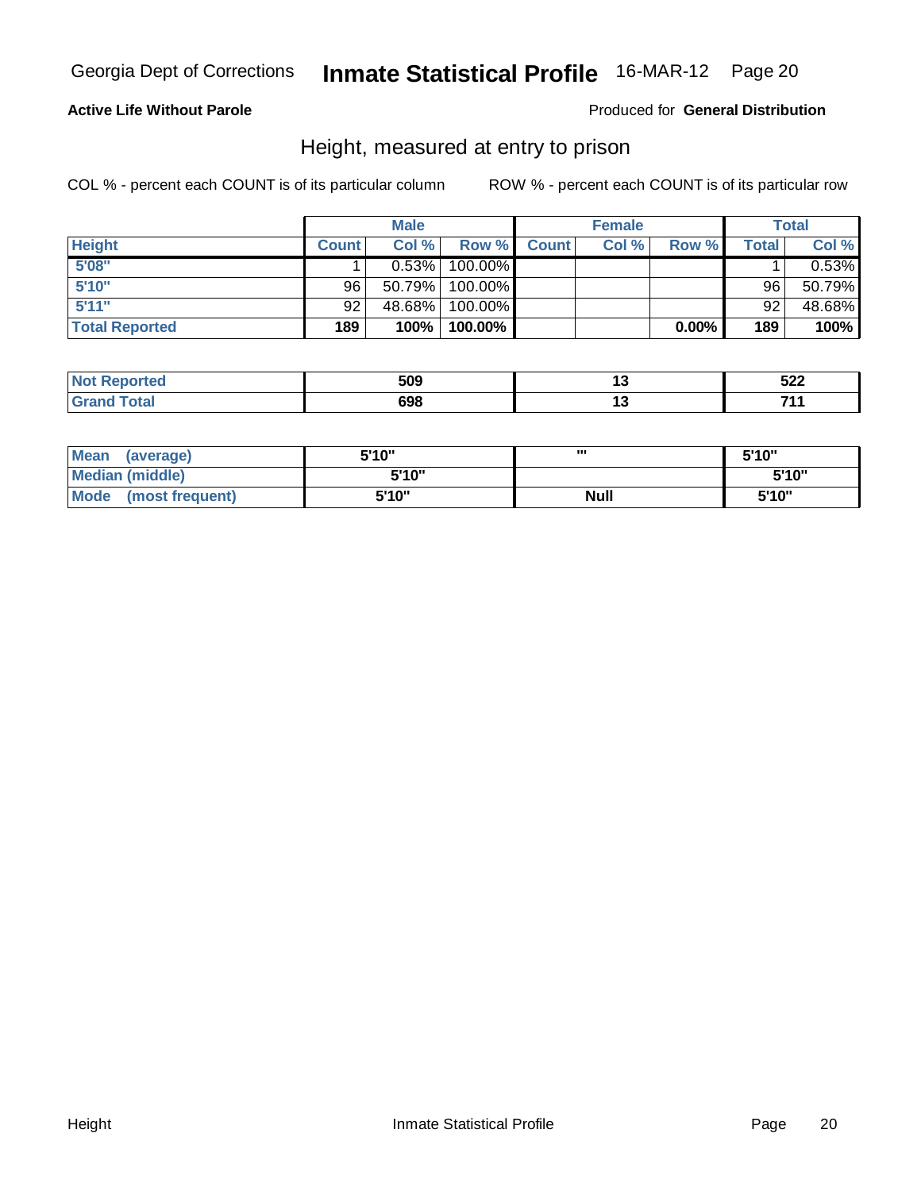Georgia Dept of Corrections **Inmate Statistical Profile** 16-MAR-12 Page 20

**Active Life Without Parole**

Produced for **General Distribution**

## Height, measured at entry to prison

COL % - percent each COUNT is of its particular column

ROW % - percent each COUNT is of its particular row

| | Male | | | Female | | | Total | |
|---|---|---|---|---|---|---|---|---|
| **Height** | **Count** | **Col %** | **Row %** | **Count** | **Col %** | **Row %** | **Total** | **Col %** |
| 5'08" | 1 | 0.53% | 100.00% | | | | 1 | 0.53% |
| 5'10" | 96 | 50.79% | 100.00% | | | | 96 | 50.79% |
| 5'11" | 92 | 48.68% | 100.00% | | | | 92 | 48.68% |
| **Total Reported** | **189** | **100%** | **100.00%** | | | **0.00%** | **189** | **100%** |

| | Male | Female | Total |
|---|---|---|---|
| Not Reported | 509 | 13 | 522 |
| Grand Total | 698 | 13 | 711 |

| | Male | Female | Total |
|---|---|---|---|
| Mean (average) | 5'10" | '" | 5'10" |
| Median (middle) | 5'10" | | 5'10" |
| Mode (most frequent) | 5'10" | Null | 5'10" |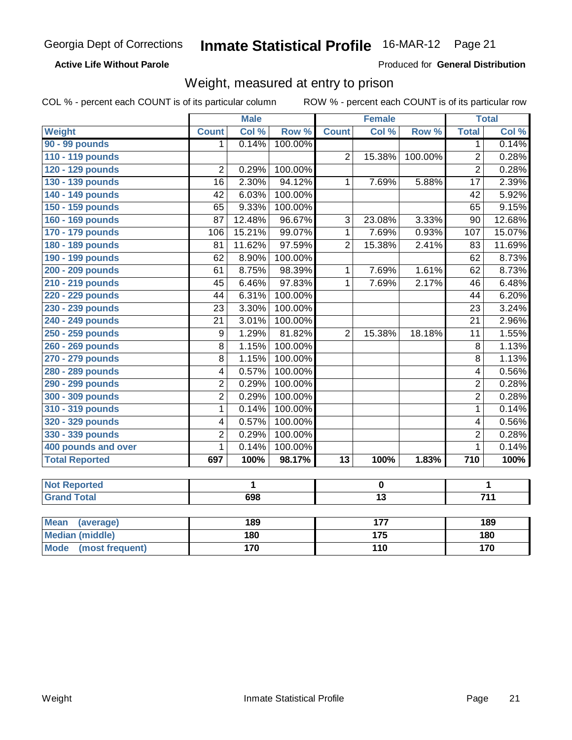Georgia Dept of Corrections **Inmate Statistical Profile** 16-MAR-12 Page 21

**Active Life Without Parole**

Produced for **General Distribution**

## Weight, measured at entry to prison

COL % - percent each COUNT is of its particular column ROW % - percent each COUNT is of its particular row

| | Male | | | Female | | | Total | |
|---|---|---|---|---|---|---|---|---|
| **Weight** | **Count** | **Col %** | **Row %** | **Count** | **Col %** | **Row %** | **Total** | **Col %** |
| 90 - 99 pounds | 1 | 0.14% | 100.00% | | | | 1 | 0.14% |
| 110 - 119 pounds | | | | 2 | 15.38% | 100.00% | 2 | 0.28% |
| 120 - 129 pounds | 2 | 0.29% | 100.00% | | | | 2 | 0.28% |
| 130 - 139 pounds | 16 | 2.30% | 94.12% | 1 | 7.69% | 5.88% | 17 | 2.39% |
| 140 - 149 pounds | 42 | 6.03% | 100.00% | | | | 42 | 5.92% |
| 150 - 159 pounds | 65 | 9.33% | 100.00% | | | | 65 | 9.15% |
| 160 - 169 pounds | 87 | 12.48% | 96.67% | 3 | 23.08% | 3.33% | 90 | 12.68% |
| 170 - 179 pounds | 106 | 15.21% | 99.07% | 1 | 7.69% | 0.93% | 107 | 15.07% |
| 180 - 189 pounds | 81 | 11.62% | 97.59% | 2 | 15.38% | 2.41% | 83 | 11.69% |
| 190 - 199 pounds | 62 | 8.90% | 100.00% | | | | 62 | 8.73% |
| 200 - 209 pounds | 61 | 8.75% | 98.39% | 1 | 7.69% | 1.61% | 62 | 8.73% |
| 210 - 219 pounds | 45 | 6.46% | 97.83% | 1 | 7.69% | 2.17% | 46 | 6.48% |
| 220 - 229 pounds | 44 | 6.31% | 100.00% | | | | 44 | 6.20% |
| 230 - 239 pounds | 23 | 3.30% | 100.00% | | | | 23 | 3.24% |
| 240 - 249 pounds | 21 | 3.01% | 100.00% | | | | 21 | 2.96% |
| 250 - 259 pounds | 9 | 1.29% | 81.82% | 2 | 15.38% | 18.18% | 11 | 1.55% |
| 260 - 269 pounds | 8 | 1.15% | 100.00% | | | | 8 | 1.13% |
| 270 - 279 pounds | 8 | 1.15% | 100.00% | | | | 8 | 1.13% |
| 280 - 289 pounds | 4 | 0.57% | 100.00% | | | | 4 | 0.56% |
| 290 - 299 pounds | 2 | 0.29% | 100.00% | | | | 2 | 0.28% |
| 300 - 309 pounds | 2 | 0.29% | 100.00% | | | | 2 | 0.28% |
| 310 - 319 pounds | 1 | 0.14% | 100.00% | | | | 1 | 0.14% |
| 320 - 329 pounds | 4 | 0.57% | 100.00% | | | | 4 | 0.56% |
| 330 - 339 pounds | 2 | 0.29% | 100.00% | | | | 2 | 0.28% |
| 400 pounds and over | 1 | 0.14% | 100.00% | | | | 1 | 0.14% |
| **Total Reported** | **697** | **100%** | **98.17%** | **13** | **100%** | **1.83%** | **710** | **100%** |

| | Male | Female | Total |
|---|---|---|---|
| Not Reported | 1 | 0 | 1 |
| Grand Total | 698 | 13 | 711 |

| | Male | Female | Total |
|---|---|---|---|
| Mean (average) | 189 | 177 | 189 |
| Median (middle) | 180 | 175 | 180 |
| Mode (most frequent) | 170 | 110 | 170 |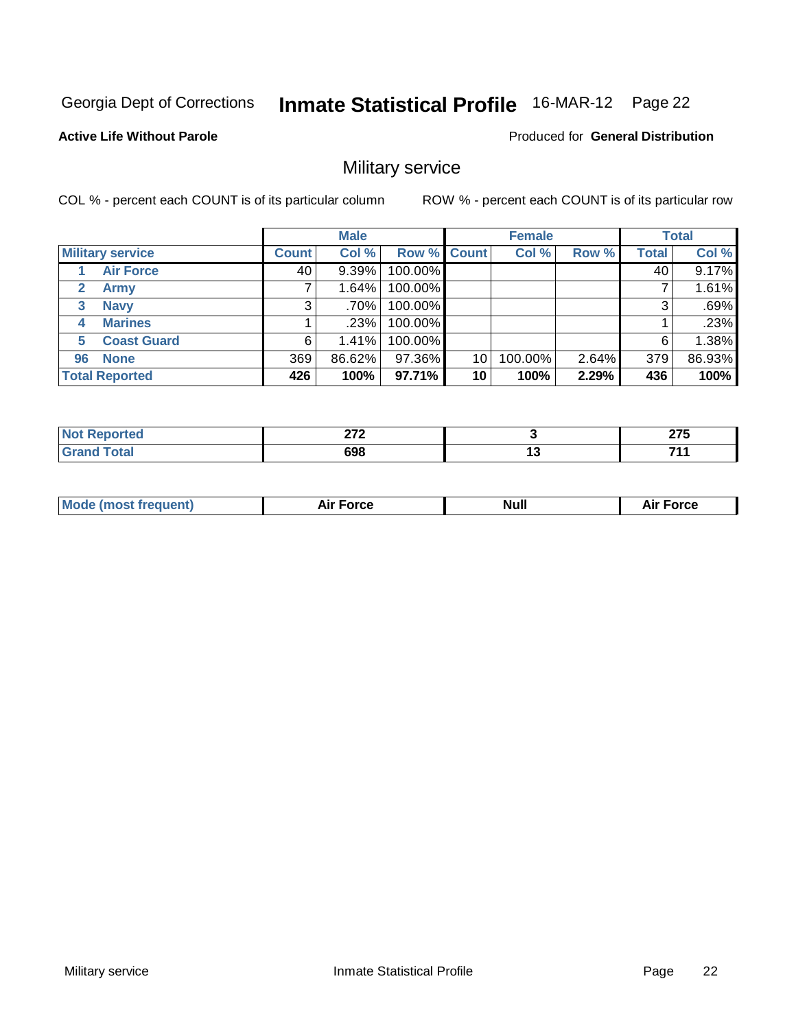Georgia Dept of Corrections **Inmate Statistical Profile** 16-MAR-12 Page 22

**Active Life Without Parole**

Produced for **General Distribution**

## Military service

COL % - percent each COUNT is of its particular column

ROW % - percent each COUNT is of its particular row

| | Male | | | Female | | | Total | |
|---|---|---|---|---|---|---|---|---|
| **Military service** | **Count** | **Col %** | **Row %** | **Count** | **Col %** | **Row %** | **Total** | **Col %** |
| 1 **Air Force** | 40 | 9.39% | 100.00% | | | | 40 | 9.17% |
| 2 **Army** | 7 | 1.64% | 100.00% | | | | 7 | 1.61% |
| 3 **Navy** | 3 | .70% | 100.00% | | | | 3 | .69% |
| 4 **Marines** | 1 | .23% | 100.00% | | | | 1 | .23% |
| 5 **Coast Guard** | 6 | 1.41% | 100.00% | | | | 6 | 1.38% |
| 96 **None** | 369 | 86.62% | 97.36% | 10 | 100.00% | 2.64% | 379 | 86.93% |
| **Total Reported** | **426** | **100%** | **97.71%** | **10** | **100%** | **2.29%** | **436** | **100%** |

| | Male | Female | Total |
|---|---|---|---|
| **Not Reported** | **272** | **3** | **275** |
| **Grand Total** | **698** | **13** | **711** |

| | Male | Female | Total |
|---|---|---|---|
| **Mode (most frequent)** | **Air Force** | **Null** | **Air Force** |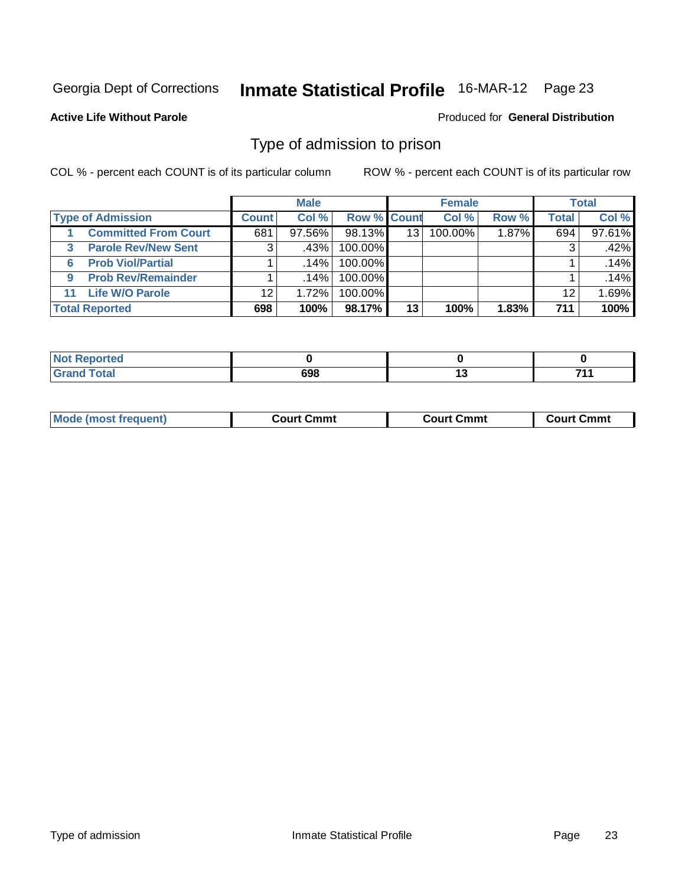Georgia Dept of Corrections **Inmate Statistical Profile** 16-MAR-12 Page 23

**Active Life Without Parole**

Produced for **General Distribution**

## Type of admission to prison

COL % - percent each COUNT is of its particular column

ROW % - percent each COUNT is of its particular row

| | Male | | | Female | | | Total | |
|---|---|---|---|---|---|---|---|---|
| **Type of Admission** | **Count** | **Col %** | **Row %** | **Count** | **Col %** | **Row %** | **Total** | **Col %** |
| 1 **Committed From Court** | 681 | 97.56% | 98.13% | 13 | 100.00% | 1.87% | 694 | 97.61% |
| 3 **Parole Rev/New Sent** | 3 | .43% | 100.00% | | | | 3 | .42% |
| 6 **Prob Viol/Partial** | 1 | .14% | 100.00% | | | | 1 | .14% |
| 9 **Prob Rev/Remainder** | 1 | .14% | 100.00% | | | | 1 | .14% |
| 11 **Life W/O Parole** | 12 | 1.72% | 100.00% | | | | 12 | 1.69% |
| **Total Reported** | **698** | **100%** | **98.17%** | **13** | **100%** | **1.83%** | **711** | **100%** |

| | Male | Female | Total |
|---|---|---|---|
| **Not Reported** | **0** | **0** | **0** |
| **Grand Total** | **698** | **13** | **711** |

| | Male | Female | Total |
|---|---|---|---|
| **Mode (most frequent)** | **Court Cmmt** | **Court Cmmt** | **Court Cmmt** |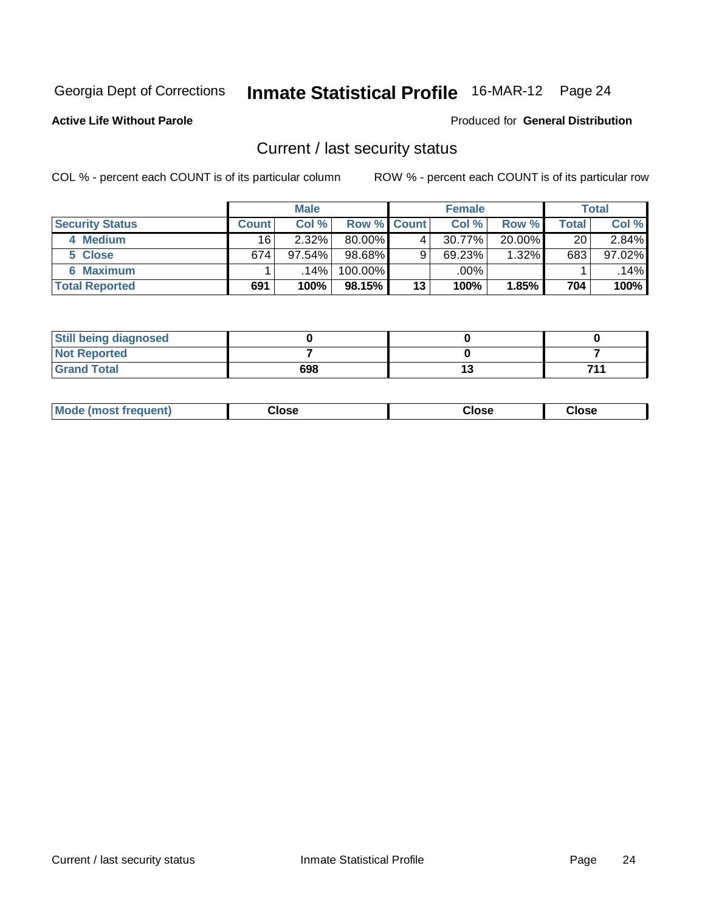Georgia Dept of Corrections **Inmate Statistical Profile** 16-MAR-12 Page 24

**Active Life Without Parole**

Produced for **General Distribution**

## Current / last security status

COL % - percent each COUNT is of its particular column    ROW % - percent each COUNT is of its particular row

| | Male | | | Female | | | Total | |
|---|---|---|---|---|---|---|---|---|
| Security Status | Count | Col % | Row % | Count | Col % | Row % | Total | Col % |
| 4 Medium | 16 | 2.32% | 80.00% | 4 | 30.77% | 20.00% | 20 | 2.84% |
| 5 Close | 674 | 97.54% | 98.68% | 9 | 69.23% | 1.32% | 683 | 97.02% |
| 6 Maximum | 1 | .14% | 100.00% | | .00% | | 1 | .14% |
| **Total Reported** | **691** | **100%** | **98.15%** | **13** | **100%** | **1.85%** | **704** | **100%** |

| | Male | Female | Total |
|---|---|---|---|
| Still being diagnosed | 0 | 0 | 0 |
| Not Reported | 7 | 0 | 7 |
| Grand Total | 698 | 13 | 711 |

| | Male | Female | Total |
|---|---|---|---|
| Mode (most frequent) | Close | Close | Close |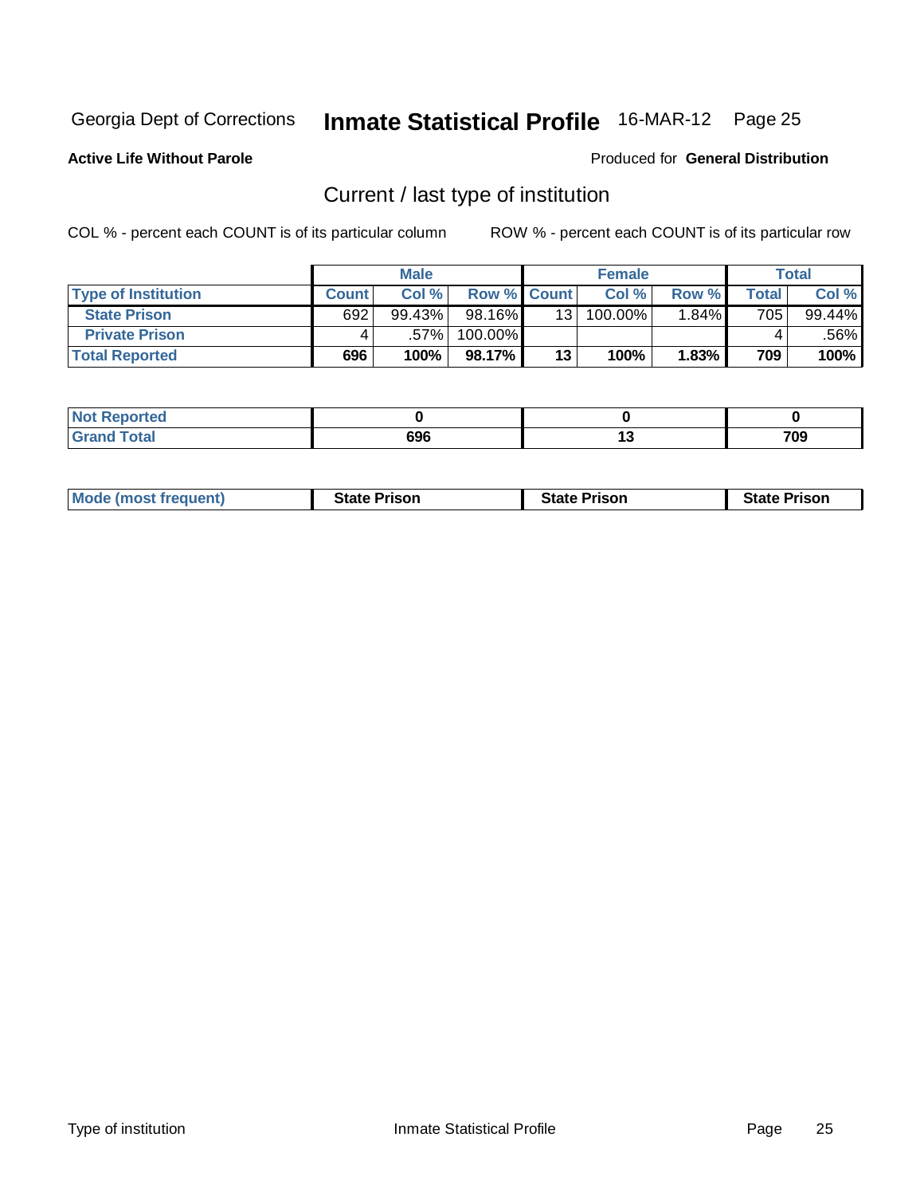Georgia Dept of Corrections **Inmate Statistical Profile** 16-MAR-12

**Active Life Without Parole**

Produced for **General Distribution**

## Current / last type of institution

COL % - percent each COUNT is of its particular column ROW % - percent each COUNT is of its particular row

| | Male | | | Female | | | Total | |
|---|---|---|---|---|---|---|---|---|
| **Type of Institution** | **Count** | **Col %** | **Row %** | **Count** | **Col %** | **Row %** | **Total** | **Col %** |
| **State Prison** | 692 | 99.43% | 98.16% | 13 | 100.00% | 1.84% | 705 | 99.44% |
| **Private Prison** | 4 | .57% | 100.00% | | | | 4 | .56% |
| **Total Reported** | **696** | **100%** | **98.17%** | **13** | **100%** | **1.83%** | **709** | **100%** |

| | Male | Female | Total |
|---|---|---|---|
| **Not Reported** | **0** | **0** | **0** |
| **Grand Total** | **696** | **13** | **709** |

| | Male | Female | Total |
|---|---|---|---|
| **Mode (most frequent)** | **State Prison** | **State Prison** | **State Prison** |

Type of institution Inmate Statistical Profile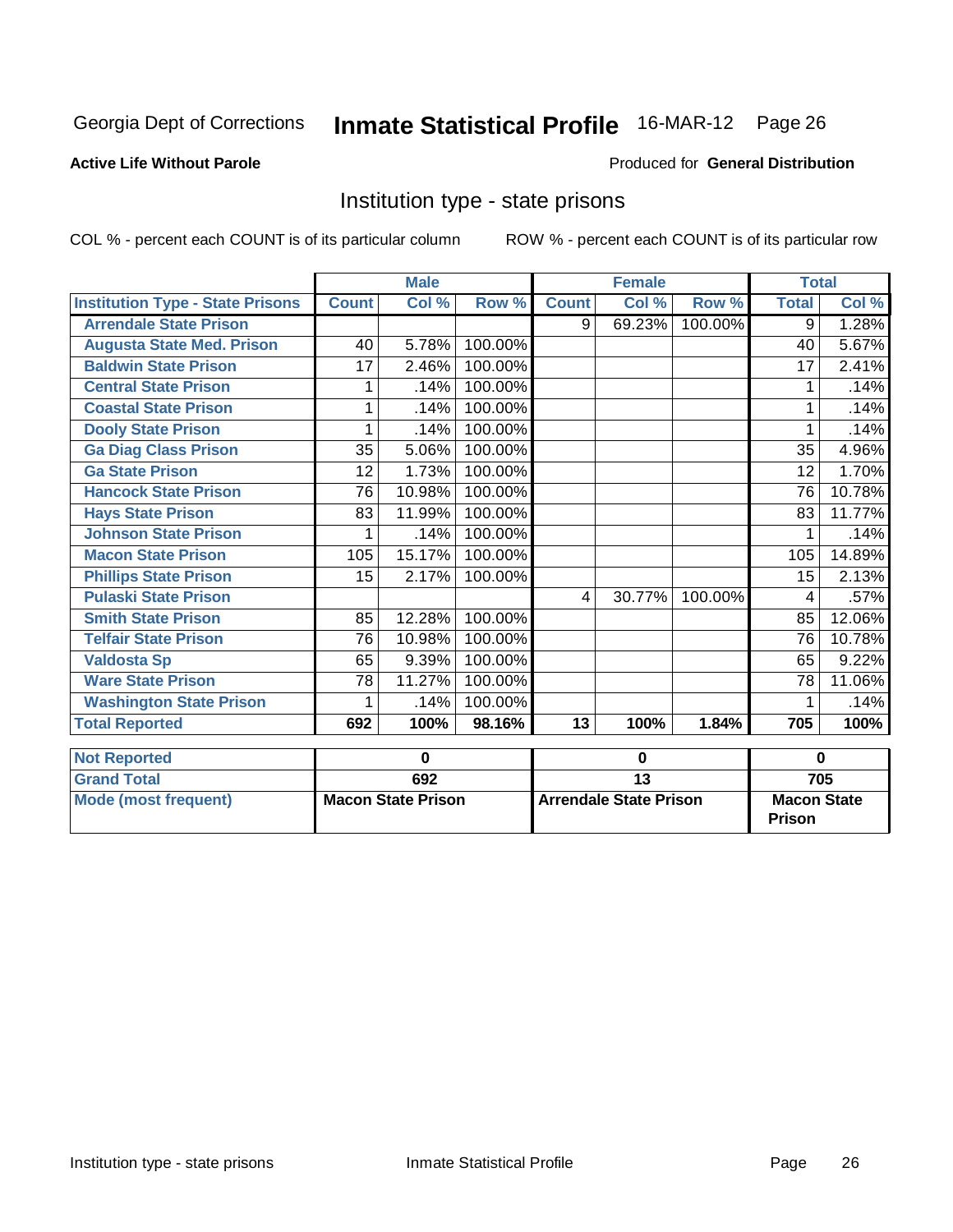Georgia Dept of Corrections **Inmate Statistical Profile** 16-MAR-12 Page 26

**Active Life Without Parole**

Produced for **General Distribution**

## Institution type - state prisons

COL % - percent each COUNT is of its particular column ROW % - percent each COUNT is of its particular row

| | Male | | | Female | | | Total | |
|---|---|---|---|---|---|---|---|---|
| **Institution Type - State Prisons** | **Count** | **Col %** | **Row %** | **Count** | **Col %** | **Row %** | **Total** | **Col %** |
| **Arrendale State Prison** | | | | 9 | 69.23% | 100.00% | 9 | 1.28% |
| **Augusta State Med. Prison** | 40 | 5.78% | 100.00% | | | | 40 | 5.67% |
| **Baldwin State Prison** | 17 | 2.46% | 100.00% | | | | 17 | 2.41% |
| **Central State Prison** | 1 | .14% | 100.00% | | | | 1 | .14% |
| **Coastal State Prison** | 1 | .14% | 100.00% | | | | 1 | .14% |
| **Dooly State Prison** | 1 | .14% | 100.00% | | | | 1 | .14% |
| **Ga Diag Class Prison** | 35 | 5.06% | 100.00% | | | | 35 | 4.96% |
| **Ga State Prison** | 12 | 1.73% | 100.00% | | | | 12 | 1.70% |
| **Hancock State Prison** | 76 | 10.98% | 100.00% | | | | 76 | 10.78% |
| **Hays State Prison** | 83 | 11.99% | 100.00% | | | | 83 | 11.77% |
| **Johnson State Prison** | 1 | .14% | 100.00% | | | | 1 | .14% |
| **Macon State Prison** | 105 | 15.17% | 100.00% | | | | 105 | 14.89% |
| **Phillips State Prison** | 15 | 2.17% | 100.00% | | | | 15 | 2.13% |
| **Pulaski State Prison** | | | | 4 | 30.77% | 100.00% | 4 | .57% |
| **Smith State Prison** | 85 | 12.28% | 100.00% | | | | 85 | 12.06% |
| **Telfair State Prison** | 76 | 10.98% | 100.00% | | | | 76 | 10.78% |
| **Valdosta Sp** | 65 | 9.39% | 100.00% | | | | 65 | 9.22% |
| **Ware State Prison** | 78 | 11.27% | 100.00% | | | | 78 | 11.06% |
| **Washington State Prison** | 1 | .14% | 100.00% | | | | 1 | .14% |
| **Total Reported** | **692** | **100%** | **98.16%** | **13** | **100%** | **1.84%** | **705** | **100%** |

| | Male | Female | Total |
|---|---|---|---|
| **Not Reported** | **0** | **0** | **0** |
| **Grand Total** | **692** | **13** | **705** |
| **Mode (most frequent)** | **Macon State Prison** | **Arrendale State Prison** | **Macon State Prison** |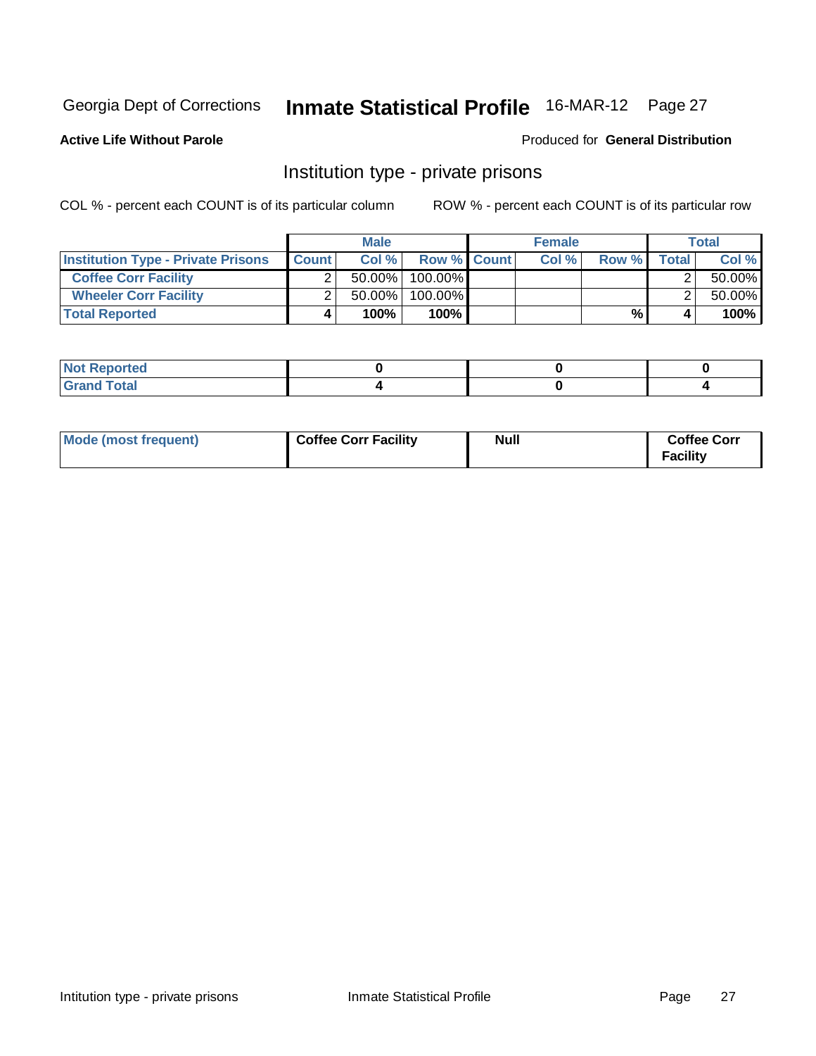Georgia Dept of Corrections **Inmate Statistical Profile** 16-MAR-12 Page 27

**Active Life Without Parole**

Produced for **General Distribution**

## Institution type - private prisons

COL % - percent each COUNT is of its particular column

ROW % - percent each COUNT is of its particular row

| | Male | | | Female | | | Total | |
|---|---|---|---|---|---|---|---|---|
| **Institution Type - Private Prisons** | **Count** | **Col %** | **Row %** | **Count** | **Col %** | **Row %** | **Total** | **Col %** |
| **Coffee Corr Facility** | 2 | 50.00% | 100.00% | | | | 2 | 50.00% |
| **Wheeler Corr Facility** | 2 | 50.00% | 100.00% | | | | 2 | 50.00% |
| **Total Reported** | **4** | **100%** | **100%** | | | **%** | **4** | **100%** |

| | Male | Female | Total |
|---|---|---|---|
| **Not Reported** | **0** | **0** | **0** |
| **Grand Total** | **4** | **0** | **4** |

| | Male | Female | Total |
|---|---|---|---|
| **Mode (most frequent)** | **Coffee Corr Facility** | **Null** | **Coffee Corr Facility** |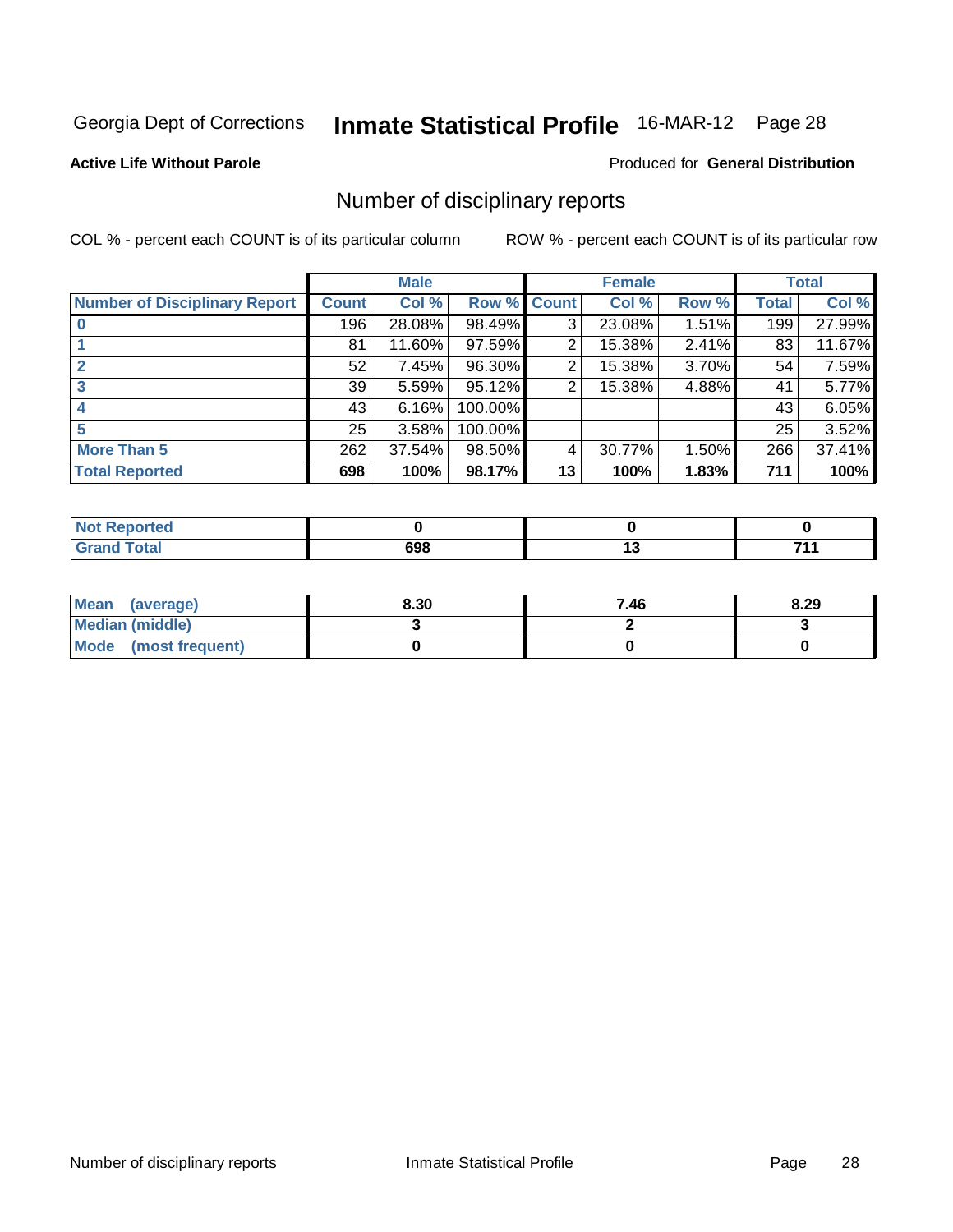Georgia Dept of Corrections **Inmate Statistical Profile** 16-MAR-12

**Active Life Without Parole**

Produced for **General Distribution**

## Number of disciplinary reports

COL % - percent each COUNT is of its particular column

ROW % - percent each COUNT is of its particular row

| | Male | | | Female | | | Total | |
|---|---|---|---|---|---|---|---|---|
| **Number of Disciplinary Report** | **Count** | **Col %** | **Row %** | **Count** | **Col %** | **Row %** | **Total** | **Col %** |
| **0** | 196 | 28.08% | 98.49% | 3 | 23.08% | 1.51% | 199 | 27.99% |
| **1** | 81 | 11.60% | 97.59% | 2 | 15.38% | 2.41% | 83 | 11.67% |
| **2** | 52 | 7.45% | 96.30% | 2 | 15.38% | 3.70% | 54 | 7.59% |
| **3** | 39 | 5.59% | 95.12% | 2 | 15.38% | 4.88% | 41 | 5.77% |
| **4** | 43 | 6.16% | 100.00% | | | | 43 | 6.05% |
| **5** | 25 | 3.58% | 100.00% | | | | 25 | 3.52% |
| **More Than 5** | 262 | 37.54% | 98.50% | 4 | 30.77% | 1.50% | 266 | 37.41% |
| **Total Reported** | **698** | **100%** | **98.17%** | **13** | **100%** | **1.83%** | **711** | **100%** |

| | Male | Female | Total |
|---|---|---|---|
| **Not Reported** | **0** | **0** | **0** |
| **Grand Total** | **698** | **13** | **711** |

| | Male | Female | Total |
|---|---|---|---|
| **Mean (average)** | **8.30** | **7.46** | **8.29** |
| **Median (middle)** | **3** | **2** | **3** |
| **Mode (most frequent)** | **0** | **0** | **0** |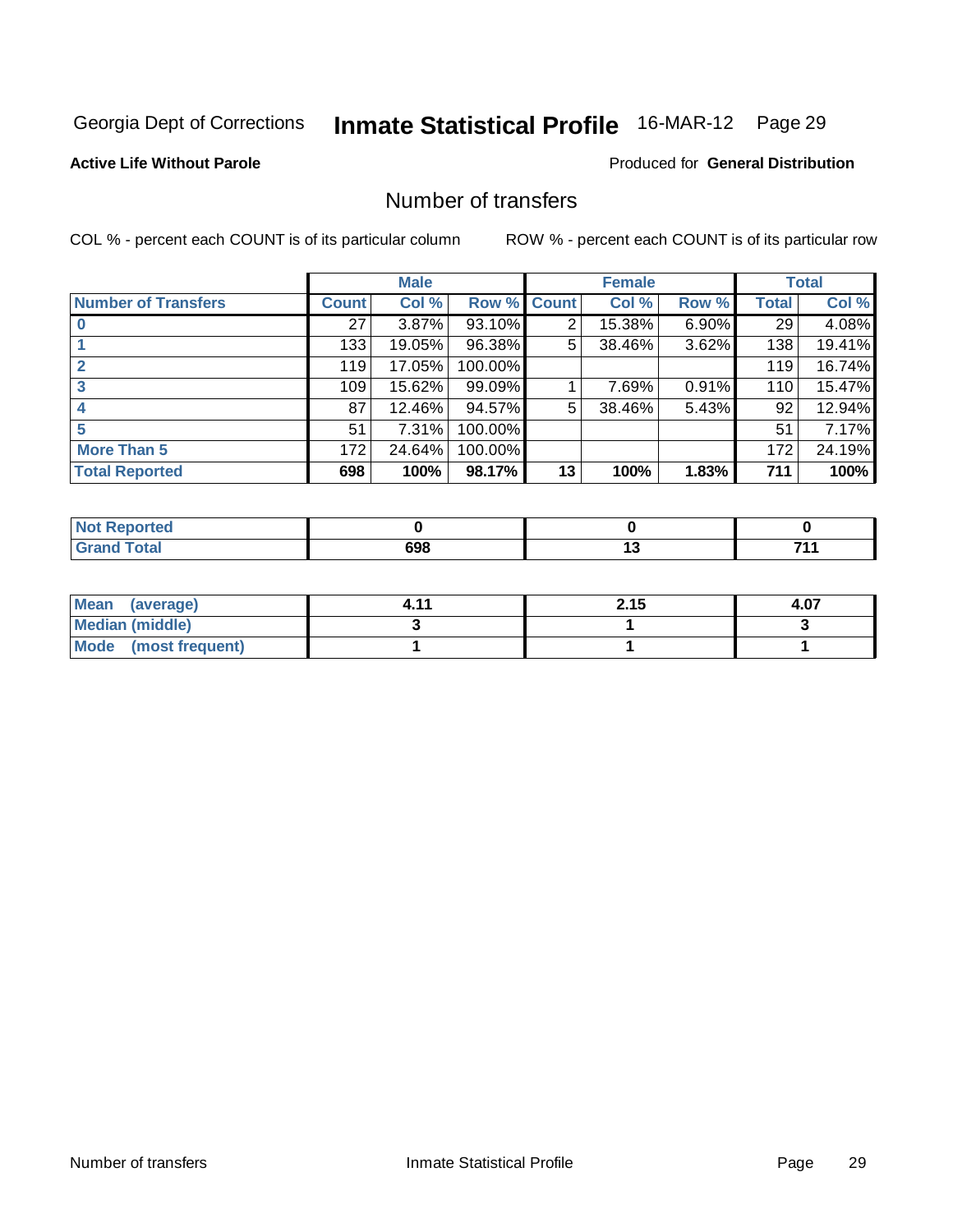Georgia Dept of Corrections **Inmate Statistical Profile** 16-MAR-12 Page 29

**Active Life Without Parole**

Produced for **General Distribution**

## Number of transfers

COL % - percent each COUNT is of its particular column

ROW % - percent each COUNT is of its particular row

| | Male | | | Female | | | Total | |
|---|---|---|---|---|---|---|---|---|
| **Number of Transfers** | **Count** | **Col %** | **Row %** | **Count** | **Col %** | **Row %** | **Total** | **Col %** |
| **0** | 27 | 3.87% | 93.10% | 2 | 15.38% | 6.90% | 29 | 4.08% |
| **1** | 133 | 19.05% | 96.38% | 5 | 38.46% | 3.62% | 138 | 19.41% |
| **2** | 119 | 17.05% | 100.00% | | | | 119 | 16.74% |
| **3** | 109 | 15.62% | 99.09% | 1 | 7.69% | 0.91% | 110 | 15.47% |
| **4** | 87 | 12.46% | 94.57% | 5 | 38.46% | 5.43% | 92 | 12.94% |
| **5** | 51 | 7.31% | 100.00% | | | | 51 | 7.17% |
| **More Than 5** | 172 | 24.64% | 100.00% | | | | 172 | 24.19% |
| **Total Reported** | **698** | **100%** | **98.17%** | **13** | **100%** | **1.83%** | **711** | **100%** |

| | Male | Female | Total |
|---|---|---|---|
| **Not Reported** | **0** | **0** | **0** |
| **Grand Total** | **698** | **13** | **711** |

| | Male | Female | Total |
|---|---|---|---|
| **Mean (average)** | **4.11** | **2.15** | **4.07** |
| **Median (middle)** | **3** | **1** | **3** |
| **Mode (most frequent)** | **1** | **1** | **1** |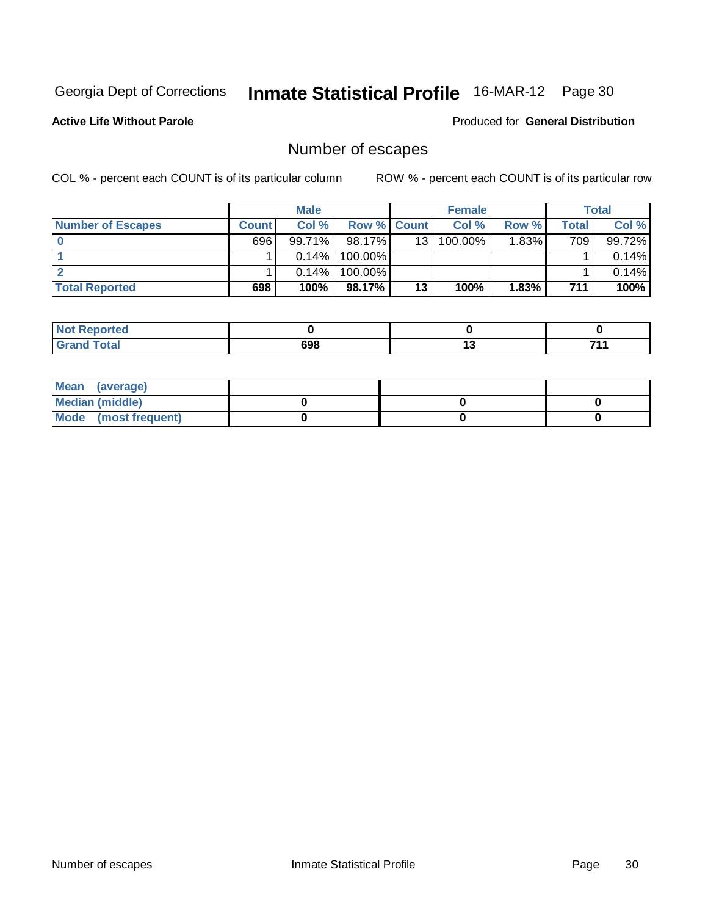Georgia Dept of Corrections **Inmate Statistical Profile** 16-MAR-12

**Active Life Without Parole**

Produced for **General Distribution**

## Number of escapes

COL % - percent each COUNT is of its particular column ROW % - percent each COUNT is of its particular row

| | Male | | | Female | | | Total | |
|---|---|---|---|---|---|---|---|---|
| **Number of Escapes** | **Count** | **Col %** | **Row %** | **Count** | **Col %** | **Row %** | **Total** | **Col %** |
| **0** | 696 | 99.71% | 98.17% | 13 | 100.00% | 1.83% | 709 | 99.72% |
| **1** | 1 | 0.14% | 100.00% | | | | 1 | 0.14% |
| **2** | 1 | 0.14% | 100.00% | | | | 1 | 0.14% |
| **Total Reported** | **698** | **100%** | **98.17%** | **13** | **100%** | **1.83%** | **711** | **100%** |

| | Male | Female | Total |
|---|---|---|---|
| **Not Reported** | **0** | **0** | **0** |
| **Grand Total** | **698** | **13** | **711** |

| | Male | Female | Total |
|---|---|---|---|
| **Mean (average)** | | | |
| **Median (middle)** | **0** | **0** | **0** |
| **Mode (most frequent)** | **0** | **0** | **0** |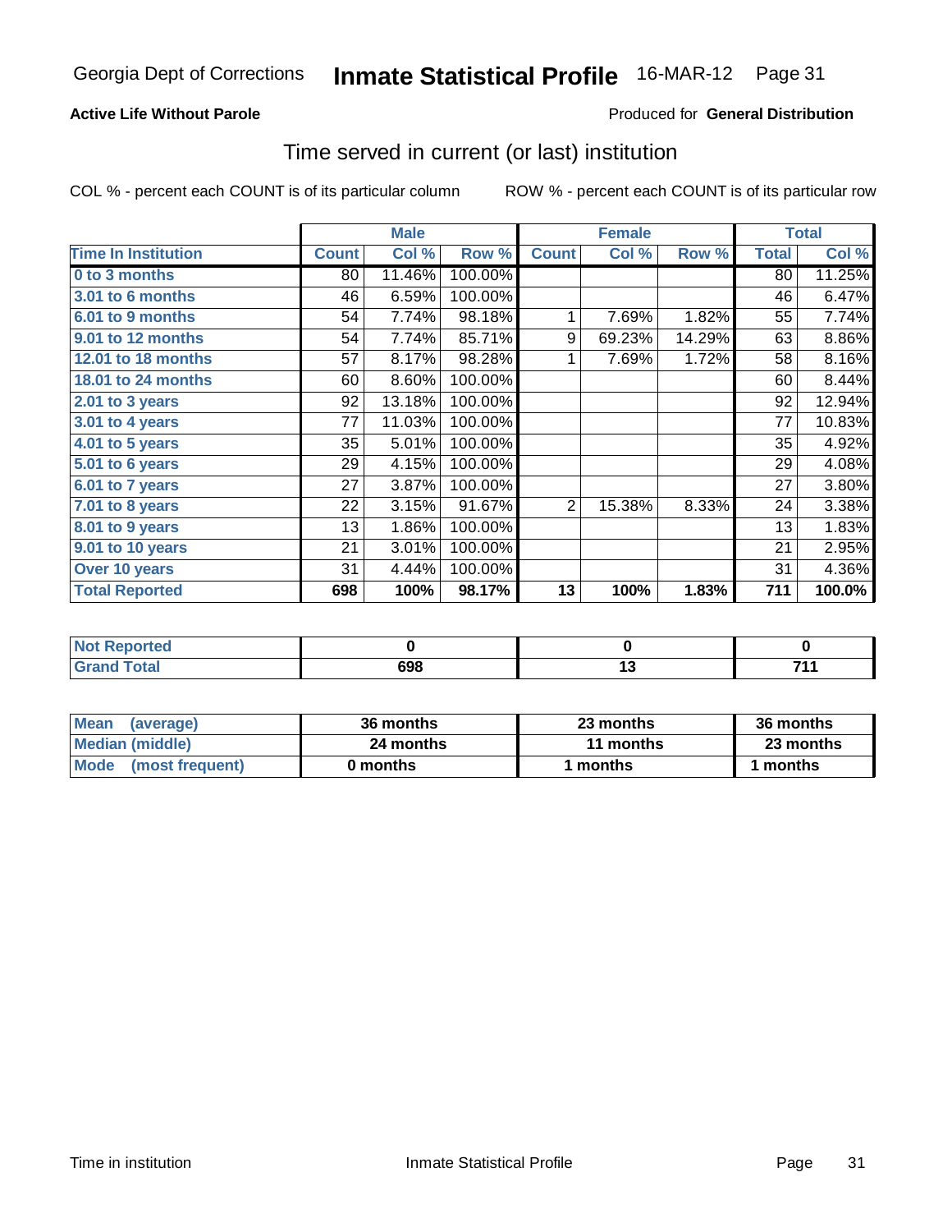Georgia Dept of Corrections **Inmate Statistical Profile** 16-MAR-12

**Active Life Without Parole**

Produced for **General Distribution**

## Time served in current (or last) institution

COL % - percent each COUNT is of its particular column ROW % - percent each COUNT is of its particular row

| | Male | | | Female | | | Total | |
|---|---|---|---|---|---|---|---|---|
| **Time In Institution** | **Count** | **Col %** | **Row %** | **Count** | **Col %** | **Row %** | **Total** | **Col %** |
| **0 to 3 months** | 80 | 11.46% | 100.00% | | | | 80 | 11.25% |
| **3.01 to 6 months** | 46 | 6.59% | 100.00% | | | | 46 | 6.47% |
| **6.01 to 9 months** | 54 | 7.74% | 98.18% | 1 | 7.69% | 1.82% | 55 | 7.74% |
| **9.01 to 12 months** | 54 | 7.74% | 85.71% | 9 | 69.23% | 14.29% | 63 | 8.86% |
| **12.01 to 18 months** | 57 | 8.17% | 98.28% | 1 | 7.69% | 1.72% | 58 | 8.16% |
| **18.01 to 24 months** | 60 | 8.60% | 100.00% | | | | 60 | 8.44% |
| **2.01 to 3 years** | 92 | 13.18% | 100.00% | | | | 92 | 12.94% |
| **3.01 to 4 years** | 77 | 11.03% | 100.00% | | | | 77 | 10.83% |
| **4.01 to 5 years** | 35 | 5.01% | 100.00% | | | | 35 | 4.92% |
| **5.01 to 6 years** | 29 | 4.15% | 100.00% | | | | 29 | 4.08% |
| **6.01 to 7 years** | 27 | 3.87% | 100.00% | | | | 27 | 3.80% |
| **7.01 to 8 years** | 22 | 3.15% | 91.67% | 2 | 15.38% | 8.33% | 24 | 3.38% |
| **8.01 to 9 years** | 13 | 1.86% | 100.00% | | | | 13 | 1.83% |
| **9.01 to 10 years** | 21 | 3.01% | 100.00% | | | | 21 | 2.95% |
| **Over 10 years** | 31 | 4.44% | 100.00% | | | | 31 | 4.36% |
| **Total Reported** | **698** | **100%** | **98.17%** | **13** | **100%** | **1.83%** | **711** | **100.0%** |

| | Male | Female | Total |
|---|---|---|---|
| **Not Reported** | **0** | **0** | **0** |
| **Grand Total** | **698** | **13** | **711** |

| | Male | Female | Total |
|---|---|---|---|
| **Mean (average)** | **36 months** | **23 months** | **36 months** |
| **Median (middle)** | **24 months** | **11 months** | **23 months** |
| **Mode (most frequent)** | **0 months** | **1 months** | **1 months** |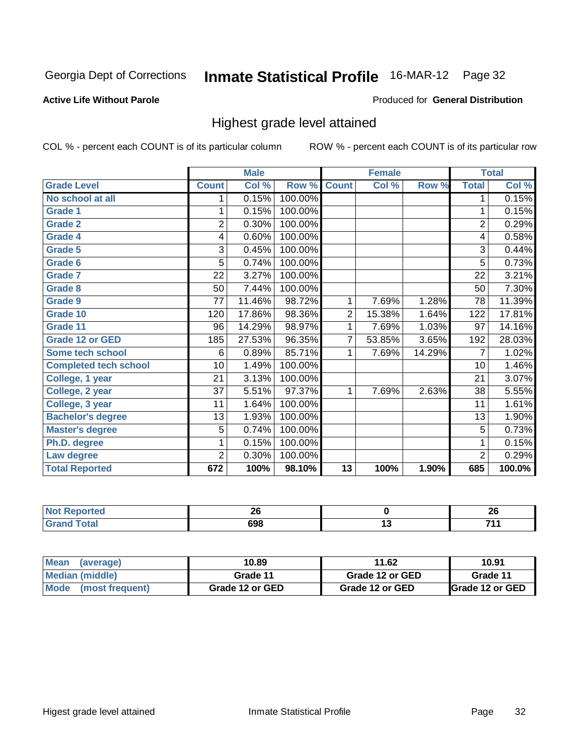Georgia Dept of Corrections **Inmate Statistical Profile** 16-MAR-12

**Active Life Without Parole**

Produced for **General Distribution**

## Highest grade level attained

COL % - percent each COUNT is of its particular column

ROW % - percent each COUNT is of its particular row

| | Male | | | Female | | | Total | |
|---|---|---|---|---|---|---|---|---|
| **Grade Level** | **Count** | **Col %** | **Row %** | **Count** | **Col %** | **Row %** | **Total** | **Col %** |
| No school at all | 1 | 0.15% | 100.00% | | | | 1 | 0.15% |
| Grade 1 | 1 | 0.15% | 100.00% | | | | 1 | 0.15% |
| Grade 2 | 2 | 0.30% | 100.00% | | | | 2 | 0.29% |
| Grade 4 | 4 | 0.60% | 100.00% | | | | 4 | 0.58% |
| Grade 5 | 3 | 0.45% | 100.00% | | | | 3 | 0.44% |
| Grade 6 | 5 | 0.74% | 100.00% | | | | 5 | 0.73% |
| Grade 7 | 22 | 3.27% | 100.00% | | | | 22 | 3.21% |
| Grade 8 | 50 | 7.44% | 100.00% | | | | 50 | 7.30% |
| Grade 9 | 77 | 11.46% | 98.72% | 1 | 7.69% | 1.28% | 78 | 11.39% |
| Grade 10 | 120 | 17.86% | 98.36% | 2 | 15.38% | 1.64% | 122 | 17.81% |
| Grade 11 | 96 | 14.29% | 98.97% | 1 | 7.69% | 1.03% | 97 | 14.16% |
| Grade 12 or GED | 185 | 27.53% | 96.35% | 7 | 53.85% | 3.65% | 192 | 28.03% |
| Some tech school | 6 | 0.89% | 85.71% | 1 | 7.69% | 14.29% | 7 | 1.02% |
| Completed tech school | 10 | 1.49% | 100.00% | | | | 10 | 1.46% |
| College, 1 year | 21 | 3.13% | 100.00% | | | | 21 | 3.07% |
| College, 2 year | 37 | 5.51% | 97.37% | 1 | 7.69% | 2.63% | 38 | 5.55% |
| College, 3 year | 11 | 1.64% | 100.00% | | | | 11 | 1.61% |
| Bachelor's degree | 13 | 1.93% | 100.00% | | | | 13 | 1.90% |
| Master's degree | 5 | 0.74% | 100.00% | | | | 5 | 0.73% |
| Ph.D. degree | 1 | 0.15% | 100.00% | | | | 1 | 0.15% |
| Law degree | 2 | 0.30% | 100.00% | | | | 2 | 0.29% |
| **Total Reported** | **672** | **100%** | **98.10%** | **13** | **100%** | **1.90%** | **685** | **100.0%** |

| | Male | Female | Total |
|---|---|---|---|
| Not Reported | 26 | 0 | 26 |
| Grand Total | 698 | 13 | 711 |

| | Male | Female | Total |
|---|---|---|---|
| Mean (average) | 10.89 | 11.62 | 10.91 |
| Median (middle) | Grade 11 | Grade 12 or GED | Grade 11 |
| Mode (most frequent) | Grade 12 or GED | Grade 12 or GED | Grade 12 or GED |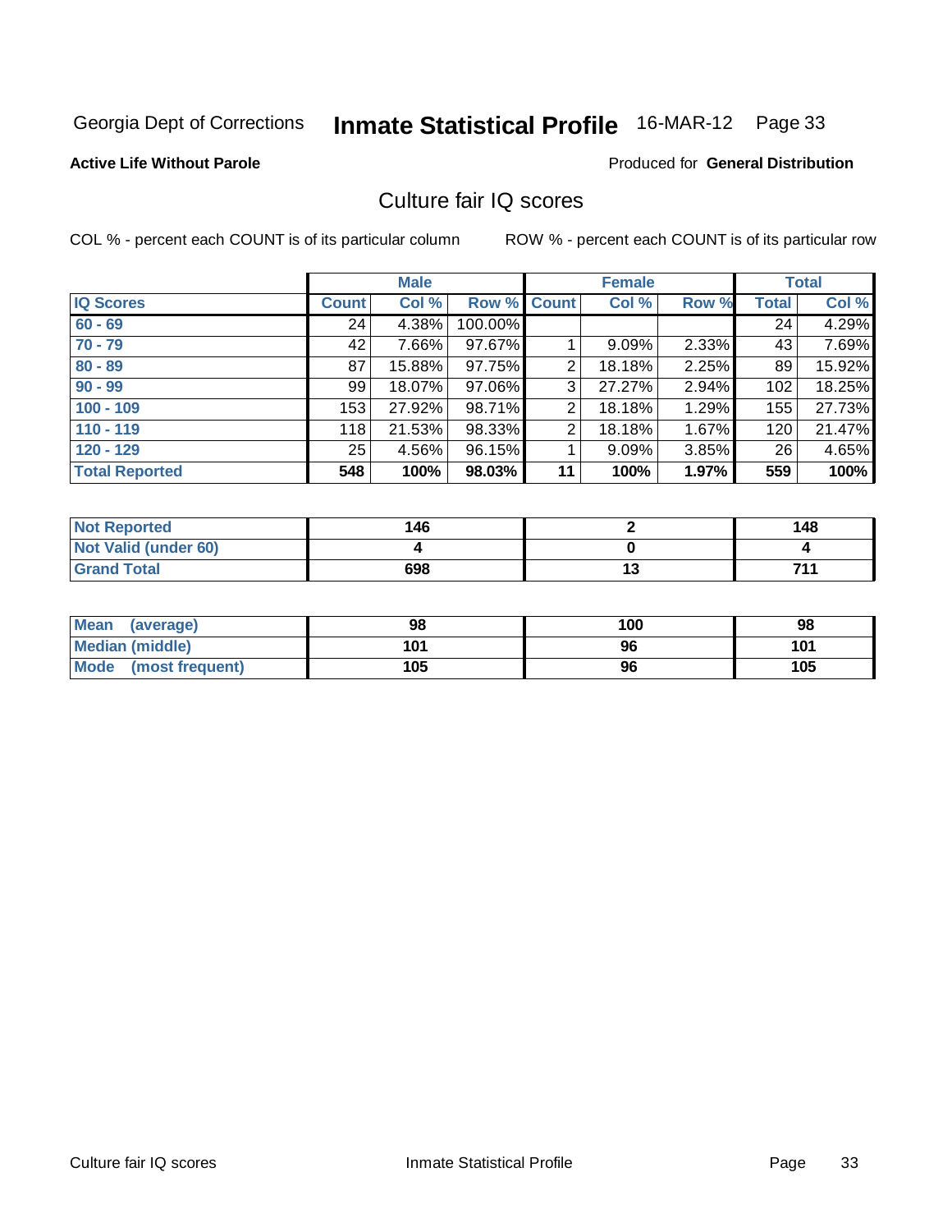Georgia Dept of Corrections **Inmate Statistical Profile** 16-MAR-12 Page 33

**Active Life Without Parole** Produced for **General Distribution**

## Culture fair IQ scores

COL % - percent each COUNT is of its particular column ROW % - percent each COUNT is of its particular row

| | Male | | | Female | | | Total | |
|---|---|---|---|---|---|---|---|---|
| IQ Scores | Count | Col % | Row % | Count | Col % | Row % | Total | Col % |
| 60 - 69 | 24 | 4.38% | 100.00% | | | | 24 | 4.29% |
| 70 - 79 | 42 | 7.66% | 97.67% | 1 | 9.09% | 2.33% | 43 | 7.69% |
| 80 - 89 | 87 | 15.88% | 97.75% | 2 | 18.18% | 2.25% | 89 | 15.92% |
| 90 - 99 | 99 | 18.07% | 97.06% | 3 | 27.27% | 2.94% | 102 | 18.25% |
| 100 - 109 | 153 | 27.92% | 98.71% | 2 | 18.18% | 1.29% | 155 | 27.73% |
| 110 - 119 | 118 | 21.53% | 98.33% | 2 | 18.18% | 1.67% | 120 | 21.47% |
| 120 - 129 | 25 | 4.56% | 96.15% | 1 | 9.09% | 3.85% | 26 | 4.65% |
| **Total Reported** | **548** | **100%** | **98.03%** | **11** | **100%** | **1.97%** | **559** | **100%** |

| | Male | Female | Total |
|---|---|---|---|
| Not Reported | 146 | 2 | 148 |
| Not Valid (under 60) | 4 | 0 | 4 |
| Grand Total | 698 | 13 | 711 |

| | Male | Female | Total |
|---|---|---|---|
| Mean (average) | 98 | 100 | 98 |
| Median (middle) | 101 | 96 | 101 |
| Mode (most frequent) | 105 | 96 | 105 |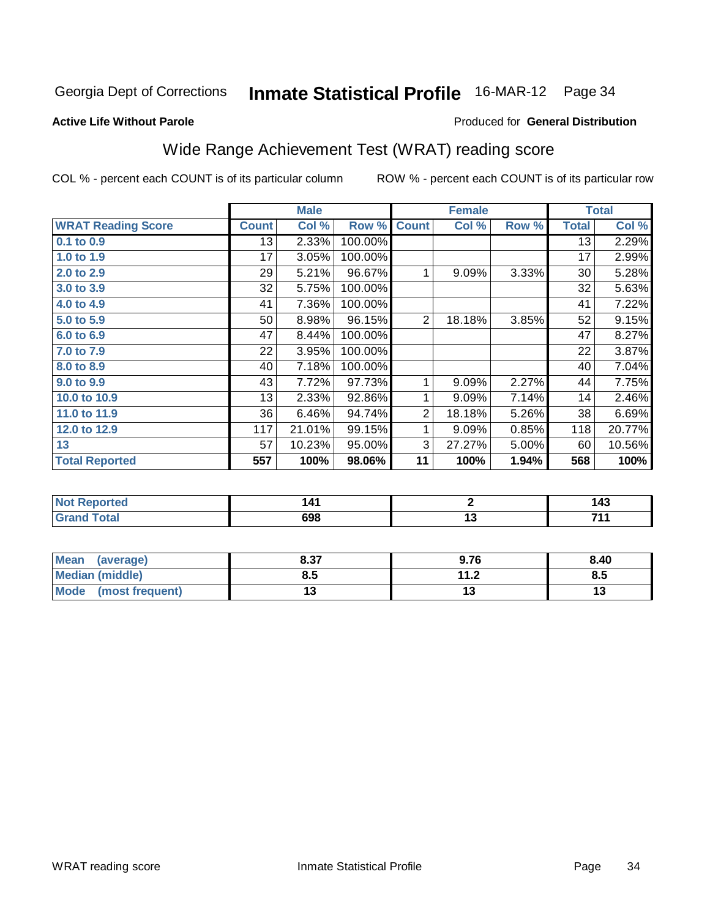Georgia Dept of Corrections **Inmate Statistical Profile** 16-MAR-12

**Active Life Without Parole**

Produced for **General Distribution**

## Wide Range Achievement Test (WRAT) reading score

COL % - percent each COUNT is of its particular column ROW % - percent each COUNT is of its particular row

| | Male | | | Female | | | Total | |
|---|---|---|---|---|---|---|---|---|
| **WRAT Reading Score** | **Count** | **Col %** | **Row %** | **Count** | **Col %** | **Row %** | **Total** | **Col %** |
| 0.1 to 0.9 | 13 | 2.33% | 100.00% | | | | 13 | 2.29% |
| 1.0 to 1.9 | 17 | 3.05% | 100.00% | | | | 17 | 2.99% |
| 2.0 to 2.9 | 29 | 5.21% | 96.67% | 1 | 9.09% | 3.33% | 30 | 5.28% |
| 3.0 to 3.9 | 32 | 5.75% | 100.00% | | | | 32 | 5.63% |
| 4.0 to 4.9 | 41 | 7.36% | 100.00% | | | | 41 | 7.22% |
| 5.0 to 5.9 | 50 | 8.98% | 96.15% | 2 | 18.18% | 3.85% | 52 | 9.15% |
| 6.0 to 6.9 | 47 | 8.44% | 100.00% | | | | 47 | 8.27% |
| 7.0 to 7.9 | 22 | 3.95% | 100.00% | | | | 22 | 3.87% |
| 8.0 to 8.9 | 40 | 7.18% | 100.00% | | | | 40 | 7.04% |
| 9.0 to 9.9 | 43 | 7.72% | 97.73% | 1 | 9.09% | 2.27% | 44 | 7.75% |
| 10.0 to 10.9 | 13 | 2.33% | 92.86% | 1 | 9.09% | 7.14% | 14 | 2.46% |
| 11.0 to 11.9 | 36 | 6.46% | 94.74% | 2 | 18.18% | 5.26% | 38 | 6.69% |
| 12.0 to 12.9 | 117 | 21.01% | 99.15% | 1 | 9.09% | 0.85% | 118 | 20.77% |
| 13 | 57 | 10.23% | 95.00% | 3 | 27.27% | 5.00% | 60 | 10.56% |
| **Total Reported** | **557** | **100%** | **98.06%** | **11** | **100%** | **1.94%** | **568** | **100%** |

| | Male | Female | Total |
|---|---|---|---|
| Not Reported | 141 | 2 | 143 |
| Grand Total | 698 | 13 | 711 |

| | Male | Female | Total |
|---|---|---|---|
| Mean (average) | 8.37 | 9.76 | 8.40 |
| Median (middle) | 8.5 | 11.2 | 8.5 |
| Mode (most frequent) | 13 | 13 | 13 |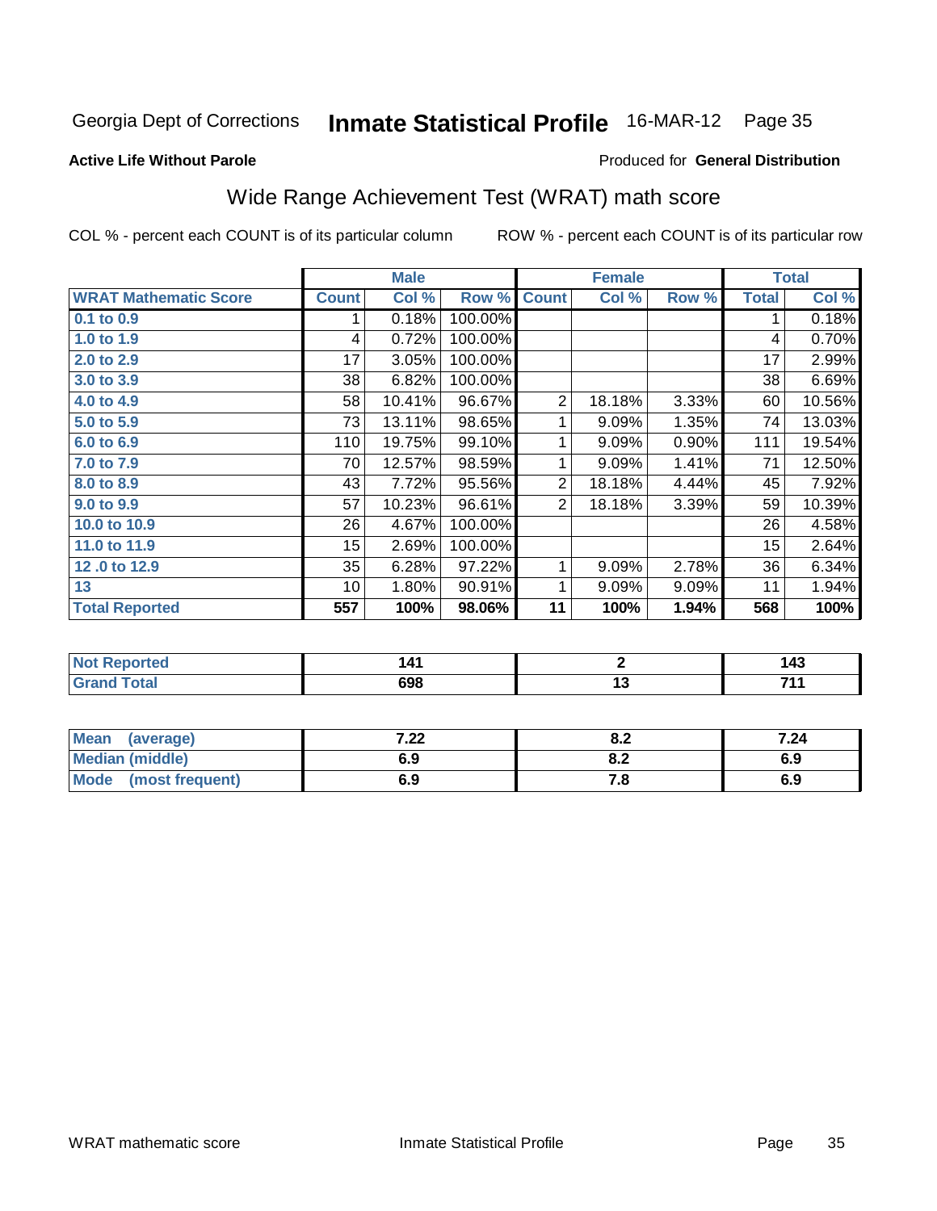Georgia Dept of Corrections **Inmate Statistical Profile** 16-MAR-12

**Active Life Without Parole**

Produced for **General Distribution**

## Wide Range Achievement Test (WRAT) math score

COL % - percent each COUNT is of its particular column ROW % - percent each COUNT is of its particular row

| | Male | | | Female | | | Total | |
|---|---|---|---|---|---|---|---|---|
| WRAT Mathematic Score | Count | Col % | Row % | Count | Col % | Row % | Total | Col % |
| 0.1 to 0.9 | 1 | 0.18% | 100.00% | | | | 1 | 0.18% |
| 1.0 to 1.9 | 4 | 0.72% | 100.00% | | | | 4 | 0.70% |
| 2.0 to 2.9 | 17 | 3.05% | 100.00% | | | | 17 | 2.99% |
| 3.0 to 3.9 | 38 | 6.82% | 100.00% | | | | 38 | 6.69% |
| 4.0 to 4.9 | 58 | 10.41% | 96.67% | 2 | 18.18% | 3.33% | 60 | 10.56% |
| 5.0 to 5.9 | 73 | 13.11% | 98.65% | 1 | 9.09% | 1.35% | 74 | 13.03% |
| 6.0 to 6.9 | 110 | 19.75% | 99.10% | 1 | 9.09% | 0.90% | 111 | 19.54% |
| 7.0 to 7.9 | 70 | 12.57% | 98.59% | 1 | 9.09% | 1.41% | 71 | 12.50% |
| 8.0 to 8.9 | 43 | 7.72% | 95.56% | 2 | 18.18% | 4.44% | 45 | 7.92% |
| 9.0 to 9.9 | 57 | 10.23% | 96.61% | 2 | 18.18% | 3.39% | 59 | 10.39% |
| 10.0 to 10.9 | 26 | 4.67% | 100.00% | | | | 26 | 4.58% |
| 11.0 to 11.9 | 15 | 2.69% | 100.00% | | | | 15 | 2.64% |
| 12 .0 to 12.9 | 35 | 6.28% | 97.22% | 1 | 9.09% | 2.78% | 36 | 6.34% |
| 13 | 10 | 1.80% | 90.91% | 1 | 9.09% | 9.09% | 11 | 1.94% |
| **Total Reported** | **557** | **100%** | **98.06%** | **11** | **100%** | **1.94%** | **568** | **100%** |

| | Male | Female | Total |
|---|---|---|---|
| Not Reported | 141 | 2 | 143 |
| Grand Total | 698 | 13 | 711 |

| | Male | Female | Total |
|---|---|---|---|
| Mean (average) | 7.22 | 8.2 | 7.24 |
| Median (middle) | 6.9 | 8.2 | 6.9 |
| Mode (most frequent) | 6.9 | 7.8 | 6.9 |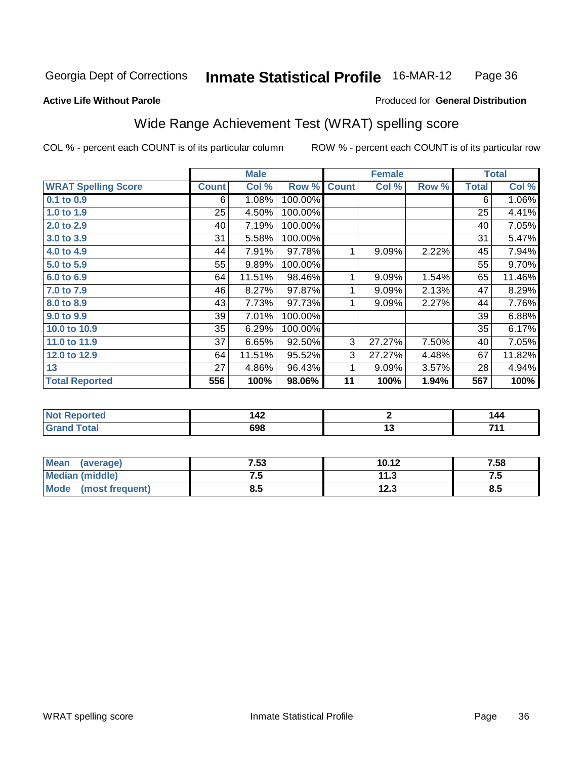Georgia Dept of Corrections **Inmate Statistical Profile** 16-MAR-12

**Active Life Without Parole**

Produced for **General Distribution**

## Wide Range Achievement Test (WRAT) spelling score

COL % - percent each COUNT is of its particular column

ROW % - percent each COUNT is of its particular row

| | Male | | | Female | | | Total | |
|---|---|---|---|---|---|---|---|---|
| **WRAT Spelling Score** | **Count** | **Col %** | **Row %** | **Count** | **Col %** | **Row %** | **Total** | **Col %** |
| 0.1 to 0.9 | 6 | 1.08% | 100.00% | | | | 6 | 1.06% |
| 1.0 to 1.9 | 25 | 4.50% | 100.00% | | | | 25 | 4.41% |
| 2.0 to 2.9 | 40 | 7.19% | 100.00% | | | | 40 | 7.05% |
| 3.0 to 3.9 | 31 | 5.58% | 100.00% | | | | 31 | 5.47% |
| 4.0 to 4.9 | 44 | 7.91% | 97.78% | 1 | 9.09% | 2.22% | 45 | 7.94% |
| 5.0 to 5.9 | 55 | 9.89% | 100.00% | | | | 55 | 9.70% |
| 6.0 to 6.9 | 64 | 11.51% | 98.46% | 1 | 9.09% | 1.54% | 65 | 11.46% |
| 7.0 to 7.9 | 46 | 8.27% | 97.87% | 1 | 9.09% | 2.13% | 47 | 8.29% |
| 8.0 to 8.9 | 43 | 7.73% | 97.73% | 1 | 9.09% | 2.27% | 44 | 7.76% |
| 9.0 to 9.9 | 39 | 7.01% | 100.00% | | | | 39 | 6.88% |
| 10.0 to 10.9 | 35 | 6.29% | 100.00% | | | | 35 | 6.17% |
| 11.0 to 11.9 | 37 | 6.65% | 92.50% | 3 | 27.27% | 7.50% | 40 | 7.05% |
| 12.0 to 12.9 | 64 | 11.51% | 95.52% | 3 | 27.27% | 4.48% | 67 | 11.82% |
| 13 | 27 | 4.86% | 96.43% | 1 | 9.09% | 3.57% | 28 | 4.94% |
| **Total Reported** | **556** | **100%** | **98.06%** | **11** | **100%** | **1.94%** | **567** | **100%** |

| | Male | Female | Total |
|---|---|---|---|
| Not Reported | 142 | 2 | 144 |
| Grand Total | 698 | 13 | 711 |

| | Male | Female | Total |
|---|---|---|---|
| Mean (average) | 7.53 | 10.12 | 7.58 |
| Median (middle) | 7.5 | 11.3 | 7.5 |
| Mode (most frequent) | 8.5 | 12.3 | 8.5 |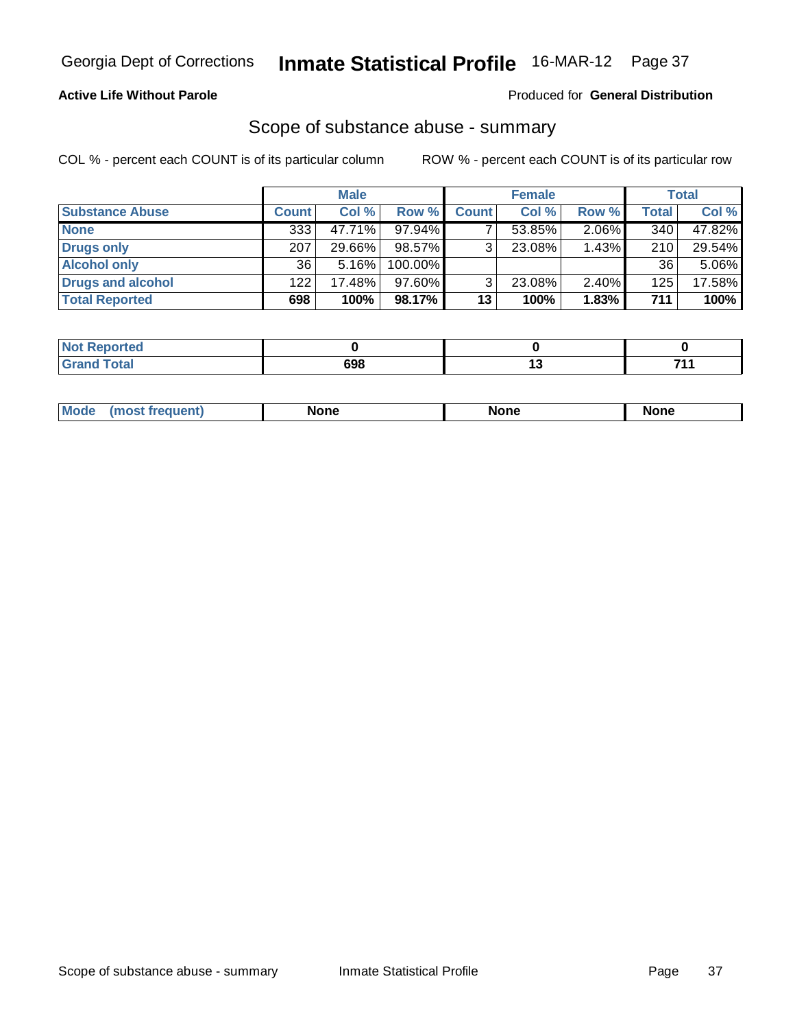Georgia Dept of Corrections **Inmate Statistical Profile** 16-MAR-12 Page 37

**Active Life Without Parole**

Produced for **General Distribution**

## Scope of substance abuse - summary

COL % - percent each COUNT is of its particular column

ROW % - percent each COUNT is of its particular row

| | Male | | | Female | | | Total | |
|---|---|---|---|---|---|---|---|---|
| Substance Abuse | Count | Col % | Row % | Count | Col % | Row % | Total | Col % |
| None | 333 | 47.71% | 97.94% | 7 | 53.85% | 2.06% | 340 | 47.82% |
| Drugs only | 207 | 29.66% | 98.57% | 3 | 23.08% | 1.43% | 210 | 29.54% |
| Alcohol only | 36 | 5.16% | 100.00% | | | | 36 | 5.06% |
| Drugs and alcohol | 122 | 17.48% | 97.60% | 3 | 23.08% | 2.40% | 125 | 17.58% |
| **Total Reported** | **698** | **100%** | **98.17%** | **13** | **100%** | **1.83%** | **711** | **100%** |

| | Male | Female | Total |
|---|---|---|---|
| Not Reported | **0** | **0** | **0** |
| Grand Total | **698** | **13** | **711** |

| | Male | Female | Total |
|---|---|---|---|
| Mode (most frequent) | **None** | **None** | **None** |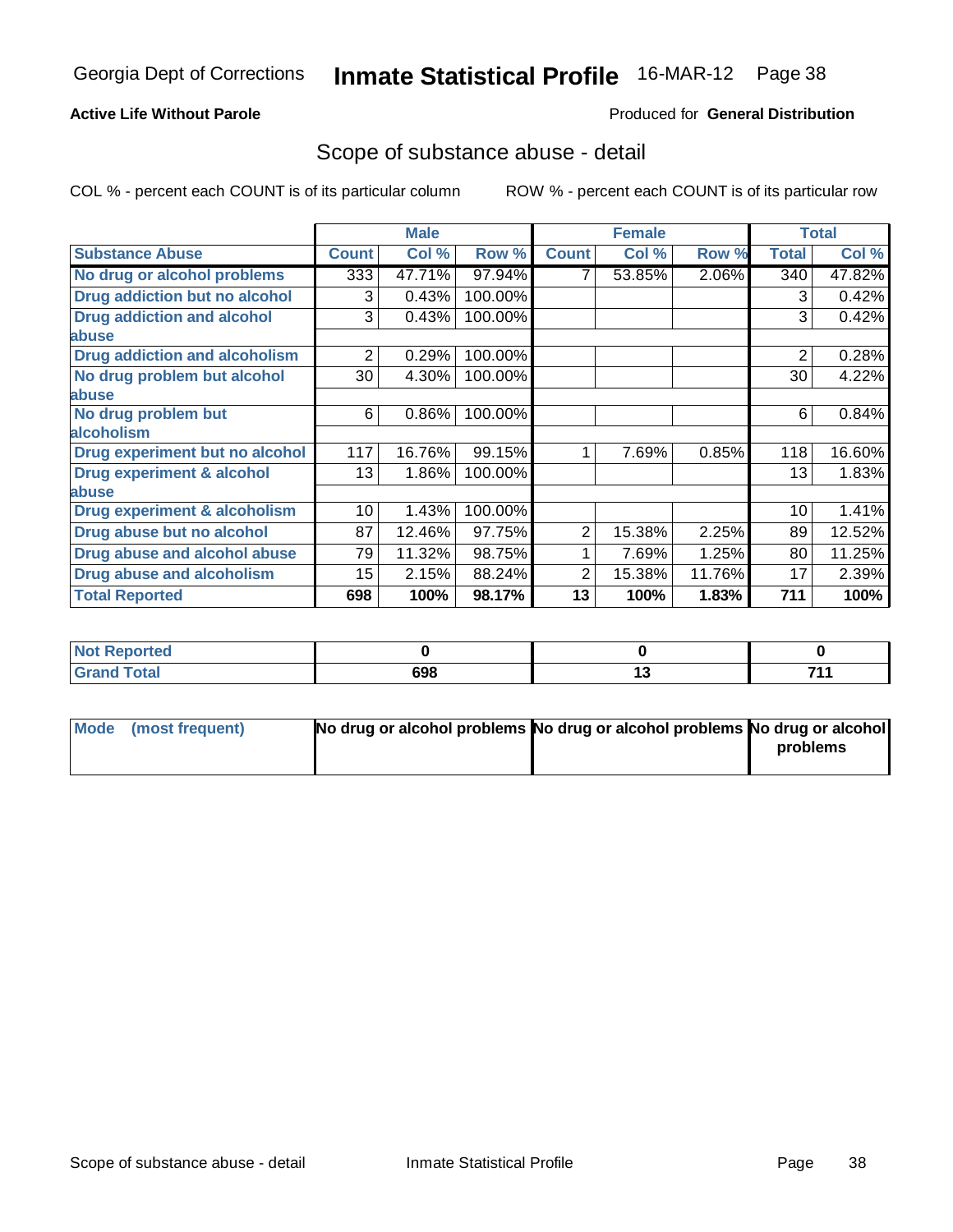Georgia Dept of Corrections **Inmate Statistical Profile** 16-MAR-12

**Active Life Without Parole**

Produced for **General Distribution**

## Scope of substance abuse - detail

COL % - percent each COUNT is of its particular column ROW % - percent each COUNT is of its particular row

| | Male | | | Female | | | Total | |
|---|---|---|---|---|---|---|---|---|
| **Substance Abuse** | **Count** | **Col %** | **Row %** | **Count** | **Col %** | **Row %** | **Total** | **Col %** |
| No drug or alcohol problems | 333 | 47.71% | 97.94% | 7 | 53.85% | 2.06% | 340 | 47.82% |
| Drug addiction but no alcohol | 3 | 0.43% | 100.00% | | | | 3 | 0.42% |
| Drug addiction and alcohol abuse | 3 | 0.43% | 100.00% | | | | 3 | 0.42% |
| Drug addiction and alcoholism | 2 | 0.29% | 100.00% | | | | 2 | 0.28% |
| No drug problem but alcohol abuse | 30 | 4.30% | 100.00% | | | | 30 | 4.22% |
| No drug problem but alcoholism | 6 | 0.86% | 100.00% | | | | 6 | 0.84% |
| Drug experiment but no alcohol | 117 | 16.76% | 99.15% | 1 | 7.69% | 0.85% | 118 | 16.60% |
| Drug experiment & alcohol abuse | 13 | 1.86% | 100.00% | | | | 13 | 1.83% |
| Drug experiment & alcoholism | 10 | 1.43% | 100.00% | | | | 10 | 1.41% |
| Drug abuse but no alcohol | 87 | 12.46% | 97.75% | 2 | 15.38% | 2.25% | 89 | 12.52% |
| Drug abuse and alcohol abuse | 79 | 11.32% | 98.75% | 1 | 7.69% | 1.25% | 80 | 11.25% |
| Drug abuse and alcoholism | 15 | 2.15% | 88.24% | 2 | 15.38% | 11.76% | 17 | 2.39% |
| **Total Reported** | **698** | **100%** | **98.17%** | **13** | **100%** | **1.83%** | **711** | **100%** |

| | Male | Female | Total |
|---|---|---|---|
| Not Reported | **0** | **0** | **0** |
| Grand Total | **698** | **13** | **711** |

| | Male | Female | Total |
|---|---|---|---|
| Mode (most frequent) | **No drug or alcohol problems** | **No drug or alcohol problems** | **No drug or alcohol problems** |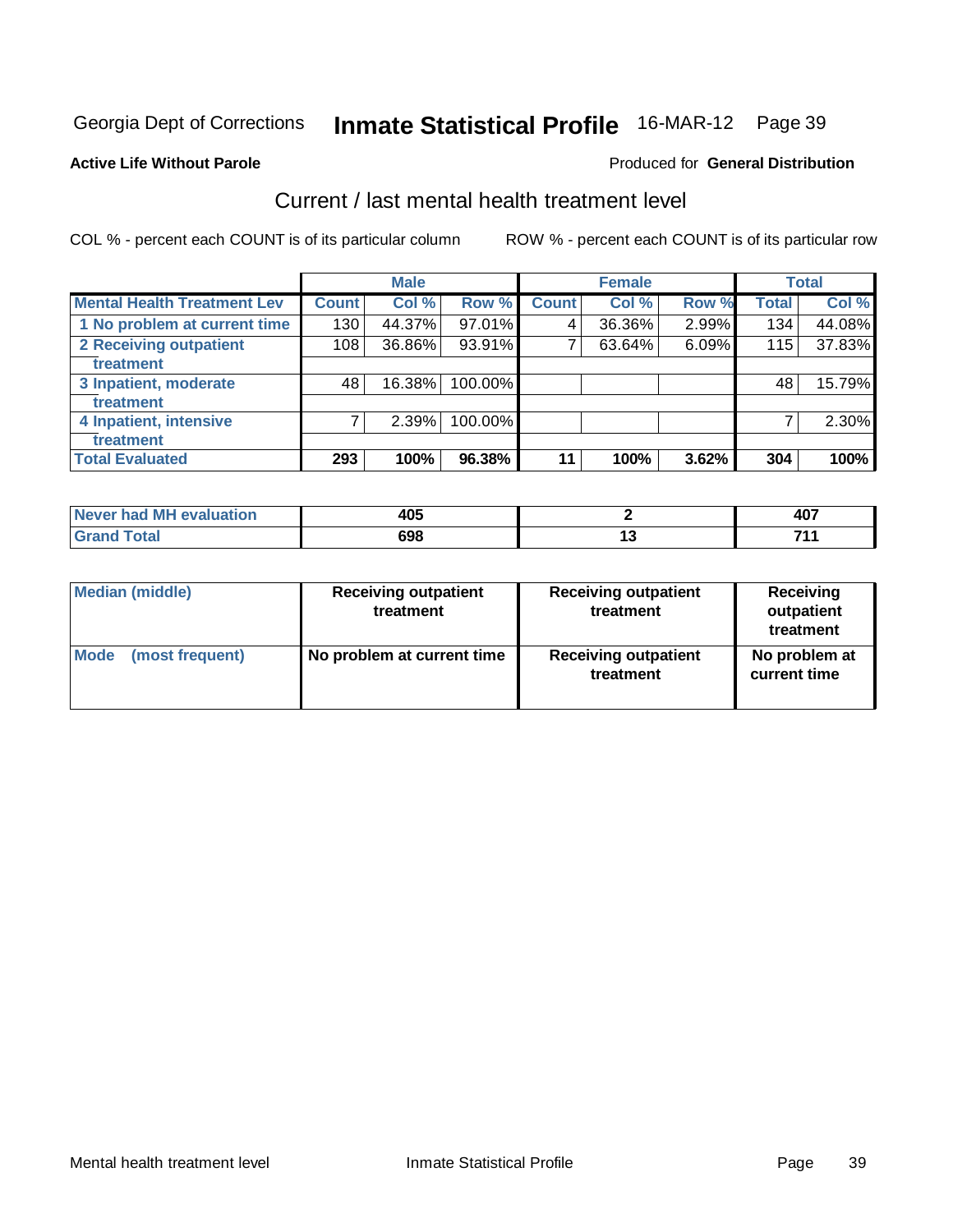Georgia Dept of Corrections **Inmate Statistical Profile** 16-MAR-12 Page 39

**Active Life Without Parole**

Produced for **General Distribution**

## Current / last mental health treatment level

COL % - percent each COUNT is of its particular column ROW % - percent each COUNT is of its particular row

| | Male | | | Female | | | Total | |
|---|---|---|---|---|---|---|---|---|
| **Mental Health Treatment Lev** | **Count** | **Col %** | **Row %** | **Count** | **Col %** | **Row %** | **Total** | **Col %** |
| 1 No problem at current time | 130 | 44.37% | 97.01% | 4 | 36.36% | 2.99% | 134 | 44.08% |
| 2 Receiving outpatient treatment | 108 | 36.86% | 93.91% | 7 | 63.64% | 6.09% | 115 | 37.83% |
| 3 Inpatient, moderate treatment | 48 | 16.38% | 100.00% | | | | 48 | 15.79% |
| 4 Inpatient, intensive treatment | 7 | 2.39% | 100.00% | | | | 7 | 2.30% |
| **Total Evaluated** | **293** | **100%** | **96.38%** | **11** | **100%** | **3.62%** | **304** | **100%** |

| | Male | Female | Total |
|---|---|---|---|
| Never had MH evaluation | **405** | **2** | **407** |
| Grand Total | **698** | **13** | **711** |

| | Male | Female | Total |
|---|---|---|---|
| Median (middle) | **Receiving outpatient treatment** | **Receiving outpatient treatment** | **Receiving outpatient treatment** |
| Mode (most frequent) | **No problem at current time** | **Receiving outpatient treatment** | **No problem at current time** |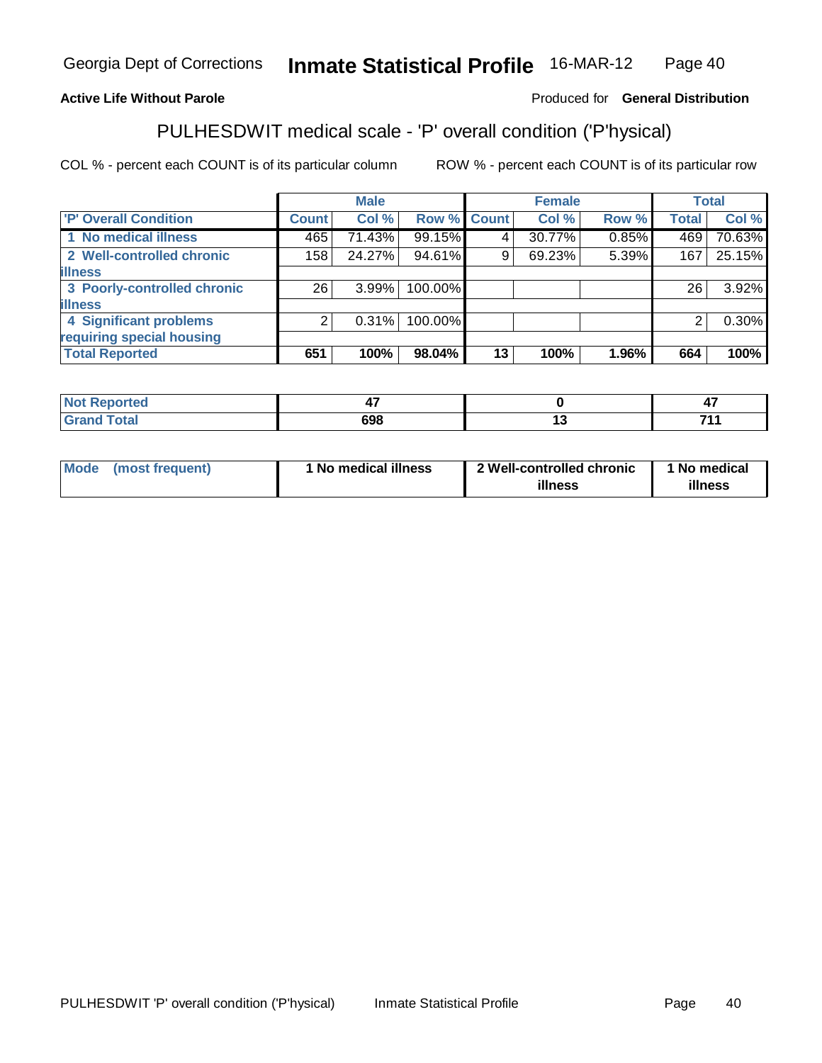**Active Life Without Parole**

Produced for **General Distribution**

## PULHESDWIT medical scale - 'P' overall condition ('P'hysical)

COL % - percent each COUNT is of its particular column

ROW % - percent each COUNT is of its particular row

| | Male | | | Female | | | Total | |
|---|---|---|---|---|---|---|---|---|
| 'P' Overall Condition | Count | Col % | Row % | Count | Col % | Row % | Total | Col % |
| 1 No medical illness | 465 | 71.43% | 99.15% | 4 | 30.77% | 0.85% | 469 | 70.63% |
| 2 Well-controlled chronic illness | 158 | 24.27% | 94.61% | 9 | 69.23% | 5.39% | 167 | 25.15% |
| 3 Poorly-controlled chronic illness | 26 | 3.99% | 100.00% | | | | 26 | 3.92% |
| 4 Significant problems requiring special housing | 2 | 0.31% | 100.00% | | | | 2 | 0.30% |
| **Total Reported** | **651** | **100%** | **98.04%** | **13** | **100%** | **1.96%** | **664** | **100%** |

| | Male | Female | Total |
|---|---|---|---|
| Not Reported | 47 | 0 | 47 |
| Grand Total | 698 | 13 | 711 |

| | Male | Female | Total |
|---|---|---|---|
| Mode (most frequent) | 1 No medical illness | 2 Well-controlled chronic illness | 1 No medical illness |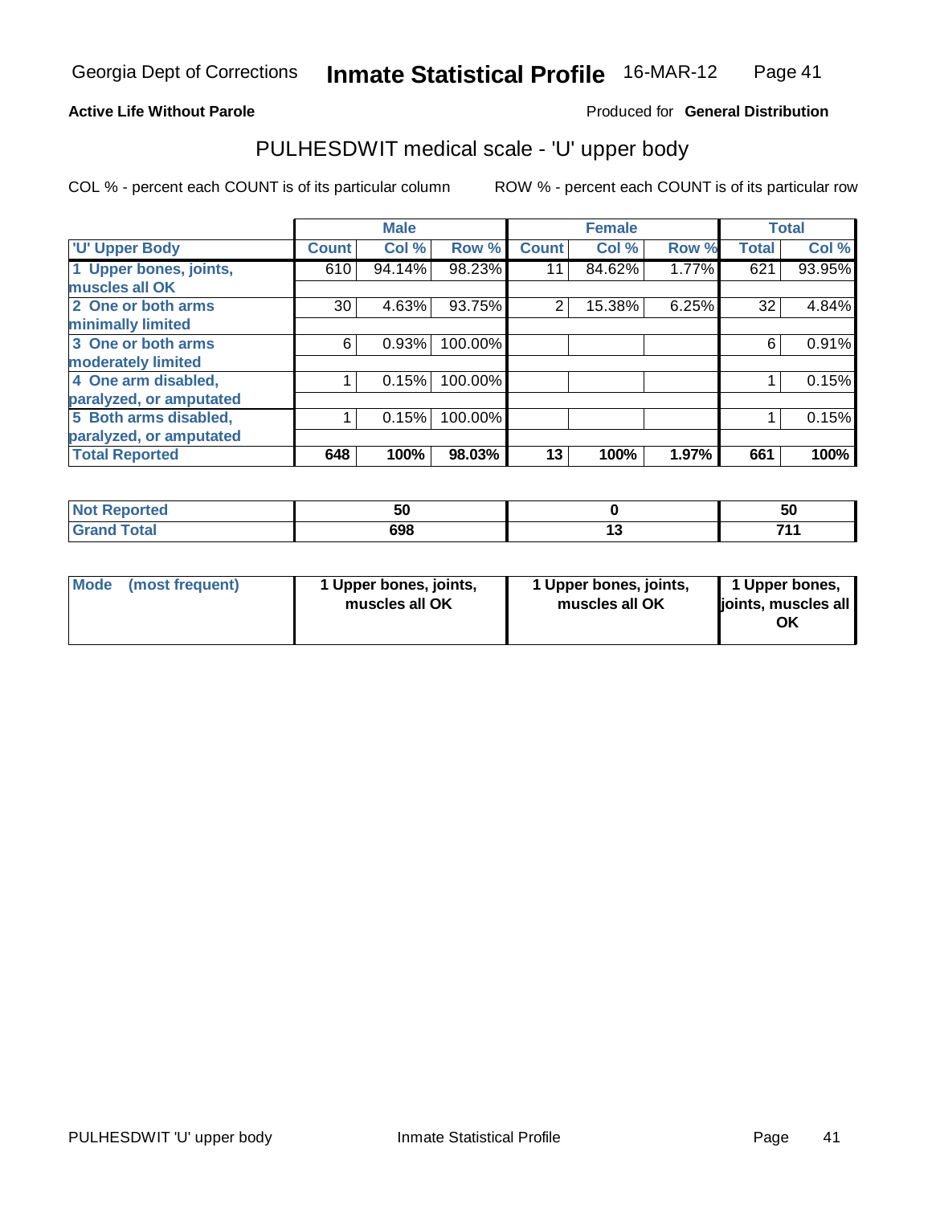**Active Life Without Parole**

Produced for **General Distribution**

## PULHESDWIT medical scale - 'U' upper body

COL % - percent each COUNT is of its particular column

ROW % - percent each COUNT is of its particular row

| | Male | | | Female | | | Total | |
|---|---|---|---|---|---|---|---|---|
| 'U' Upper Body | Count | Col % | Row % | Count | Col % | Row % | Total | Col % |
| 1 Upper bones, joints, muscles all OK | 610 | 94.14% | 98.23% | 11 | 84.62% | 1.77% | 621 | 93.95% |
| 2 One or both arms minimally limited | 30 | 4.63% | 93.75% | 2 | 15.38% | 6.25% | 32 | 4.84% |
| 3 One or both arms moderately limited | 6 | 0.93% | 100.00% | | | | 6 | 0.91% |
| 4 One arm disabled, paralyzed, or amputated | 1 | 0.15% | 100.00% | | | | 1 | 0.15% |
| 5 Both arms disabled, paralyzed, or amputated | 1 | 0.15% | 100.00% | | | | 1 | 0.15% |
| **Total Reported** | **648** | **100%** | **98.03%** | **13** | **100%** | **1.97%** | **661** | **100%** |

| | Male | Female | Total |
|---|---|---|---|
| Not Reported | 50 | 0 | 50 |
| Grand Total | 698 | 13 | 711 |

| | Male | Female | Total |
|---|---|---|---|
| Mode (most frequent) | 1 Upper bones, joints, muscles all OK | 1 Upper bones, joints, muscles all OK | 1 Upper bones, joints, muscles all OK |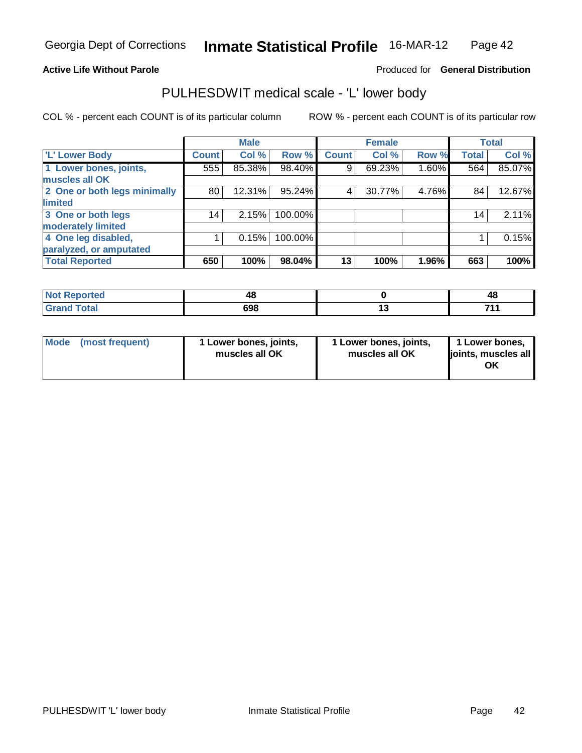Georgia Dept of Corrections **Inmate Statistical Profile** 16-MAR-12

**Active Life Without Parole**

Produced for **General Distribution**

## PULHESDWIT medical scale - 'L' lower body

COL % - percent each COUNT is of its particular column

ROW % - percent each COUNT is of its particular row

| | Male | | | Female | | | Total | |
|---|---|---|---|---|---|---|---|---|
| 'L' Lower Body | Count | Col % | Row % | Count | Col % | Row % | Total | Col % |
| 1 Lower bones, joints, muscles all OK | 555 | 85.38% | 98.40% | 9 | 69.23% | 1.60% | 564 | 85.07% |
| 2 One or both legs minimally limited | 80 | 12.31% | 95.24% | 4 | 30.77% | 4.76% | 84 | 12.67% |
| 3 One or both legs moderately limited | 14 | 2.15% | 100.00% | | | | 14 | 2.11% |
| 4 One leg disabled, paralyzed, or amputated | 1 | 0.15% | 100.00% | | | | 1 | 0.15% |
| **Total Reported** | **650** | **100%** | **98.04%** | **13** | **100%** | **1.96%** | **663** | **100%** |

| | Male | Female | Total |
|---|---|---|---|
| Not Reported | 48 | 0 | 48 |
| Grand Total | 698 | 13 | 711 |

| | Male | Female | Total |
|---|---|---|---|
| Mode (most frequent) | 1 Lower bones, joints, muscles all OK | 1 Lower bones, joints, muscles all OK | 1 Lower bones, joints, muscles all OK |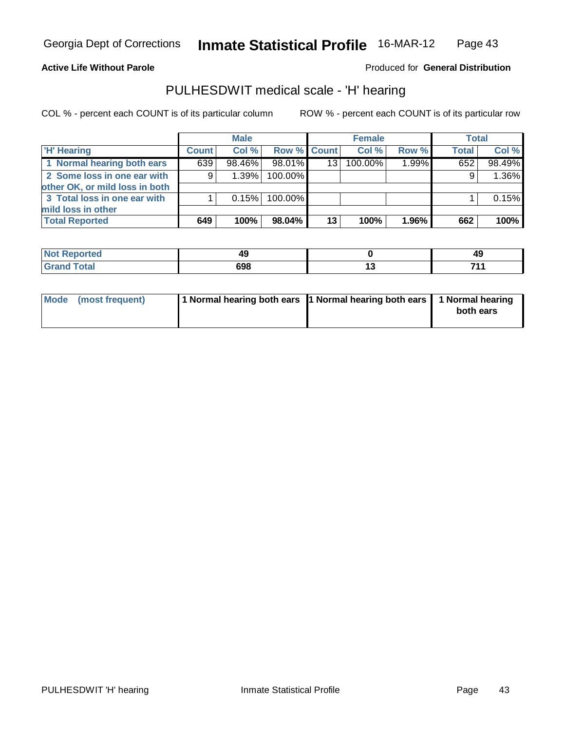Georgia Dept of Corrections **Inmate Statistical Profile** 16-MAR-12

**Active Life Without Parole**

Produced for **General Distribution**

## PULHESDWIT medical scale - 'H' hearing

COL % - percent each COUNT is of its particular column

ROW % - percent each COUNT is of its particular row

| | Male | | | Female | | | Total | |
|---|---|---|---|---|---|---|---|---|
| 'H' Hearing | Count | Col % | Row % | Count | Col % | Row % | Total | Col % |
| 1 Normal hearing both ears | 639 | 98.46% | 98.01% | 13 | 100.00% | 1.99% | 652 | 98.49% |
| 2 Some loss in one ear with other OK, or mild loss in both | 9 | 1.39% | 100.00% | | | | 9 | 1.36% |
| 3 Total loss in one ear with mild loss in other | 1 | 0.15% | 100.00% | | | | 1 | 0.15% |
| **Total Reported** | **649** | **100%** | **98.04%** | **13** | **100%** | **1.96%** | **662** | **100%** |

| | Male | Female | Total |
|---|---|---|---|
| Not Reported | 49 | 0 | 49 |
| Grand Total | 698 | 13 | 711 |

| | Male | Female | Total |
|---|---|---|---|
| Mode (most frequent) | 1 Normal hearing both ears | 1 Normal hearing both ears | 1 Normal hearing both ears |

PULHESDWIT 'H' hearing Inmate Statistical Profile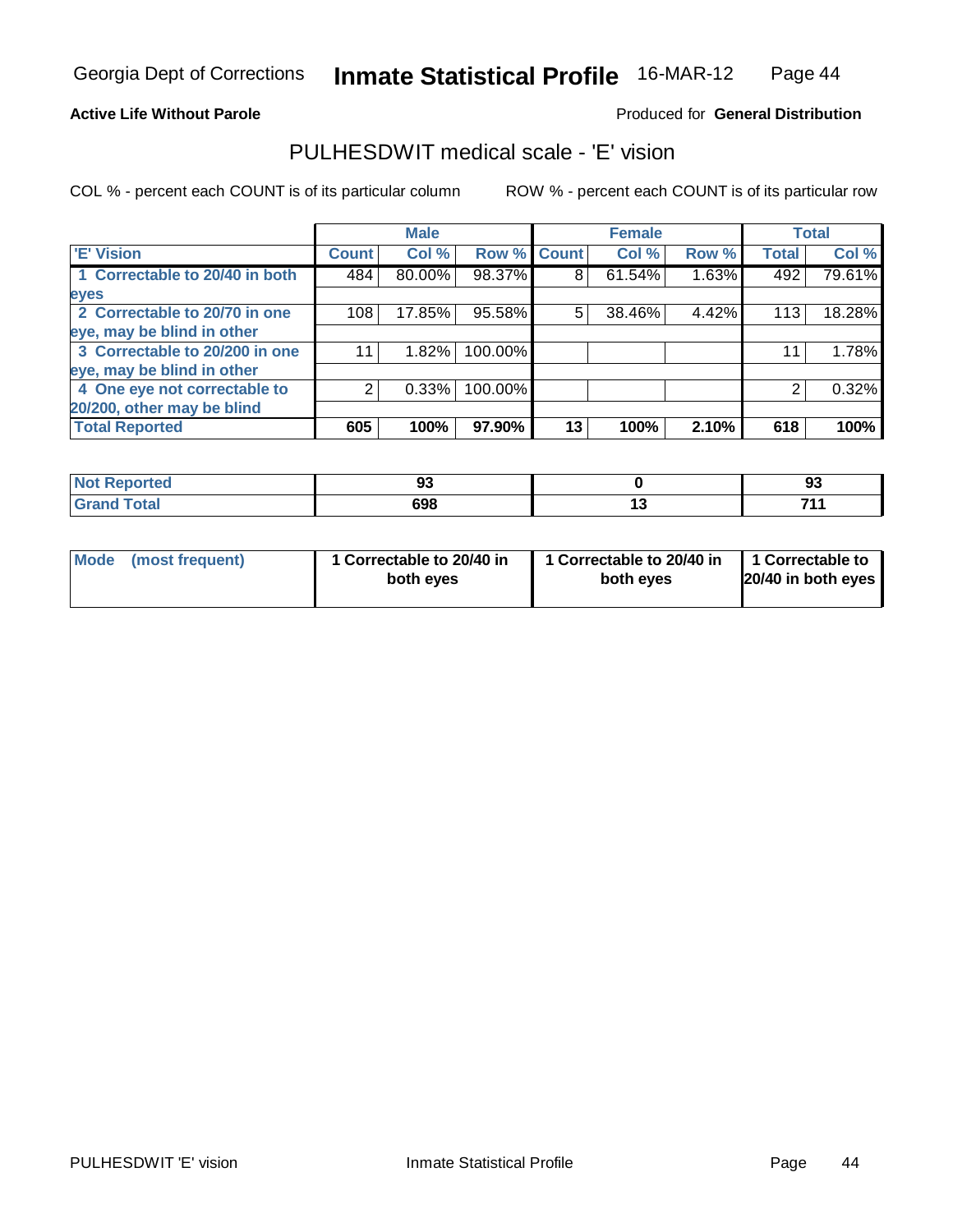**Active Life Without Parole**

Produced for **General Distribution**

## PULHESDWIT medical scale - 'E' vision

COL % - percent each COUNT is of its particular column

ROW % - percent each COUNT is of its particular row

| | Male | | | Female | | | Total | |
|---|---|---|---|---|---|---|---|---|
| 'E' Vision | Count | Col % | Row % | Count | Col % | Row % | Total | Col % |
| 1 Correctable to 20/40 in both eyes | 484 | 80.00% | 98.37% | 8 | 61.54% | 1.63% | 492 | 79.61% |
| 2 Correctable to 20/70 in one eye, may be blind in other | 108 | 17.85% | 95.58% | 5 | 38.46% | 4.42% | 113 | 18.28% |
| 3 Correctable to 20/200 in one eye, may be blind in other | 11 | 1.82% | 100.00% | | | | 11 | 1.78% |
| 4 One eye not correctable to 20/200, other may be blind | 2 | 0.33% | 100.00% | | | | 2 | 0.32% |
| **Total Reported** | **605** | **100%** | **97.90%** | **13** | **100%** | **2.10%** | **618** | **100%** |

| | Male | Female | Total |
|---|---|---|---|
| Not Reported | 93 | 0 | 93 |
| Grand Total | 698 | 13 | 711 |

| | Male | Female | Total |
|---|---|---|---|
| Mode (most frequent) | 1 Correctable to 20/40 in both eyes | 1 Correctable to 20/40 in both eyes | 1 Correctable to 20/40 in both eyes |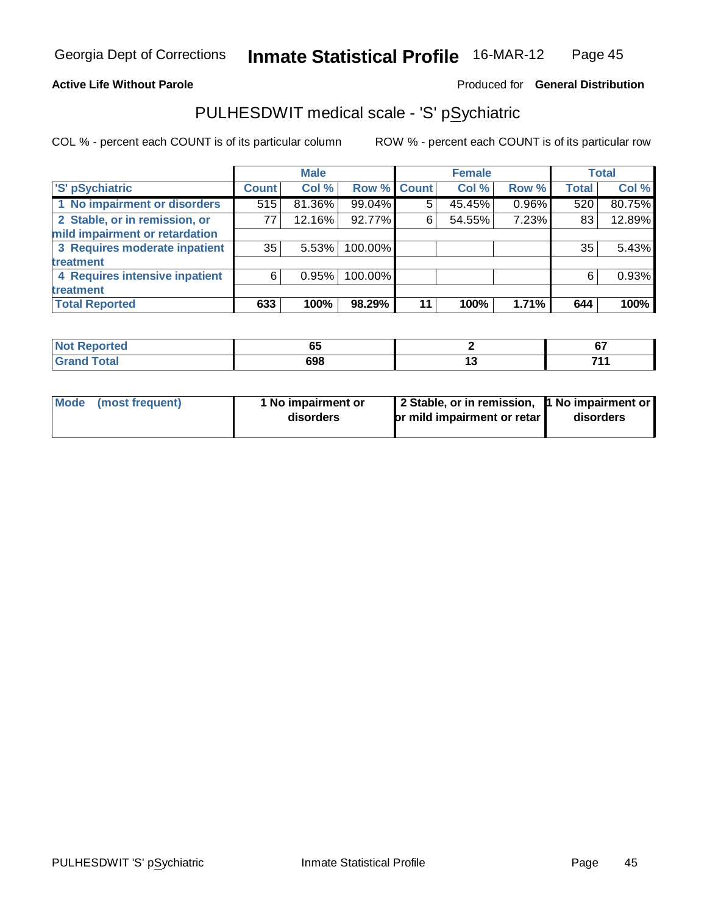Georgia Dept of Corrections **Inmate Statistical Profile** 16-MAR-12

**Active Life Without Parole**

Produced for **General Distribution**

## PULHESDWIT medical scale - 'S' pSychiatric

COL % - percent each COUNT is of its particular column

ROW % - percent each COUNT is of its particular row

| | Male | | | Female | | | Total | |
|---|---|---|---|---|---|---|---|---|
| 'S' pSychiatric | Count | Col % | Row % | Count | Col % | Row % | Total | Col % |
| 1 No impairment or disorders | 515 | 81.36% | 99.04% | 5 | 45.45% | 0.96% | 520 | 80.75% |
| 2 Stable, or in remission, or mild impairment or retardation | 77 | 12.16% | 92.77% | 6 | 54.55% | 7.23% | 83 | 12.89% |
| 3 Requires moderate inpatient treatment | 35 | 5.53% | 100.00% | | | | 35 | 5.43% |
| 4 Requires intensive inpatient treatment | 6 | 0.95% | 100.00% | | | | 6 | 0.93% |
| **Total Reported** | **633** | **100%** | **98.29%** | **11** | **100%** | **1.71%** | **644** | **100%** |

| | Male | Female | Total |
|---|---|---|---|
| Not Reported | 65 | 2 | 67 |
| Grand Total | 698 | 13 | 711 |

| | Male | Female | Total |
|---|---|---|---|
| Mode (most frequent) | 1 No impairment or disorders | 2 Stable, or in remission, or mild impairment or retar | 1 No impairment or disorders |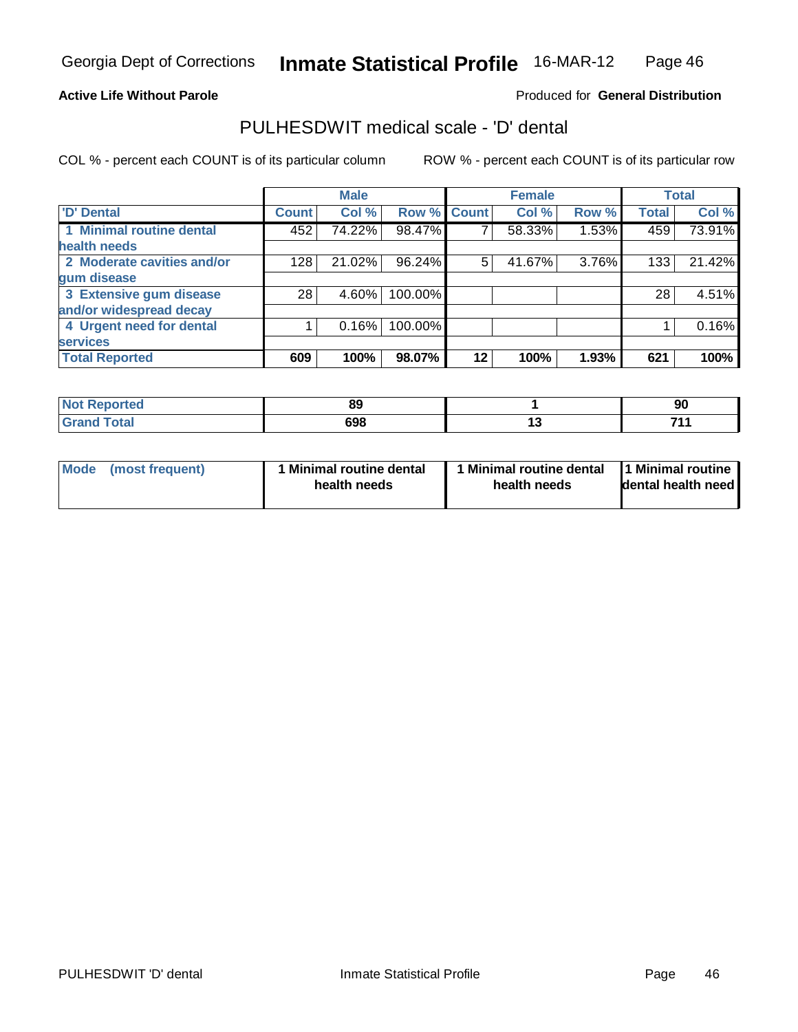Georgia Dept of Corrections **Inmate Statistical Profile** 16-MAR-12

**Active Life Without Parole**

Produced for **General Distribution**

## PULHESDWIT medical scale - 'D' dental

COL % - percent each COUNT is of its particular column

ROW % - percent each COUNT is of its particular row

| | Male | | | Female | | | Total | |
|---|---|---|---|---|---|---|---|---|
| 'D' Dental | Count | Col % | Row % | Count | Col % | Row % | Total | Col % |
| 1 Minimal routine dental health needs | 452 | 74.22% | 98.47% | 7 | 58.33% | 1.53% | 459 | 73.91% |
| 2 Moderate cavities and/or gum disease | 128 | 21.02% | 96.24% | 5 | 41.67% | 3.76% | 133 | 21.42% |
| 3 Extensive gum disease and/or widespread decay | 28 | 4.60% | 100.00% | | | | 28 | 4.51% |
| 4 Urgent need for dental services | 1 | 0.16% | 100.00% | | | | 1 | 0.16% |
| **Total Reported** | **609** | **100%** | **98.07%** | **12** | **100%** | **1.93%** | **621** | **100%** |

| | Male | Female | Total |
|---|---|---|---|
| Not Reported | 89 | 1 | 90 |
| Grand Total | 698 | 13 | 711 |

| | Male | Female | Total |
|---|---|---|---|
| Mode (most frequent) | 1 Minimal routine dental health needs | 1 Minimal routine dental health needs | 1 Minimal routine dental health need |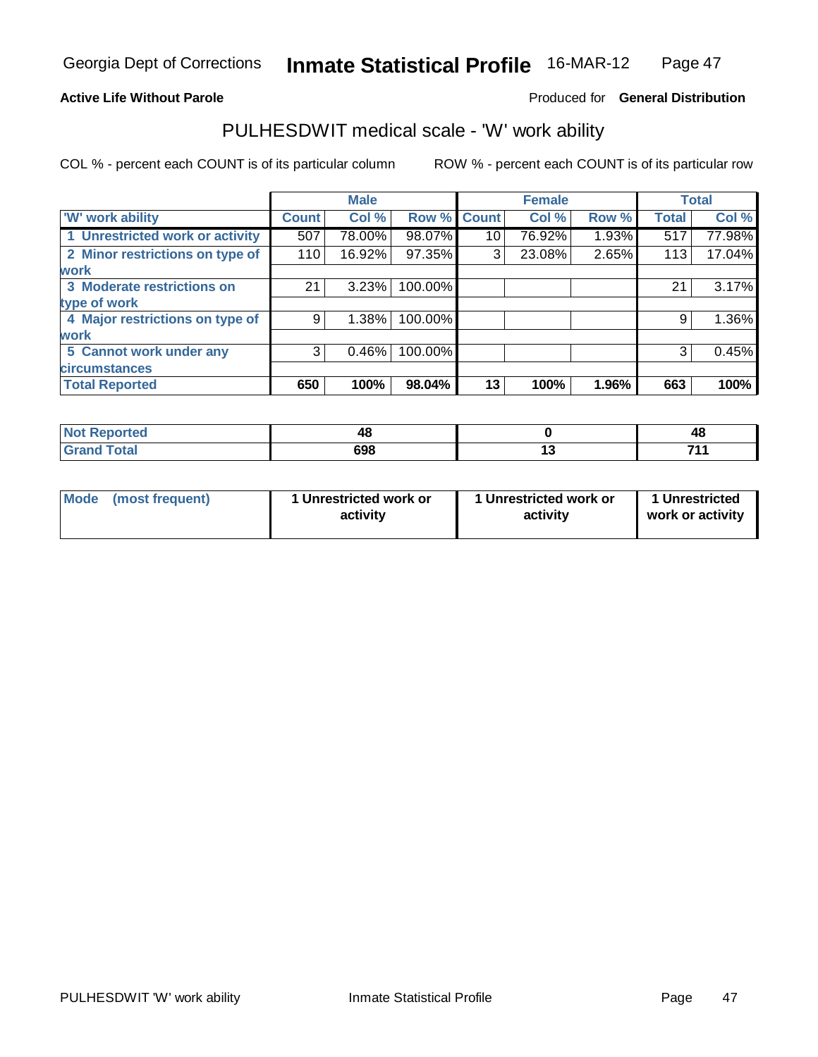Georgia Dept of Corrections **Inmate Statistical Profile** 16-MAR-12

**Active Life Without Parole**

Produced for **General Distribution**

## PULHESDWIT medical scale - 'W' work ability

COL % - percent each COUNT is of its particular column ROW % - percent each COUNT is of its particular row

| | Male | | | Female | | | Total | |
|---|---|---|---|---|---|---|---|---|
| 'W' work ability | Count | Col % | Row % | Count | Col % | Row % | Total | Col % |
| 1 Unrestricted work or activity | 507 | 78.00% | 98.07% | 10 | 76.92% | 1.93% | 517 | 77.98% |
| 2 Minor restrictions on type of work | 110 | 16.92% | 97.35% | 3 | 23.08% | 2.65% | 113 | 17.04% |
| 3 Moderate restrictions on type of work | 21 | 3.23% | 100.00% | | | | 21 | 3.17% |
| 4 Major restrictions on type of work | 9 | 1.38% | 100.00% | | | | 9 | 1.36% |
| 5 Cannot work under any circumstances | 3 | 0.46% | 100.00% | | | | 3 | 0.45% |
| **Total Reported** | **650** | **100%** | **98.04%** | **13** | **100%** | **1.96%** | **663** | **100%** |

| | Male | Female | Total |
|---|---|---|---|
| Not Reported | 48 | 0 | 48 |
| Grand Total | 698 | 13 | 711 |

| | Male | Female | Total |
|---|---|---|---|
| Mode (most frequent) | 1 Unrestricted work or activity | 1 Unrestricted work or activity | 1 Unrestricted work or activity |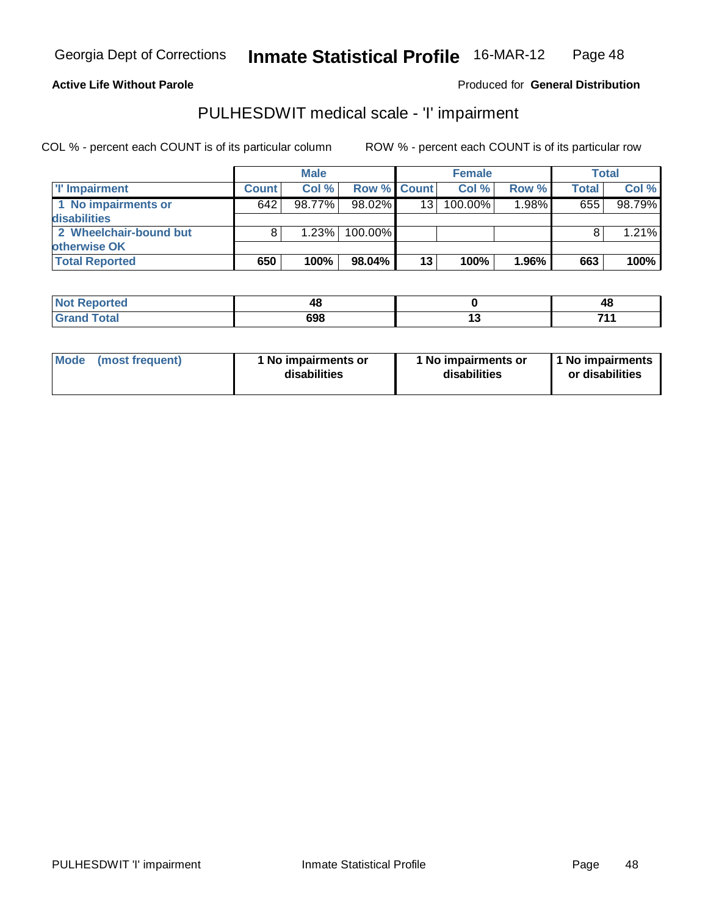Georgia Dept of Corrections **Inmate Statistical Profile** 16-MAR-12

**Active Life Without Parole**

Produced for **General Distribution**

## PULHESDWIT medical scale - 'I' impairment

COL % - percent each COUNT is of its particular column    ROW % - percent each COUNT is of its particular row

| | Male | | | Female | | | Total | |
|---|---|---|---|---|---|---|---|---|
| 'I' Impairment | Count | Col % | Row % | Count | Col % | Row % | Total | Col % |
| 1 No impairments or disabilities | 642 | 98.77% | 98.02% | 13 | 100.00% | 1.98% | 655 | 98.79% |
| 2 Wheelchair-bound but otherwise OK | 8 | 1.23% | 100.00% | | | | 8 | 1.21% |
| **Total Reported** | **650** | **100%** | **98.04%** | **13** | **100%** | **1.96%** | **663** | **100%** |

| | Male | Female | Total |
|---|---|---|---|
| Not Reported | 48 | 0 | 48 |
| Grand Total | 698 | 13 | 711 |

| | Male | Female | Total |
|---|---|---|---|
| Mode (most frequent) | 1 No impairments or disabilities | 1 No impairments or disabilities | 1 No impairments or disabilities |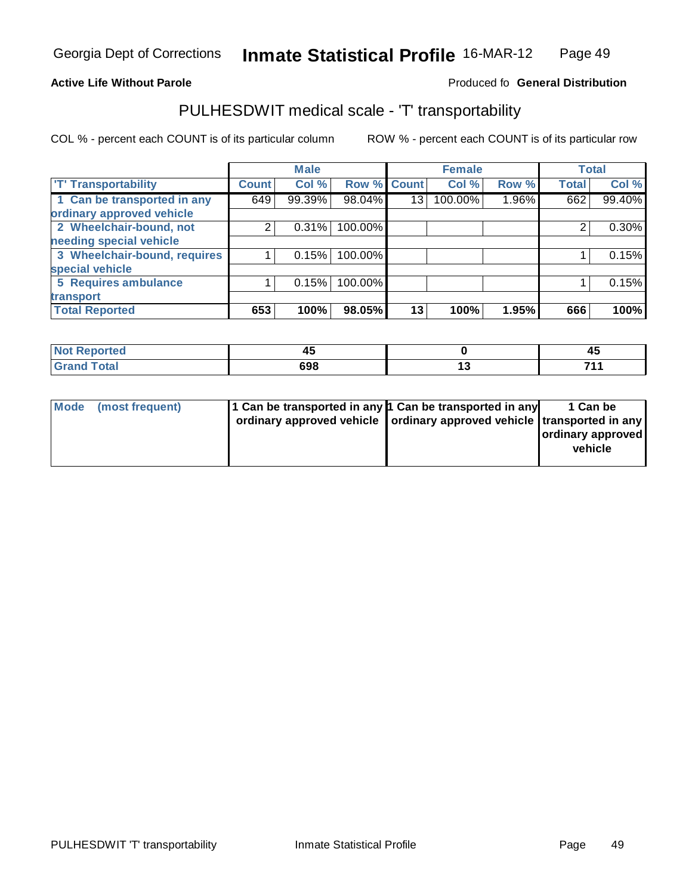Georgia Dept of Corrections **Inmate Statistical Profile** 16-MAR-12

**Active Life Without Parole**

Produced fo **General Distribution**

## PULHESDWIT medical scale - 'T' transportability

COL % - percent each COUNT is of its particular column

ROW % - percent each COUNT is of its particular row

| | Male | | | Female | | | Total | |
|---|---|---|---|---|---|---|---|---|
| 'T' Transportability | Count | Col % | Row % | Count | Col % | Row % | Total | Col % |
| 1 Can be transported in any ordinary approved vehicle | 649 | 99.39% | 98.04% | 13 | 100.00% | 1.96% | 662 | 99.40% |
| 2 Wheelchair-bound, not needing special vehicle | 2 | 0.31% | 100.00% | | | | 2 | 0.30% |
| 3 Wheelchair-bound, requires special vehicle | 1 | 0.15% | 100.00% | | | | 1 | 0.15% |
| 5 Requires ambulance transport | 1 | 0.15% | 100.00% | | | | 1 | 0.15% |
| **Total Reported** | **653** | **100%** | **98.05%** | **13** | **100%** | **1.95%** | **666** | **100%** |

| | Male | Female | Total |
|---|---|---|---|
| Not Reported | 45 | 0 | 45 |
| Grand Total | 698 | 13 | 711 |

| | Male | Female | Total |
|---|---|---|---|
| Mode (most frequent) | 1 Can be transported in any ordinary approved vehicle | 1 Can be transported in any ordinary approved vehicle | 1 Can be transported in any ordinary approved vehicle |

PULHESDWIT 'T' transportability Inmate Statistical Profile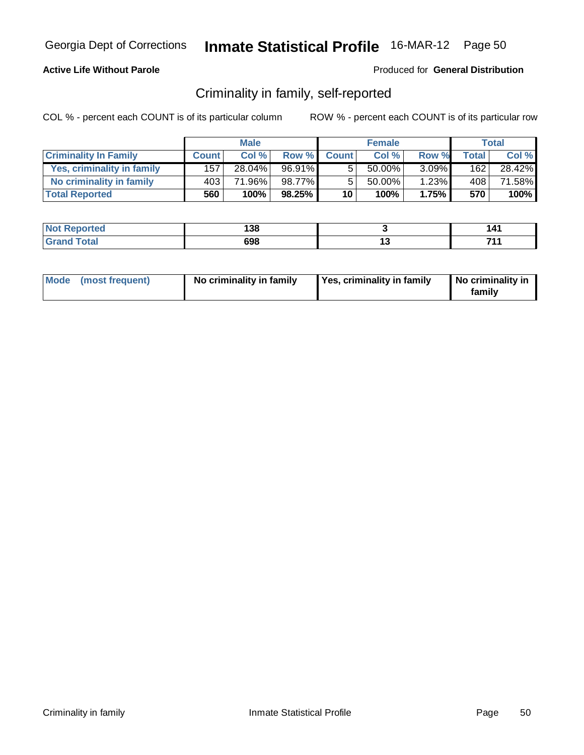Georgia Dept of Corrections **Inmate Statistical Profile** 16-MAR-12

**Active Life Without Parole**

Produced for **General Distribution**

## Criminality in family, self-reported

COL % - percent each COUNT is of its particular column ROW % - percent each COUNT is of its particular row

| | Male | | | Female | | | Total | |
|---|---|---|---|---|---|---|---|---|
| **Criminality In Family** | **Count** | **Col %** | **Row %** | **Count** | **Col %** | **Row %** | **Total** | **Col %** |
| **Yes, criminality in family** | 157 | 28.04% | 96.91% | 5 | 50.00% | 3.09% | 162 | 28.42% |
| **No criminality in family** | 403 | 71.96% | 98.77% | 5 | 50.00% | 1.23% | 408 | 71.58% |
| **Total Reported** | **560** | **100%** | **98.25%** | **10** | **100%** | **1.75%** | **570** | **100%** |

| | Male | Female | Total |
|---|---|---|---|
| **Not Reported** | **138** | **3** | **141** |
| **Grand Total** | **698** | **13** | **711** |

| | Male | Female | Total |
|---|---|---|---|
| **Mode (most frequent)** | **No criminality in family** | **Yes, criminality in family** | **No criminality in family** |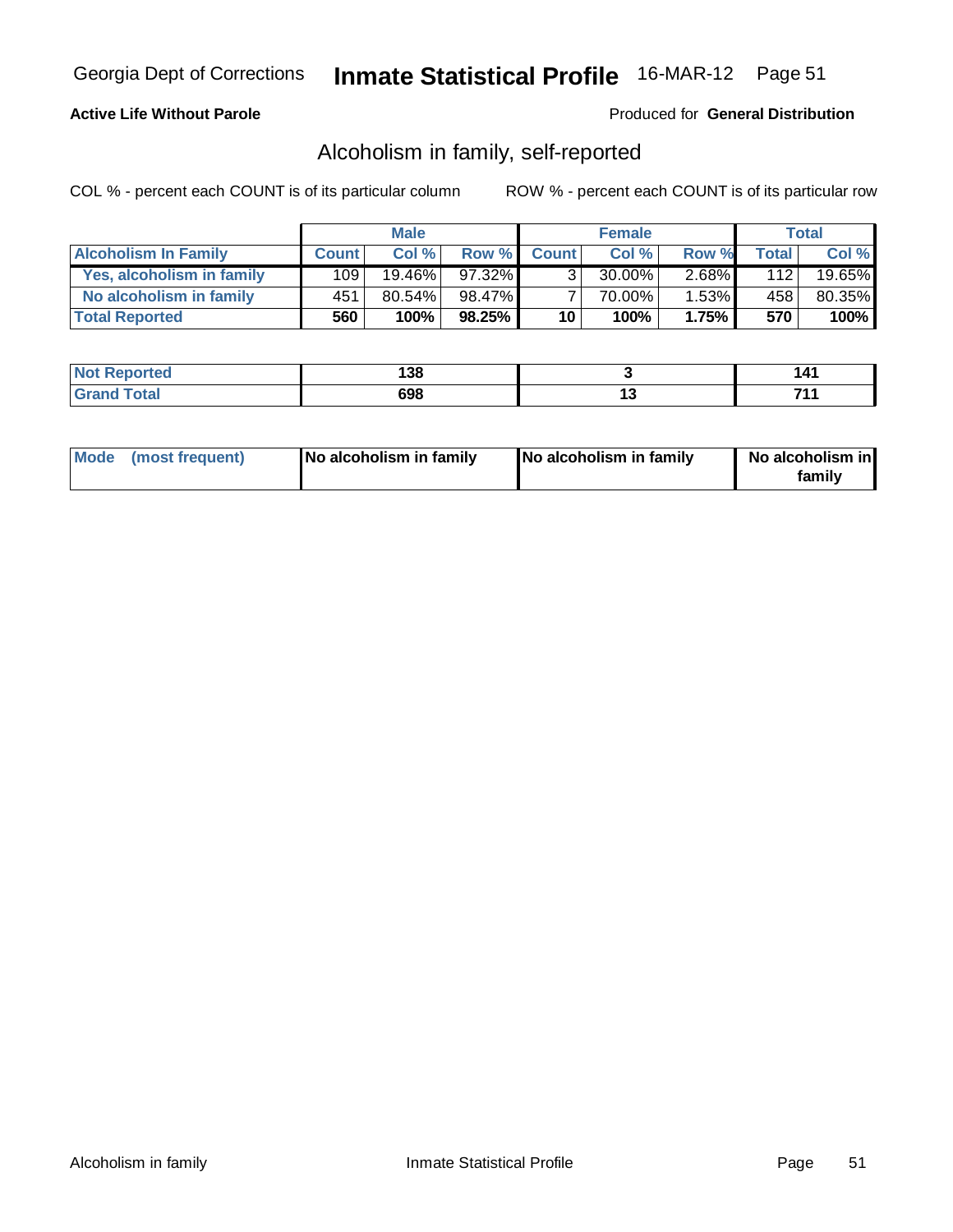Georgia Dept of Corrections **Inmate Statistical Profile** 16-MAR-12

**Active Life Without Parole**

Produced for **General Distribution**

## Alcoholism in family, self-reported

COL % - percent each COUNT is of its particular column

ROW % - percent each COUNT is of its particular row

| | Male | | | Female | | | Total | |
|---|---|---|---|---|---|---|---|---|
| **Alcoholism In Family** | **Count** | **Col %** | **Row %** | **Count** | **Col %** | **Row %** | **Total** | **Col %** |
| **Yes, alcoholism in family** | 109 | 19.46% | 97.32% | 3 | 30.00% | 2.68% | 112 | 19.65% |
| **No alcoholism in family** | 451 | 80.54% | 98.47% | 7 | 70.00% | 1.53% | 458 | 80.35% |
| **Total Reported** | **560** | **100%** | **98.25%** | **10** | **100%** | **1.75%** | **570** | **100%** |

| | Male | Female | Total |
|---|---|---|---|
| **Not Reported** | **138** | **3** | **141** |
| **Grand Total** | **698** | **13** | **711** |

| | Male | Female | Total |
|---|---|---|---|
| **Mode (most frequent)** | **No alcoholism in family** | **No alcoholism in family** | **No alcoholism in family** |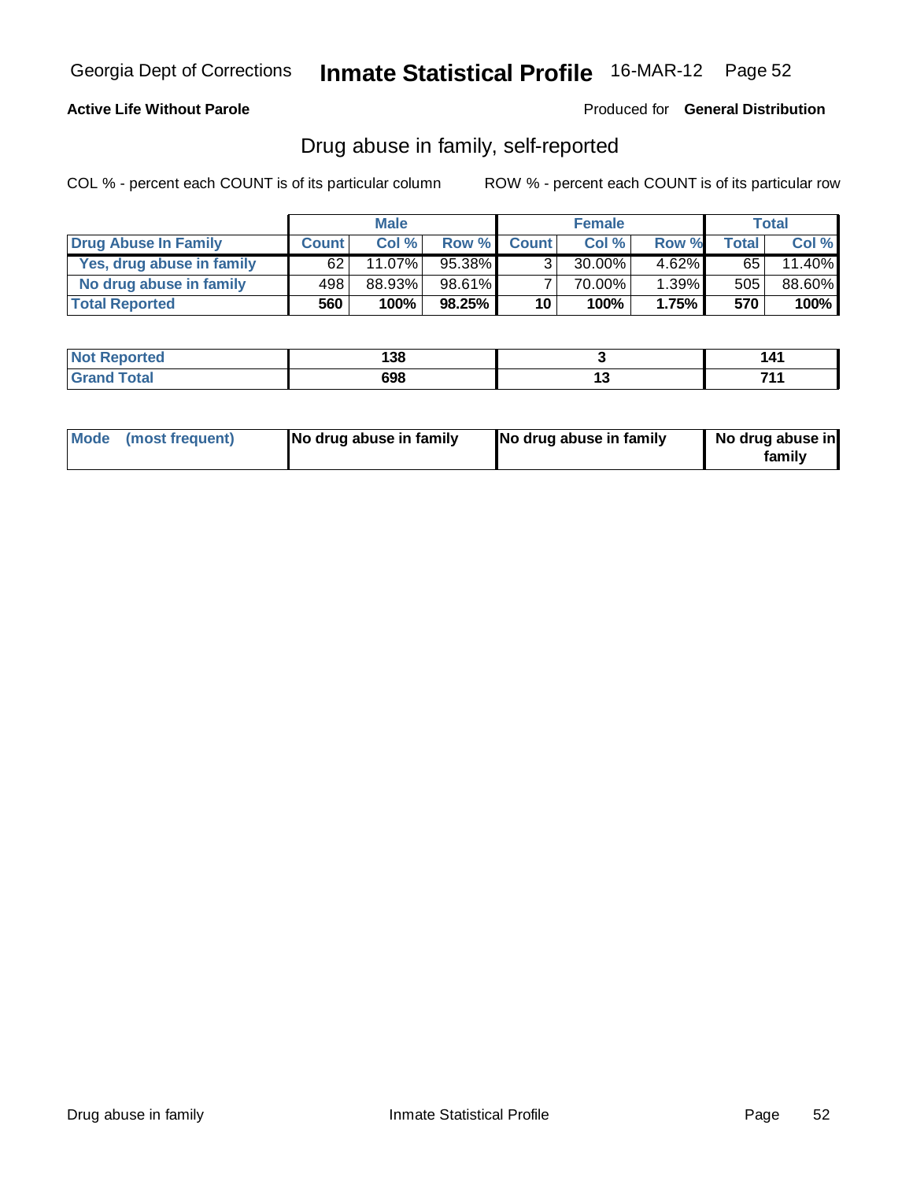Georgia Dept of Corrections **Inmate Statistical Profile** 16-MAR-12

**Active Life Without Parole**

Produced for **General Distribution**

## Drug abuse in family, self-reported

COL % - percent each COUNT is of its particular column    ROW % - percent each COUNT is of its particular row

| | Male | | | Female | | | Total | |
|---|---|---|---|---|---|---|---|---|
| **Drug Abuse In Family** | **Count** | **Col %** | **Row %** | **Count** | **Col %** | **Row %** | **Total** | **Col %** |
| Yes, drug abuse in family | 62 | 11.07% | 95.38% | 3 | 30.00% | 4.62% | 65 | 11.40% |
| No drug abuse in family | 498 | 88.93% | 98.61% | 7 | 70.00% | 1.39% | 505 | 88.60% |
| **Total Reported** | **560** | **100%** | **98.25%** | **10** | **100%** | **1.75%** | **570** | **100%** |

| | Male | Female | Total |
|---|---|---|---|
| **Not Reported** | **138** | **3** | **141** |
| **Grand Total** | **698** | **13** | **711** |

| | Male | Female | Total |
|---|---|---|---|
| **Mode (most frequent)** | **No drug abuse in family** | **No drug abuse in family** | **No drug abuse in family** |

Drug abuse in family    Inmate Statistical Profile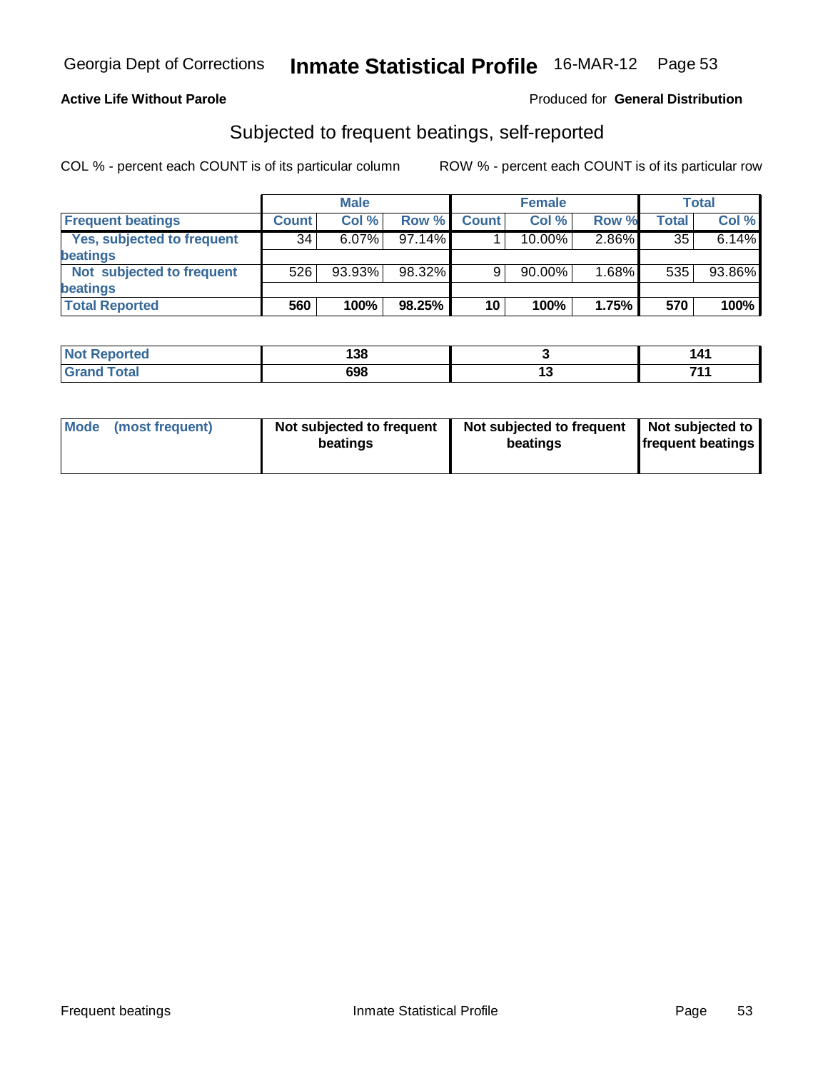Georgia Dept of Corrections **Inmate Statistical Profile** 16-MAR-12

**Active Life Without Parole**

Produced for **General Distribution**

## Subjected to frequent beatings, self-reported

COL % - percent each COUNT is of its particular column    ROW % - percent each COUNT is of its particular row

| | Male | | | Female | | | Total | |
|---|---|---|---|---|---|---|---|---|
| **Frequent beatings** | **Count** | **Col %** | **Row %** | **Count** | **Col %** | **Row %** | **Total** | **Col %** |
| Yes, subjected to frequent beatings | 34 | 6.07% | 97.14% | 1 | 10.00% | 2.86% | 35 | 6.14% |
| Not subjected to frequent beatings | 526 | 93.93% | 98.32% | 9 | 90.00% | 1.68% | 535 | 93.86% |
| **Total Reported** | **560** | **100%** | **98.25%** | **10** | **100%** | **1.75%** | **570** | **100%** |

| | Male | Female | Total |
|---|---|---|---|
| **Not Reported** | **138** | **3** | **141** |
| **Grand Total** | **698** | **13** | **711** |

| | Male | Female | Total |
|---|---|---|---|
| **Mode (most frequent)** | **Not subjected to frequent beatings** | **Not subjected to frequent beatings** | **Not subjected to frequent beatings** |

Frequent beatings    Inmate Statistical Profile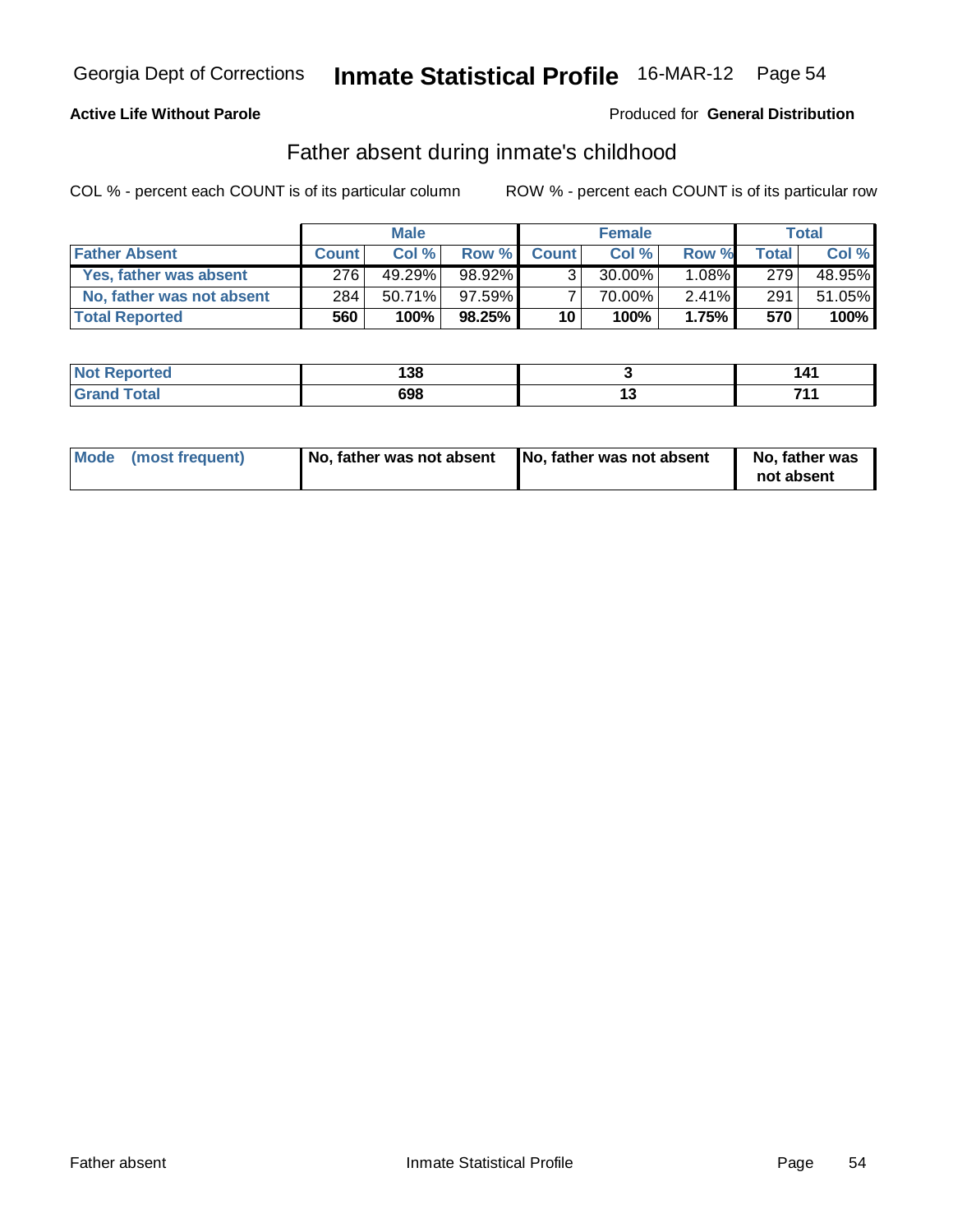Georgia Dept of Corrections **Inmate Statistical Profile** 16-MAR-12

**Active Life Without Parole**

Produced for **General Distribution**

## Father absent during inmate's childhood

COL % - percent each COUNT is of its particular column ROW % - percent each COUNT is of its particular row

| | Male | | | Female | | | Total | |
|---|---|---|---|---|---|---|---|---|
| **Father Absent** | **Count** | **Col %** | **Row %** | **Count** | **Col %** | **Row %** | **Total** | **Col %** |
| **Yes, father was absent** | 276 | 49.29% | 98.92% | 3 | 30.00% | 1.08% | 279 | 48.95% |
| **No, father was not absent** | 284 | 50.71% | 97.59% | 7 | 70.00% | 2.41% | 291 | 51.05% |
| **Total Reported** | **560** | **100%** | **98.25%** | **10** | **100%** | **1.75%** | **570** | **100%** |

| | Male | Female | Total |
|---|---|---|---|
| **Not Reported** | **138** | **3** | **141** |
| **Grand Total** | **698** | **13** | **711** |

| | Male | Female | Total |
|---|---|---|---|
| **Mode (most frequent)** | **No, father was not absent** | **No, father was not absent** | **No, father was not absent** |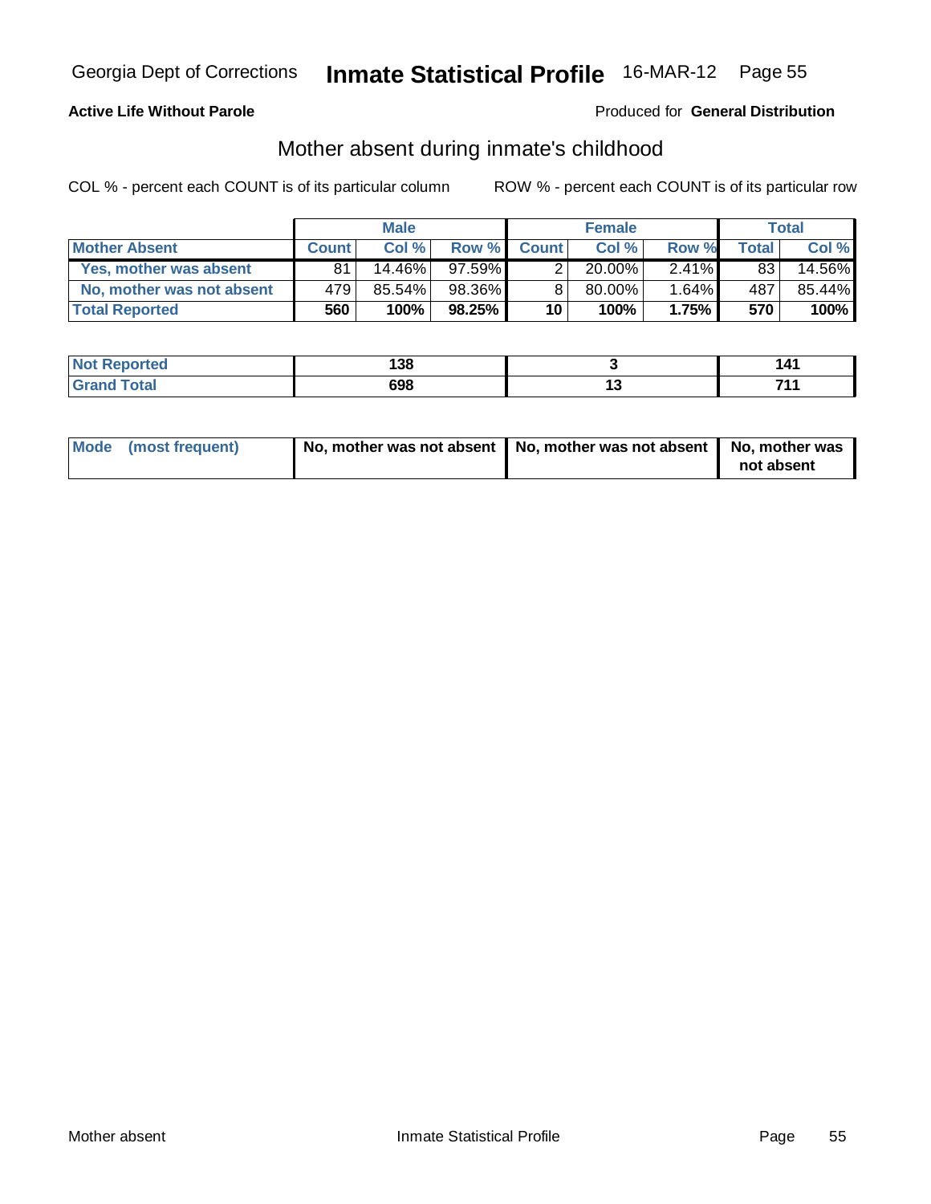Georgia Dept of Corrections **Inmate Statistical Profile** 16-MAR-12 Page 55

**Active Life Without Parole**

Produced for **General Distribution**

## Mother absent during inmate's childhood

COL % - percent each COUNT is of its particular column

ROW % - percent each COUNT is of its particular row

| | Male | | | Female | | | Total | |
|---|---|---|---|---|---|---|---|---|
| **Mother Absent** | **Count** | **Col %** | **Row %** | **Count** | **Col %** | **Row %** | **Total** | **Col %** |
| **Yes, mother was absent** | 81 | 14.46% | 97.59% | 2 | 20.00% | 2.41% | 83 | 14.56% |
| **No, mother was not absent** | 479 | 85.54% | 98.36% | 8 | 80.00% | 1.64% | 487 | 85.44% |
| **Total Reported** | **560** | **100%** | **98.25%** | **10** | **100%** | **1.75%** | **570** | **100%** |

| | Male | Female | Total |
|---|---|---|---|
| **Not Reported** | **138** | **3** | **141** |
| **Grand Total** | **698** | **13** | **711** |

| | Male | Female | Total |
|---|---|---|---|
| **Mode (most frequent)** | **No, mother was not absent** | **No, mother was not absent** | **No, mother was not absent** |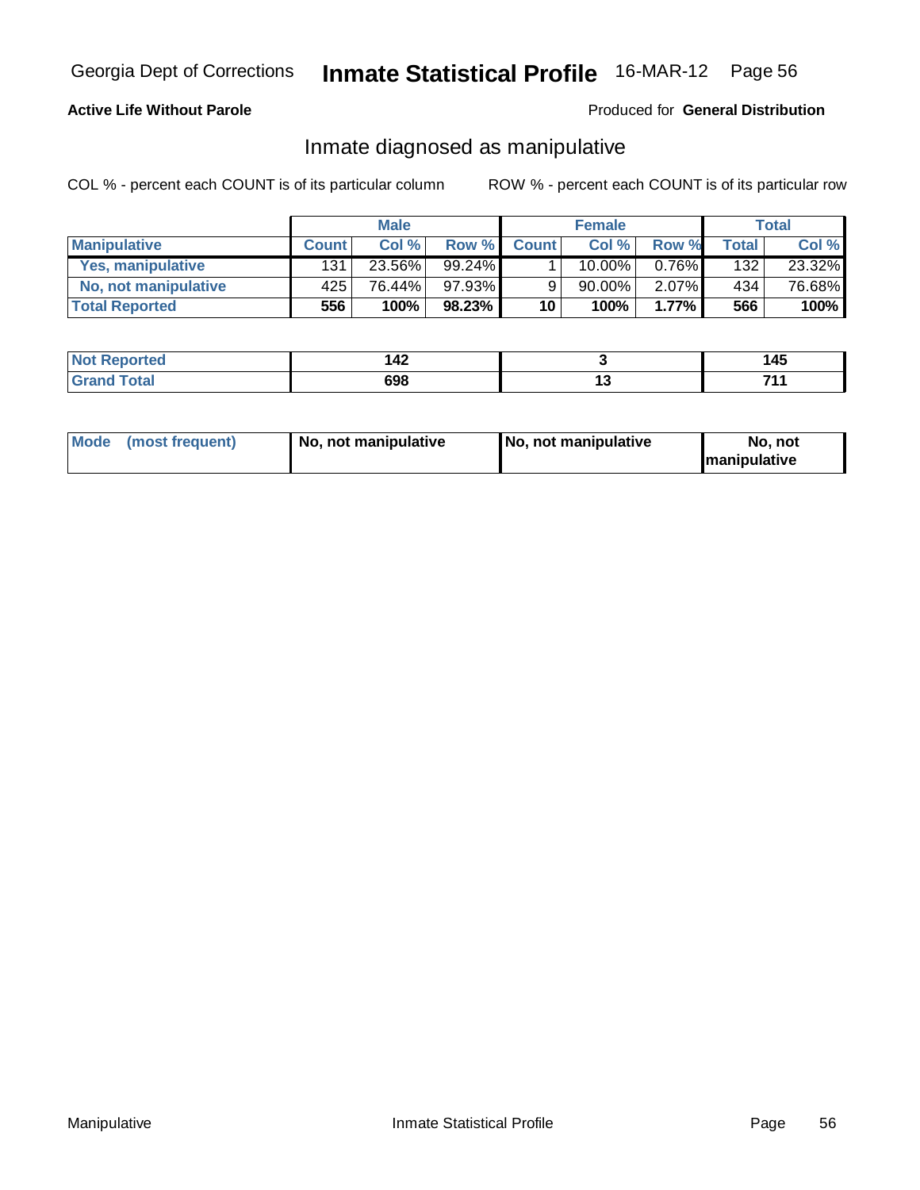Georgia Dept of Corrections **Inmate Statistical Profile** 16-MAR-12 Page 56

**Active Life Without Parole**

Produced for **General Distribution**

## Inmate diagnosed as manipulative

COL % - percent each COUNT is of its particular column

ROW % - percent each COUNT is of its particular row

| | Male | | | Female | | | Total | |
|---|---|---|---|---|---|---|---|---|
| **Manipulative** | **Count** | **Col %** | **Row %** | **Count** | **Col %** | **Row %** | **Total** | **Col %** |
| **Yes, manipulative** | 131 | 23.56% | 99.24% | 1 | 10.00% | 0.76% | 132 | 23.32% |
| **No, not manipulative** | 425 | 76.44% | 97.93% | 9 | 90.00% | 2.07% | 434 | 76.68% |
| **Total Reported** | **556** | **100%** | **98.23%** | **10** | **100%** | **1.77%** | **566** | **100%** |

| | Male | Female | Total |
|---|---|---|---|
| **Not Reported** | **142** | **3** | **145** |
| **Grand Total** | **698** | **13** | **711** |

| | Male | Female | Total |
|---|---|---|---|
| **Mode (most frequent)** | **No, not manipulative** | **No, not manipulative** | **No, not manipulative** |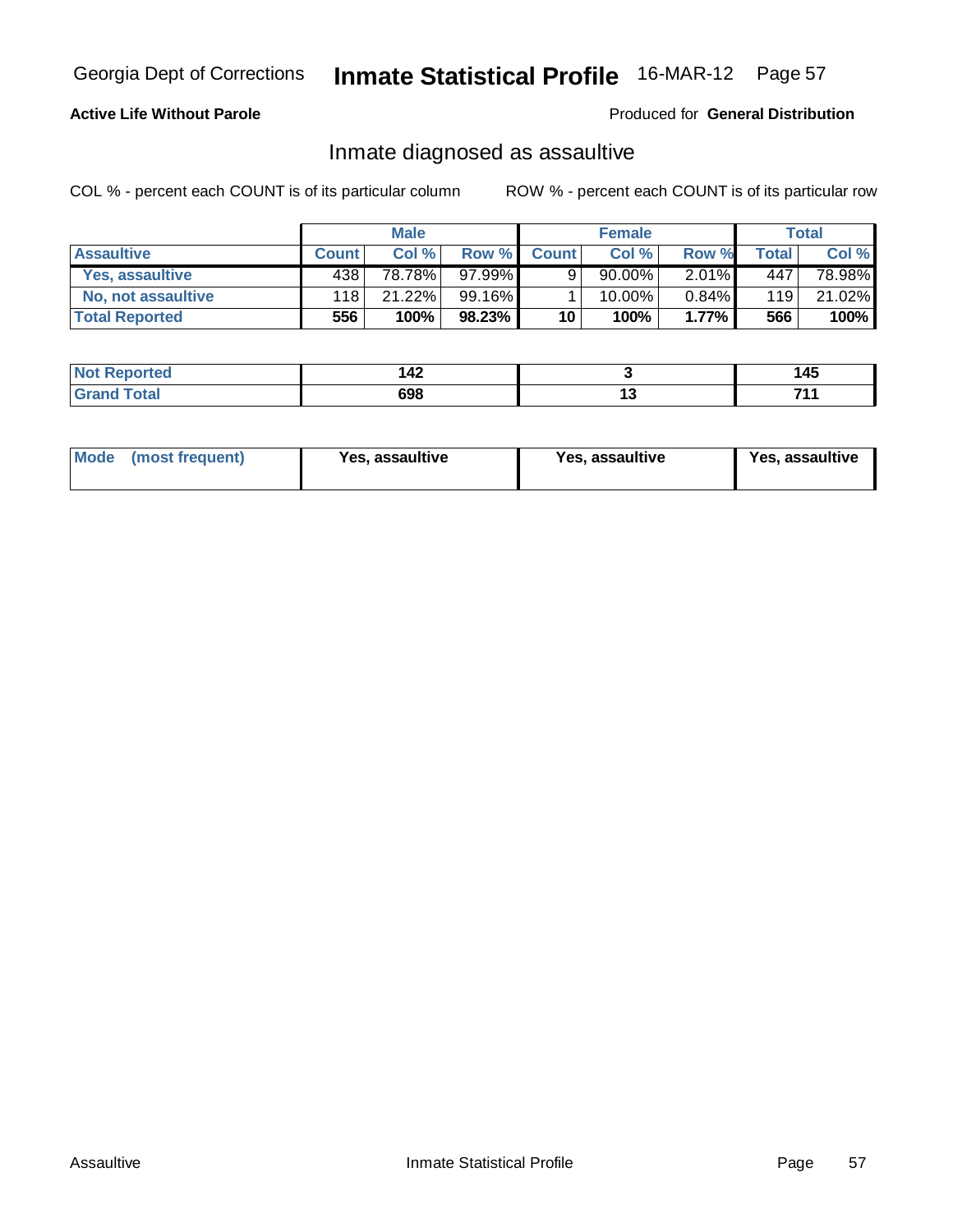Georgia Dept of Corrections **Inmate Statistical Profile** 16-MAR-12

**Active Life Without Parole**

Produced for **General Distribution**

## Inmate diagnosed as assaultive

COL % - percent each COUNT is of its particular column

ROW % - percent each COUNT is of its particular row

| | Male | | | Female | | | Total | |
|---|---|---|---|---|---|---|---|---|
| **Assaultive** | **Count** | **Col %** | **Row %** | **Count** | **Col %** | **Row %** | **Total** | **Col %** |
| **Yes, assaultive** | 438 | 78.78% | 97.99% | 9 | 90.00% | 2.01% | 447 | 78.98% |
| **No, not assaultive** | 118 | 21.22% | 99.16% | 1 | 10.00% | 0.84% | 119 | 21.02% |
| **Total Reported** | **556** | **100%** | **98.23%** | **10** | **100%** | **1.77%** | **566** | **100%** |

| | Male | Female | Total |
|---|---|---|---|
| **Not Reported** | **142** | **3** | **145** |
| **Grand Total** | **698** | **13** | **711** |

| | Male | Female | Total |
|---|---|---|---|
| **Mode (most frequent)** | **Yes, assaultive** | **Yes, assaultive** | **Yes, assaultive** |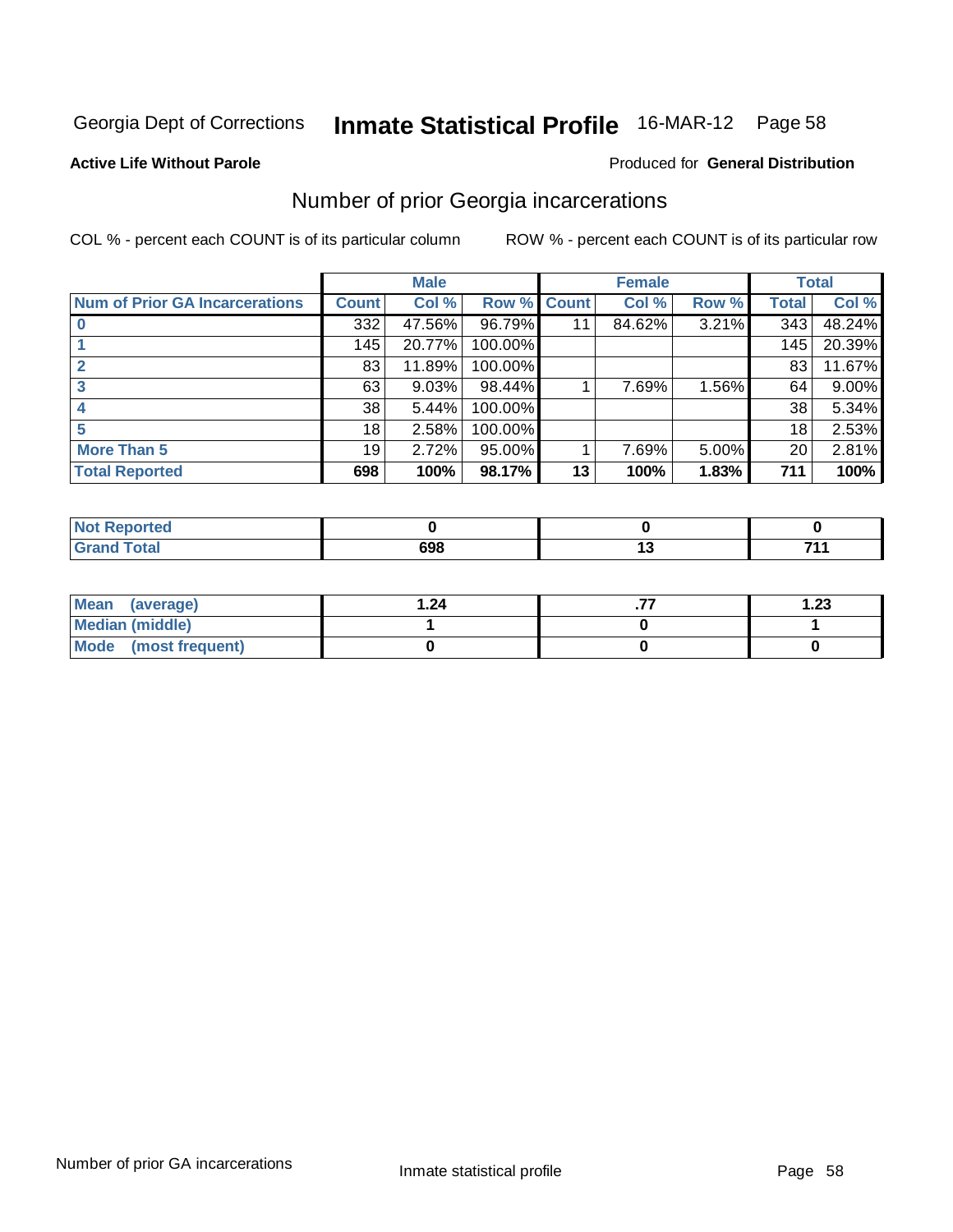Georgia Dept of Corrections **Inmate Statistical Profile** 16-MAR-12 Page 58

**Active Life Without Parole**

Produced for **General Distribution**

## Number of prior Georgia incarcerations

COL % - percent each COUNT is of its particular column

ROW % - percent each COUNT is of its particular row

| | Male | | | Female | | | Total | |
|---|---|---|---|---|---|---|---|---|
| **Num of Prior GA Incarcerations** | **Count** | **Col %** | **Row %** | **Count** | **Col %** | **Row %** | **Total** | **Col %** |
| **0** | 332 | 47.56% | 96.79% | 11 | 84.62% | 3.21% | 343 | 48.24% |
| **1** | 145 | 20.77% | 100.00% | | | | 145 | 20.39% |
| **2** | 83 | 11.89% | 100.00% | | | | 83 | 11.67% |
| **3** | 63 | 9.03% | 98.44% | 1 | 7.69% | 1.56% | 64 | 9.00% |
| **4** | 38 | 5.44% | 100.00% | | | | 38 | 5.34% |
| **5** | 18 | 2.58% | 100.00% | | | | 18 | 2.53% |
| **More Than 5** | 19 | 2.72% | 95.00% | 1 | 7.69% | 5.00% | 20 | 2.81% |
| **Total Reported** | **698** | **100%** | **98.17%** | **13** | **100%** | **1.83%** | **711** | **100%** |

| | Male | Female | Total |
|---|---|---|---|
| **Not Reported** | **0** | **0** | **0** |
| **Grand Total** | **698** | **13** | **711** |

| | Male | Female | Total |
|---|---|---|---|
| **Mean (average)** | **1.24** | **.77** | **1.23** |
| **Median (middle)** | **1** | **0** | **1** |
| **Mode (most frequent)** | **0** | **0** | **0** |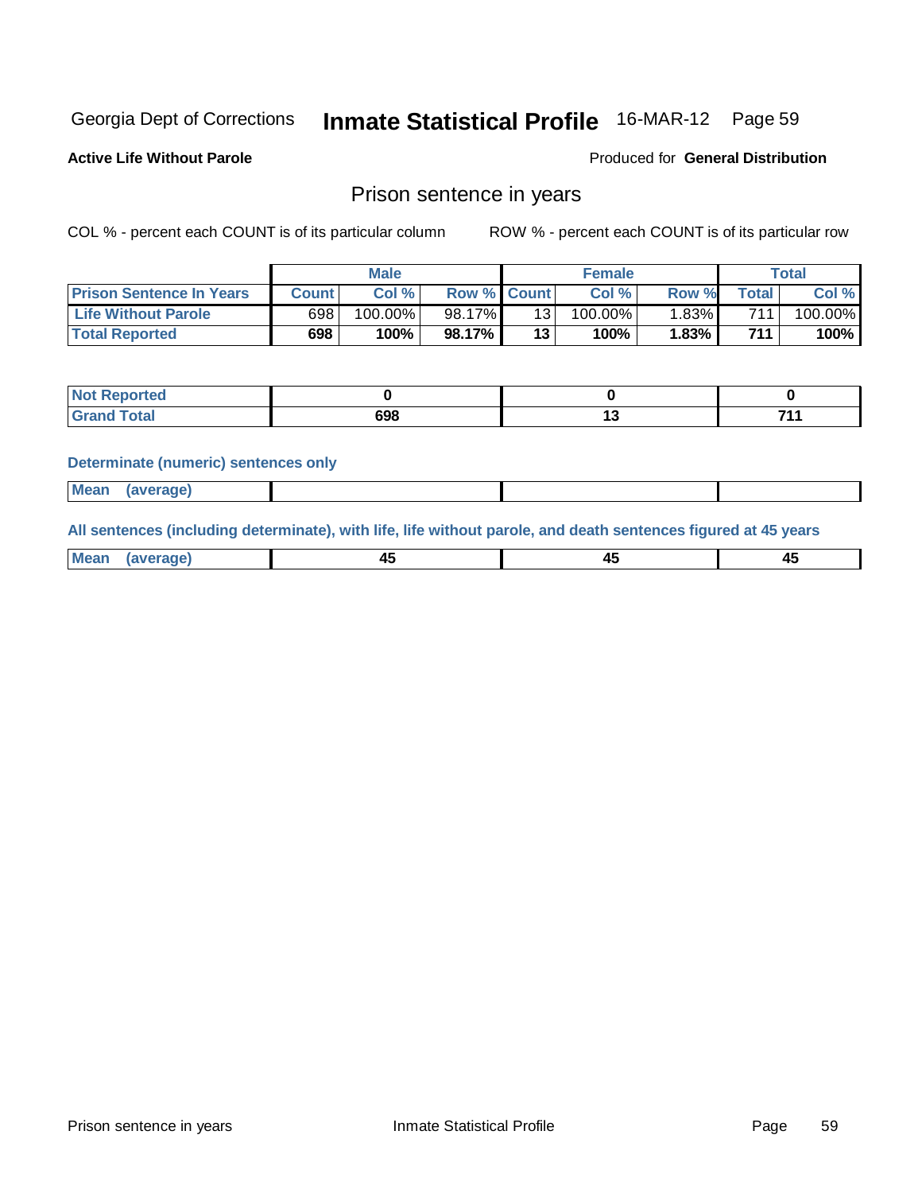Georgia Dept of Corrections **Inmate Statistical Profile** 16-MAR-12

**Active Life Without Parole** Produced for **General Distribution**

## Prison sentence in years

COL % - percent each COUNT is of its particular column ROW % - percent each COUNT is of its particular row

| | Male | | | Female | | | Total | |
|---|---|---|---|---|---|---|---|---|
| **Prison Sentence In Years** | **Count** | **Col %** | **Row %** | **Count** | **Col %** | **Row %** | **Total** | **Col %** |
| **Life Without Parole** | 698 | 100.00% | 98.17% | 13 | 100.00% | 1.83% | 711 | 100.00% |
| **Total Reported** | **698** | **100%** | **98.17%** | **13** | **100%** | **1.83%** | **711** | **100%** |

| | Male | Female | Total |
|---|---|---|---|
| **Not Reported** | **0** | **0** | **0** |
| **Grand Total** | **698** | **13** | **711** |

**Determinate (numeric) sentences only**

| | Male | Female | Total |
|---|---|---|---|
| **Mean (average)** | | | |

**All sentences (including determinate), with life, life without parole, and death sentences figured at 45 years**

| | Male | Female | Total |
|---|---|---|---|
| **Mean (average)** | **45** | **45** | **45** |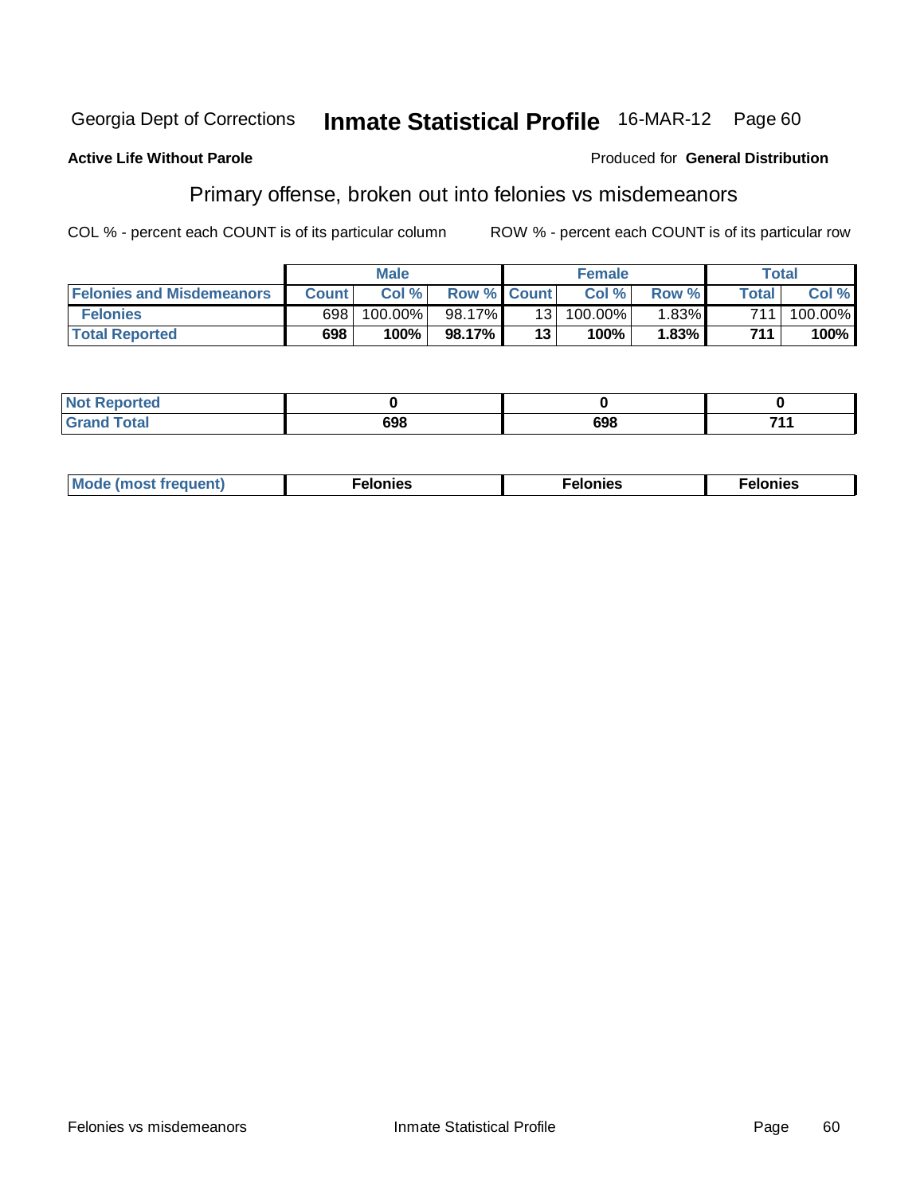Georgia Dept of Corrections **Inmate Statistical Profile** 16-MAR-12 Page 60

**Active Life Without Parole**

Produced for **General Distribution**

## Primary offense, broken out into felonies vs misdemeanors

COL % - percent each COUNT is of its particular column ROW % - percent each COUNT is of its particular row

| | Male | | | Female | | | Total | |
|---|---|---|---|---|---|---|---|---|
| **Felonies and Misdemeanors** | **Count** | **Col %** | **Row %** | **Count** | **Col %** | **Row %** | **Total** | **Col %** |
| **Felonies** | 698 | 100.00% | 98.17% | 13 | 100.00% | 1.83% | 711 | 100.00% |
| **Total Reported** | **698** | **100%** | **98.17%** | **13** | **100%** | **1.83%** | **711** | **100%** |

| | Male | Female | Total |
|---|---|---|---|
| **Not Reported** | **0** | **0** | **0** |
| **Grand Total** | **698** | **698** | **711** |

| | Male | Female | Total |
|---|---|---|---|
| **Mode (most frequent)** | **Felonies** | **Felonies** | **Felonies** |

Felonies vs misdemeanors Inmate Statistical Profile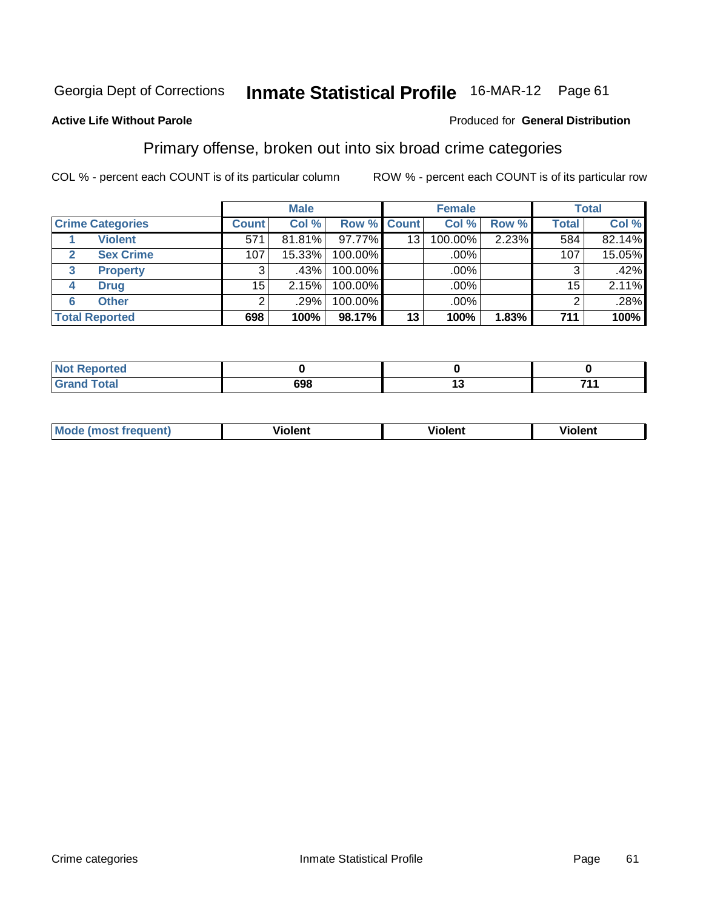Georgia Dept of Corrections **Inmate Statistical Profile** 16-MAR-12 Page 61

**Active Life Without Parole**

Produced for **General Distribution**

## Primary offense, broken out into six broad crime categories

COL % - percent each COUNT is of its particular column

ROW % - percent each COUNT is of its particular row

| | | Male | | | Female | | | Total | |
|---|---|---|---|---|---|---|---|---|---|
| **Crime Categories** | | **Count** | **Col %** | **Row %** | **Count** | **Col %** | **Row %** | **Total** | **Col %** |
| 1 | **Violent** | 571 | 81.81% | 97.77% | 13 | 100.00% | 2.23% | 584 | 82.14% |
| 2 | **Sex Crime** | 107 | 15.33% | 100.00% | | .00% | | 107 | 15.05% |
| 3 | **Property** | 3 | .43% | 100.00% | | .00% | | 3 | .42% |
| 4 | **Drug** | 15 | 2.15% | 100.00% | | .00% | | 15 | 2.11% |
| 6 | **Other** | 2 | .29% | 100.00% | | .00% | | 2 | .28% |
| **Total Reported** | | **698** | **100%** | **98.17%** | **13** | **100%** | **1.83%** | **711** | **100%** |

| | Male | Female | Total |
|---|---|---|---|
| **Not Reported** | **0** | **0** | **0** |
| **Grand Total** | **698** | **13** | **711** |

| | Male | Female | Total |
|---|---|---|---|
| **Mode (most frequent)** | **Violent** | **Violent** | **Violent** |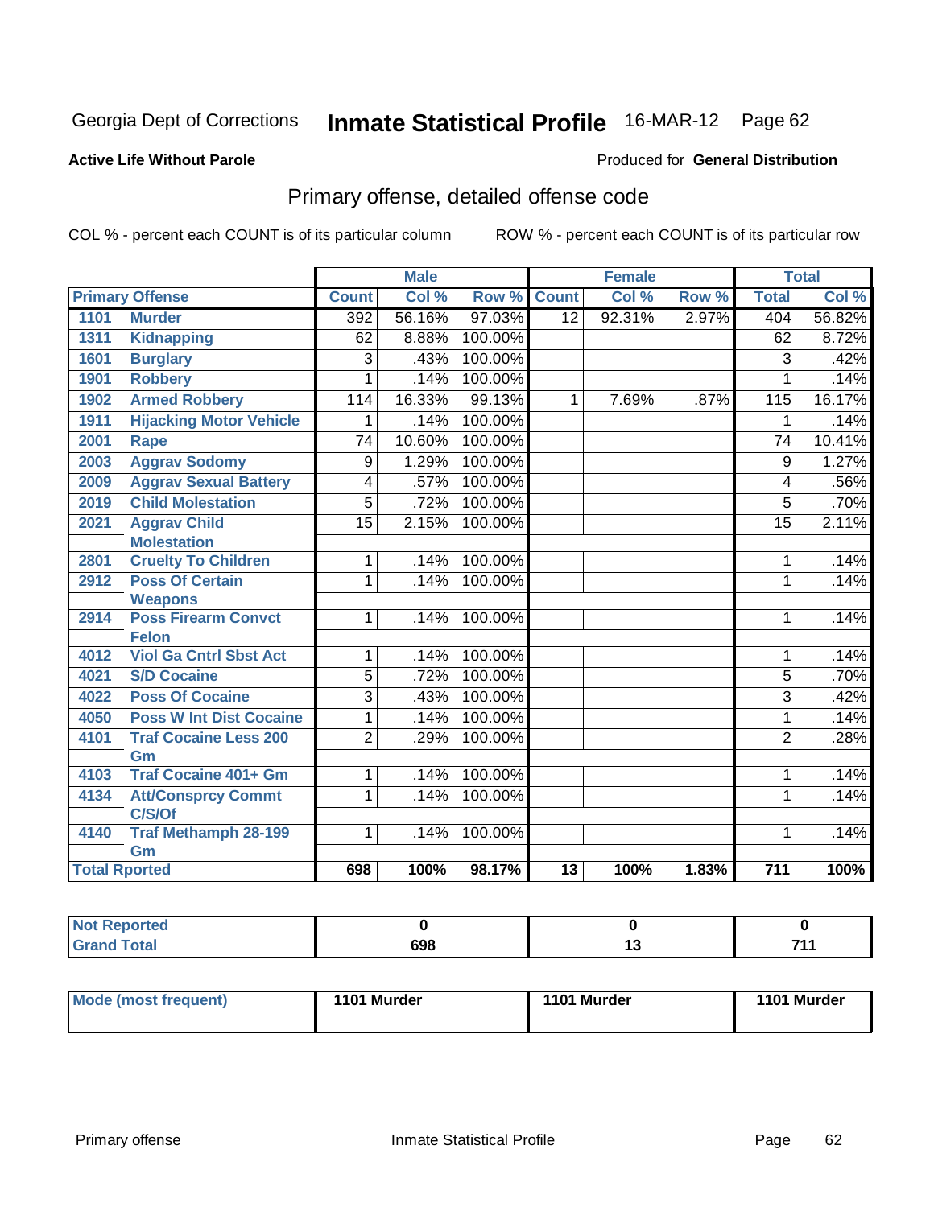Georgia Dept of Corrections **Inmate Statistical Profile** 16-MAR-12 Page 62

**Active Life Without Parole**

Produced for **General Distribution**

## Primary offense, detailed offense code

COL % - percent each COUNT is of its particular column ROW % - percent each COUNT is of its particular row

| Primary Offense | | Male | | | Female | | | Total | |
|---|---|---|---|---|---|---|---|---|---|
| | | Count | Col % | Row % | Count | Col % | Row % | Total | Col % |
| 1101 | Murder | 392 | 56.16% | 97.03% | 12 | 92.31% | 2.97% | 404 | 56.82% |
| 1311 | Kidnapping | 62 | 8.88% | 100.00% | | | | 62 | 8.72% |
| 1601 | Burglary | 3 | .43% | 100.00% | | | | 3 | .42% |
| 1901 | Robbery | 1 | .14% | 100.00% | | | | 1 | .14% |
| 1902 | Armed Robbery | 114 | 16.33% | 99.13% | 1 | 7.69% | .87% | 115 | 16.17% |
| 1911 | Hijacking Motor Vehicle | 1 | .14% | 100.00% | | | | 1 | .14% |
| 2001 | Rape | 74 | 10.60% | 100.00% | | | | 74 | 10.41% |
| 2003 | Aggrav Sodomy | 9 | 1.29% | 100.00% | | | | 9 | 1.27% |
| 2009 | Aggrav Sexual Battery | 4 | .57% | 100.00% | | | | 4 | .56% |
| 2019 | Child Molestation | 5 | .72% | 100.00% | | | | 5 | .70% |
| 2021 | Aggrav Child Molestation | 15 | 2.15% | 100.00% | | | | 15 | 2.11% |
| 2801 | Cruelty To Children | 1 | .14% | 100.00% | | | | 1 | .14% |
| 2912 | Poss Of Certain Weapons | 1 | .14% | 100.00% | | | | 1 | .14% |
| 2914 | Poss Firearm Convct Felon | 1 | .14% | 100.00% | | | | 1 | .14% |
| 4012 | Viol Ga Cntrl Sbst Act | 1 | .14% | 100.00% | | | | 1 | .14% |
| 4021 | S/D Cocaine | 5 | .72% | 100.00% | | | | 5 | .70% |
| 4022 | Poss Of Cocaine | 3 | .43% | 100.00% | | | | 3 | .42% |
| 4050 | Poss W Int Dist Cocaine | 1 | .14% | 100.00% | | | | 1 | .14% |
| 4101 | Traf Cocaine Less 200 Gm | 2 | .29% | 100.00% | | | | 2 | .28% |
| 4103 | Traf Cocaine 401+ Gm | 1 | .14% | 100.00% | | | | 1 | .14% |
| 4134 | Att/Consprcy Commt C/S/Of | 1 | .14% | 100.00% | | | | 1 | .14% |
| 4140 | Traf Methamph 28-199 Gm | 1 | .14% | 100.00% | | | | 1 | .14% |
| **Total Rported** | | **698** | **100%** | **98.17%** | **13** | **100%** | **1.83%** | **711** | **100%** |

| | Male | Female | Total |
|---|---|---|---|
| Not Reported | 0 | 0 | 0 |
| Grand Total | 698 | 13 | 711 |

| | Male | Female | Total |
|---|---|---|---|
| Mode (most frequent) | 1101 Murder | 1101 Murder | 1101 Murder |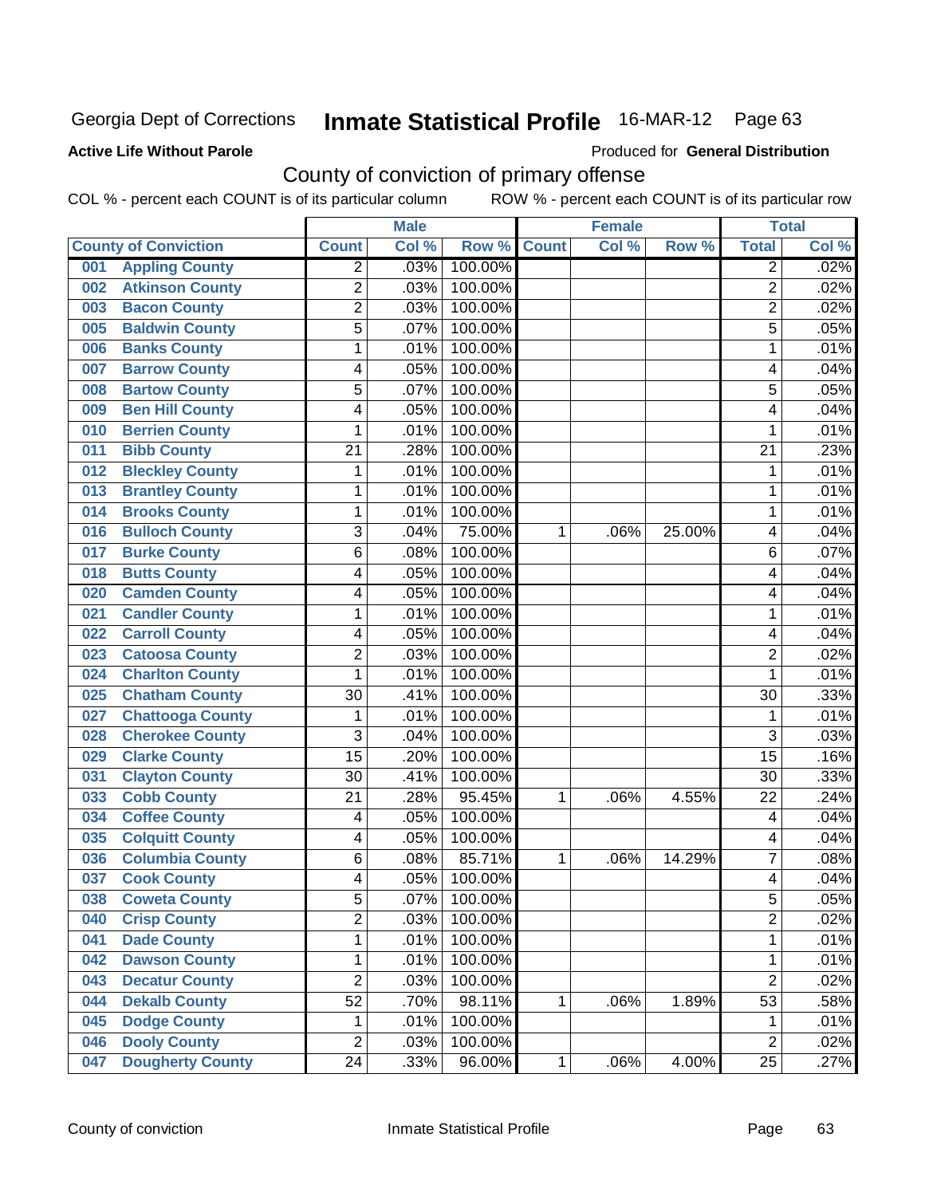Georgia Dept of Corrections **Inmate Statistical Profile** 16-MAR-12

**Active Life Without Parole**

Produced for **General Distribution**

## County of conviction of primary offense

COL % - percent each COUNT is of its particular column ROW % - percent each COUNT is of its particular row

| County of Conviction | | Male | | | Female | | | Total | |
|---|---|---|---|---|---|---|---|---|---|
| | | Count | Col % | Row % | Count | Col % | Row % | Total | Col % |
| 001 | Appling County | 2 | .03% | 100.00% | | | | 2 | .02% |
| 002 | Atkinson County | 2 | .03% | 100.00% | | | | 2 | .02% |
| 003 | Bacon County | 2 | .03% | 100.00% | | | | 2 | .02% |
| 005 | Baldwin County | 5 | .07% | 100.00% | | | | 5 | .05% |
| 006 | Banks County | 1 | .01% | 100.00% | | | | 1 | .01% |
| 007 | Barrow County | 4 | .05% | 100.00% | | | | 4 | .04% |
| 008 | Bartow County | 5 | .07% | 100.00% | | | | 5 | .05% |
| 009 | Ben Hill County | 4 | .05% | 100.00% | | | | 4 | .04% |
| 010 | Berrien County | 1 | .01% | 100.00% | | | | 1 | .01% |
| 011 | Bibb County | 21 | .28% | 100.00% | | | | 21 | .23% |
| 012 | Bleckley County | 1 | .01% | 100.00% | | | | 1 | .01% |
| 013 | Brantley County | 1 | .01% | 100.00% | | | | 1 | .01% |
| 014 | Brooks County | 1 | .01% | 100.00% | | | | 1 | .01% |
| 016 | Bulloch County | 3 | .04% | 75.00% | 1 | .06% | 25.00% | 4 | .04% |
| 017 | Burke County | 6 | .08% | 100.00% | | | | 6 | .07% |
| 018 | Butts County | 4 | .05% | 100.00% | | | | 4 | .04% |
| 020 | Camden County | 4 | .05% | 100.00% | | | | 4 | .04% |
| 021 | Candler County | 1 | .01% | 100.00% | | | | 1 | .01% |
| 022 | Carroll County | 4 | .05% | 100.00% | | | | 4 | .04% |
| 023 | Catoosa County | 2 | .03% | 100.00% | | | | 2 | .02% |
| 024 | Charlton County | 1 | .01% | 100.00% | | | | 1 | .01% |
| 025 | Chatham County | 30 | .41% | 100.00% | | | | 30 | .33% |
| 027 | Chattooga County | 1 | .01% | 100.00% | | | | 1 | .01% |
| 028 | Cherokee County | 3 | .04% | 100.00% | | | | 3 | .03% |
| 029 | Clarke County | 15 | .20% | 100.00% | | | | 15 | .16% |
| 031 | Clayton County | 30 | .41% | 100.00% | | | | 30 | .33% |
| 033 | Cobb County | 21 | .28% | 95.45% | 1 | .06% | 4.55% | 22 | .24% |
| 034 | Coffee County | 4 | .05% | 100.00% | | | | 4 | .04% |
| 035 | Colquitt County | 4 | .05% | 100.00% | | | | 4 | .04% |
| 036 | Columbia County | 6 | .08% | 85.71% | 1 | .06% | 14.29% | 7 | .08% |
| 037 | Cook County | 4 | .05% | 100.00% | | | | 4 | .04% |
| 038 | Coweta County | 5 | .07% | 100.00% | | | | 5 | .05% |
| 040 | Crisp County | 2 | .03% | 100.00% | | | | 2 | .02% |
| 041 | Dade County | 1 | .01% | 100.00% | | | | 1 | .01% |
| 042 | Dawson County | 1 | .01% | 100.00% | | | | 1 | .01% |
| 043 | Decatur County | 2 | .03% | 100.00% | | | | 2 | .02% |
| 044 | Dekalb County | 52 | .70% | 98.11% | 1 | .06% | 1.89% | 53 | .58% |
| 045 | Dodge County | 1 | .01% | 100.00% | | | | 1 | .01% |
| 046 | Dooly County | 2 | .03% | 100.00% | | | | 2 | .02% |
| 047 | Dougherty County | 24 | .33% | 96.00% | 1 | .06% | 4.00% | 25 | .27% |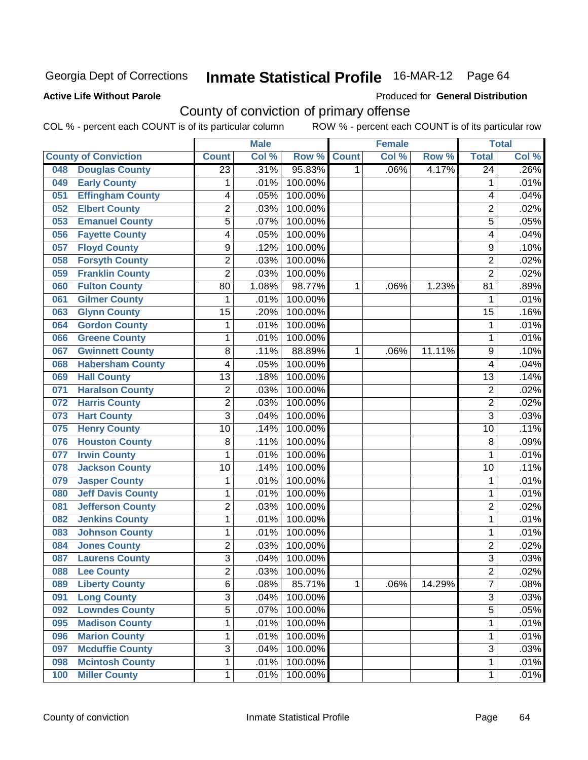Georgia Dept of Corrections **Inmate Statistical Profile** 16-MAR-12 Page 64

**Active Life Without Parole**

Produced for **General Distribution**

## County of conviction of primary offense

COL % - percent each COUNT is of its particular column ROW % - percent each COUNT is of its particular row

| County of Conviction | | Male | | | Female | | | Total | |
|---|---|---|---|---|---|---|---|---|---|
| | | Count | Col % | Row % | Count | Col % | Row % | Total | Col % |
| 048 | Douglas County | 23 | .31% | 95.83% | 1 | .06% | 4.17% | 24 | .26% |
| 049 | Early County | 1 | .01% | 100.00% | | | | 1 | .01% |
| 051 | Effingham County | 4 | .05% | 100.00% | | | | 4 | .04% |
| 052 | Elbert County | 2 | .03% | 100.00% | | | | 2 | .02% |
| 053 | Emanuel County | 5 | .07% | 100.00% | | | | 5 | .05% |
| 056 | Fayette County | 4 | .05% | 100.00% | | | | 4 | .04% |
| 057 | Floyd County | 9 | .12% | 100.00% | | | | 9 | .10% |
| 058 | Forsyth County | 2 | .03% | 100.00% | | | | 2 | .02% |
| 059 | Franklin County | 2 | .03% | 100.00% | | | | 2 | .02% |
| 060 | Fulton County | 80 | 1.08% | 98.77% | 1 | .06% | 1.23% | 81 | .89% |
| 061 | Gilmer County | 1 | .01% | 100.00% | | | | 1 | .01% |
| 063 | Glynn County | 15 | .20% | 100.00% | | | | 15 | .16% |
| 064 | Gordon County | 1 | .01% | 100.00% | | | | 1 | .01% |
| 066 | Greene County | 1 | .01% | 100.00% | | | | 1 | .01% |
| 067 | Gwinnett County | 8 | .11% | 88.89% | 1 | .06% | 11.11% | 9 | .10% |
| 068 | Habersham County | 4 | .05% | 100.00% | | | | 4 | .04% |
| 069 | Hall County | 13 | .18% | 100.00% | | | | 13 | .14% |
| 071 | Haralson County | 2 | .03% | 100.00% | | | | 2 | .02% |
| 072 | Harris County | 2 | .03% | 100.00% | | | | 2 | .02% |
| 073 | Hart County | 3 | .04% | 100.00% | | | | 3 | .03% |
| 075 | Henry County | 10 | .14% | 100.00% | | | | 10 | .11% |
| 076 | Houston County | 8 | .11% | 100.00% | | | | 8 | .09% |
| 077 | Irwin County | 1 | .01% | 100.00% | | | | 1 | .01% |
| 078 | Jackson County | 10 | .14% | 100.00% | | | | 10 | .11% |
| 079 | Jasper County | 1 | .01% | 100.00% | | | | 1 | .01% |
| 080 | Jeff Davis County | 1 | .01% | 100.00% | | | | 1 | .01% |
| 081 | Jefferson County | 2 | .03% | 100.00% | | | | 2 | .02% |
| 082 | Jenkins County | 1 | .01% | 100.00% | | | | 1 | .01% |
| 083 | Johnson County | 1 | .01% | 100.00% | | | | 1 | .01% |
| 084 | Jones County | 2 | .03% | 100.00% | | | | 2 | .02% |
| 087 | Laurens County | 3 | .04% | 100.00% | | | | 3 | .03% |
| 088 | Lee County | 2 | .03% | 100.00% | | | | 2 | .02% |
| 089 | Liberty County | 6 | .08% | 85.71% | 1 | .06% | 14.29% | 7 | .08% |
| 091 | Long County | 3 | .04% | 100.00% | | | | 3 | .03% |
| 092 | Lowndes County | 5 | .07% | 100.00% | | | | 5 | .05% |
| 095 | Madison County | 1 | .01% | 100.00% | | | | 1 | .01% |
| 096 | Marion County | 1 | .01% | 100.00% | | | | 1 | .01% |
| 097 | Mcduffie County | 3 | .04% | 100.00% | | | | 3 | .03% |
| 098 | Mcintosh County | 1 | .01% | 100.00% | | | | 1 | .01% |
| 100 | Miller County | 1 | .01% | 100.00% | | | | 1 | .01% |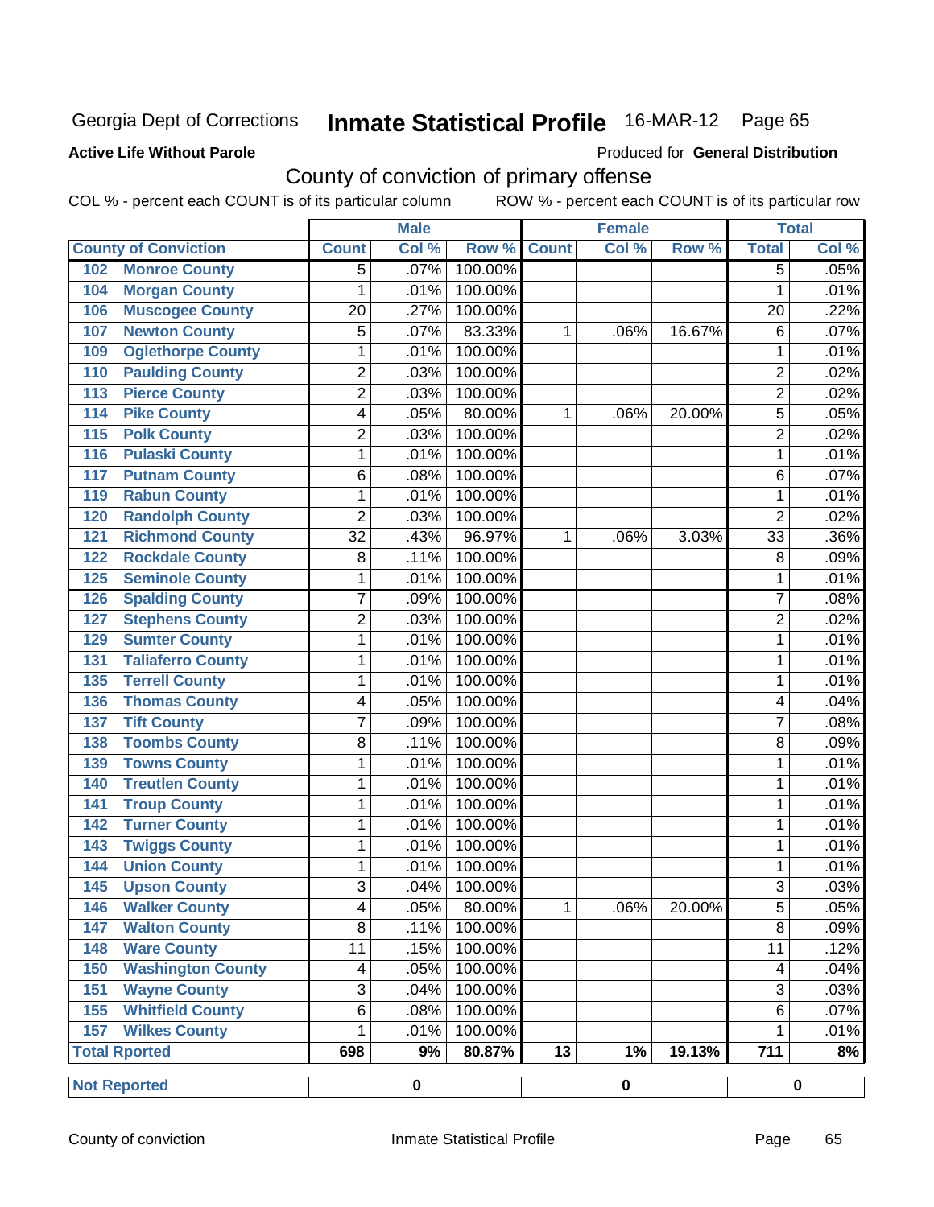Georgia Dept of Corrections **Inmate Statistical Profile** 16-MAR-12

**Active Life Without Parole**

Produced for **General Distribution**

## County of conviction of primary offense

COL % - percent each COUNT is of its particular column ROW % - percent each COUNT is of its particular row

| County of Conviction | Male | | | Female | | | Total | |
|---|---|---|---|---|---|---|---|---|
| | Count | Col % | Row % | Count | Col % | Row % | Total | Col % |
| 102 Monroe County | 5 | .07% | 100.00% | | | | 5 | .05% |
| 104 Morgan County | 1 | .01% | 100.00% | | | | 1 | .01% |
| 106 Muscogee County | 20 | .27% | 100.00% | | | | 20 | .22% |
| 107 Newton County | 5 | .07% | 83.33% | 1 | .06% | 16.67% | 6 | .07% |
| 109 Oglethorpe County | 1 | .01% | 100.00% | | | | 1 | .01% |
| 110 Paulding County | 2 | .03% | 100.00% | | | | 2 | .02% |
| 113 Pierce County | 2 | .03% | 100.00% | | | | 2 | .02% |
| 114 Pike County | 4 | .05% | 80.00% | 1 | .06% | 20.00% | 5 | .05% |
| 115 Polk County | 2 | .03% | 100.00% | | | | 2 | .02% |
| 116 Pulaski County | 1 | .01% | 100.00% | | | | 1 | .01% |
| 117 Putnam County | 6 | .08% | 100.00% | | | | 6 | .07% |
| 119 Rabun County | 1 | .01% | 100.00% | | | | 1 | .01% |
| 120 Randolph County | 2 | .03% | 100.00% | | | | 2 | .02% |
| 121 Richmond County | 32 | .43% | 96.97% | 1 | .06% | 3.03% | 33 | .36% |
| 122 Rockdale County | 8 | .11% | 100.00% | | | | 8 | .09% |
| 125 Seminole County | 1 | .01% | 100.00% | | | | 1 | .01% |
| 126 Spalding County | 7 | .09% | 100.00% | | | | 7 | .08% |
| 127 Stephens County | 2 | .03% | 100.00% | | | | 2 | .02% |
| 129 Sumter County | 1 | .01% | 100.00% | | | | 1 | .01% |
| 131 Taliaferro County | 1 | .01% | 100.00% | | | | 1 | .01% |
| 135 Terrell County | 1 | .01% | 100.00% | | | | 1 | .01% |
| 136 Thomas County | 4 | .05% | 100.00% | | | | 4 | .04% |
| 137 Tift County | 7 | .09% | 100.00% | | | | 7 | .08% |
| 138 Toombs County | 8 | .11% | 100.00% | | | | 8 | .09% |
| 139 Towns County | 1 | .01% | 100.00% | | | | 1 | .01% |
| 140 Treutlen County | 1 | .01% | 100.00% | | | | 1 | .01% |
| 141 Troup County | 1 | .01% | 100.00% | | | | 1 | .01% |
| 142 Turner County | 1 | .01% | 100.00% | | | | 1 | .01% |
| 143 Twiggs County | 1 | .01% | 100.00% | | | | 1 | .01% |
| 144 Union County | 1 | .01% | 100.00% | | | | 1 | .01% |
| 145 Upson County | 3 | .04% | 100.00% | | | | 3 | .03% |
| 146 Walker County | 4 | .05% | 80.00% | 1 | .06% | 20.00% | 5 | .05% |
| 147 Walton County | 8 | .11% | 100.00% | | | | 8 | .09% |
| 148 Ware County | 11 | .15% | 100.00% | | | | 11 | .12% |
| 150 Washington County | 4 | .05% | 100.00% | | | | 4 | .04% |
| 151 Wayne County | 3 | .04% | 100.00% | | | | 3 | .03% |
| 155 Whitfield County | 6 | .08% | 100.00% | | | | 6 | .07% |
| 157 Wilkes County | 1 | .01% | 100.00% | | | | 1 | .01% |
| **Total Rported** | **698** | **9%** | **80.87%** | **13** | **1%** | **19.13%** | **711** | **8%** |
| **Not Reported** | **0** | | | **0** | | | **0** | |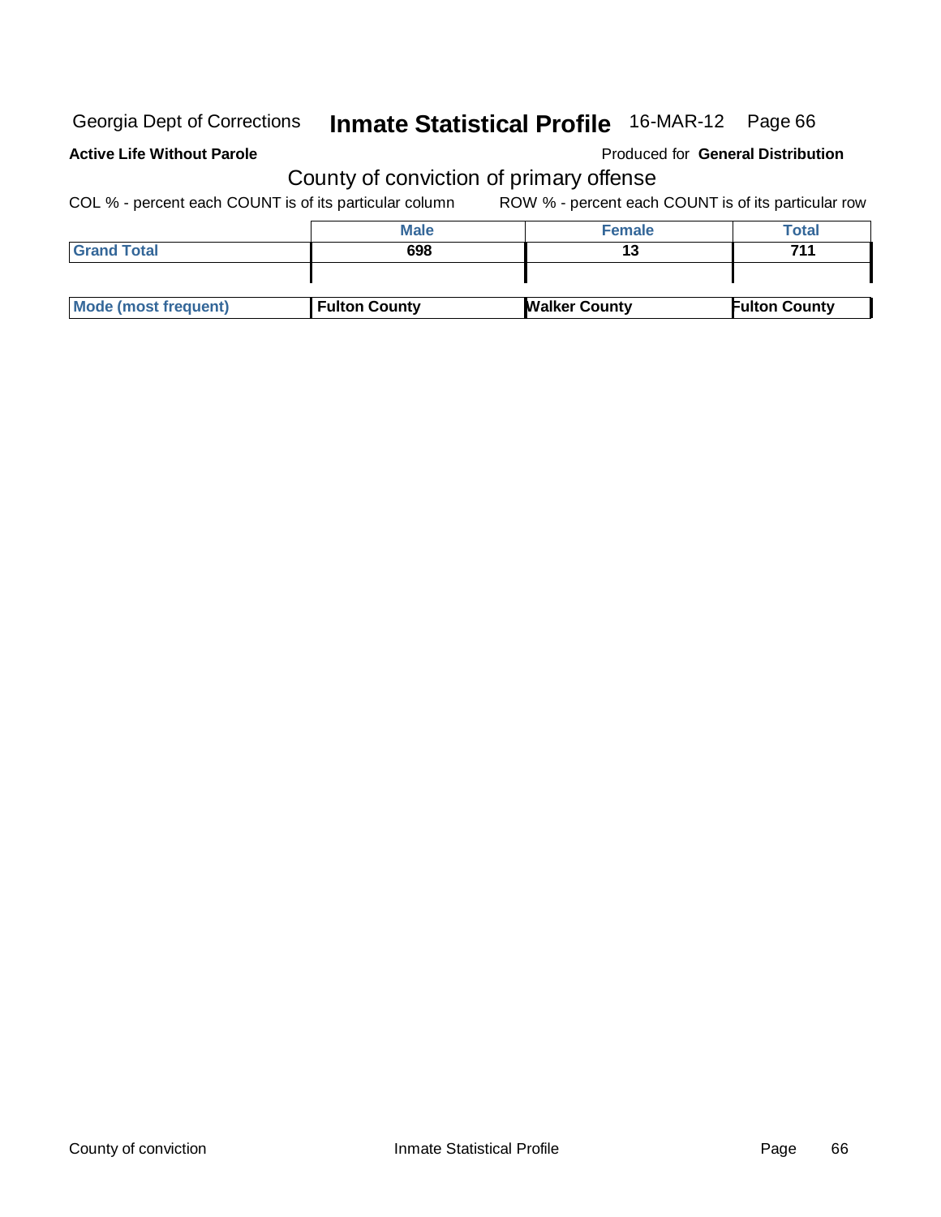Georgia Dept of Corrections **Inmate Statistical Profile** 16-MAR-12

**Active Life Without Parole**

Produced for **General Distribution**

## County of conviction of primary offense

COL % - percent each COUNT is of its particular column ROW % - percent each COUNT is of its particular row

| | Male | Female | Total |
|---|---|---|---|
| **Grand Total** | **698** | **13** | **711** |
| | | | |
| **Mode (most frequent)** | **Fulton County** | **Walker County** | **Fulton County** |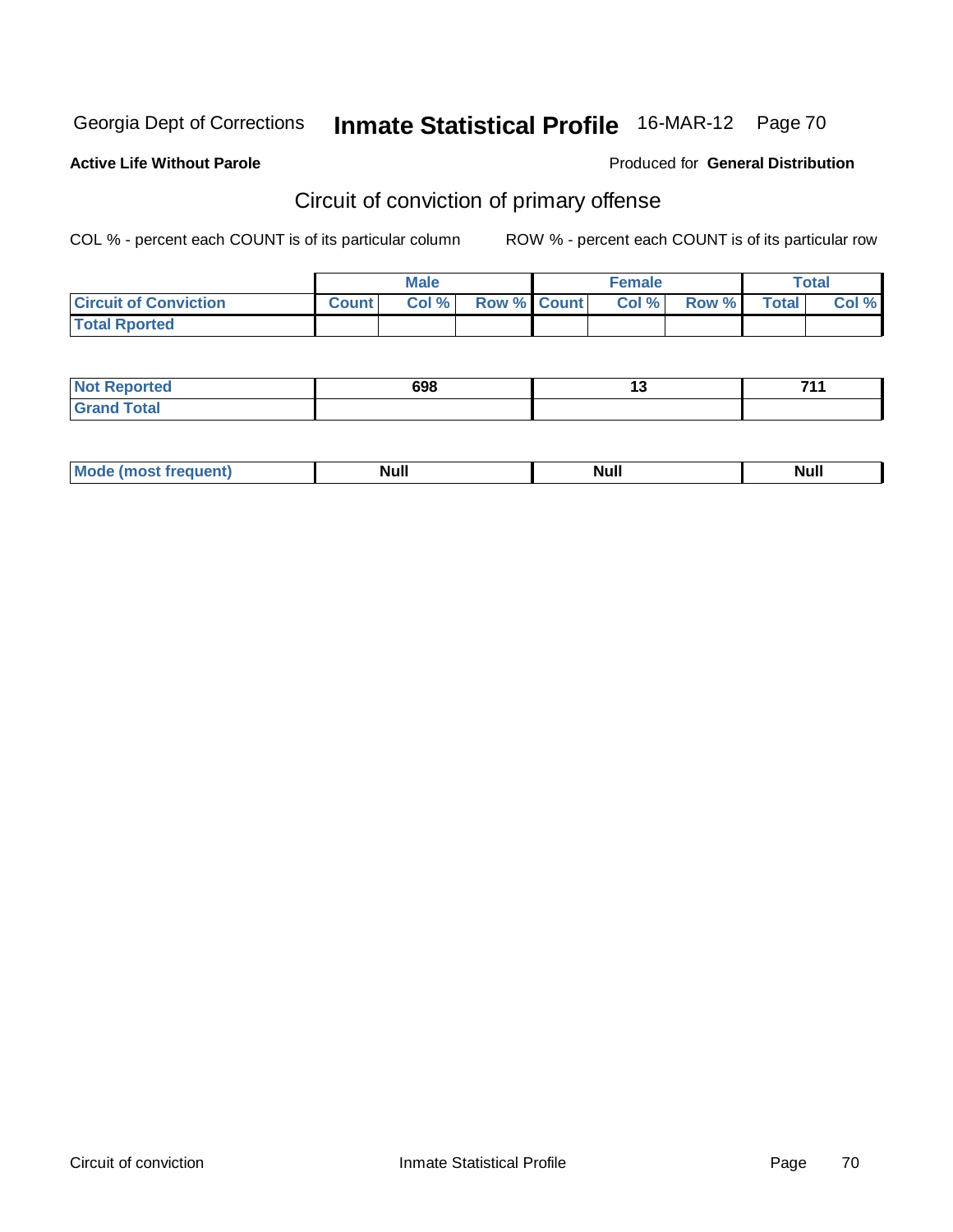Georgia Dept of Corrections **Inmate Statistical Profile** 16-MAR-12

**Active Life Without Parole**

Produced for **General Distribution**

## Circuit of conviction of primary offense

COL % - percent each COUNT is of its particular column

ROW % - percent each COUNT is of its particular row

| | Male | | | Female | | | Total | |
|---|---|---|---|---|---|---|---|---|
| **Circuit of Conviction** | **Count** | **Col %** | **Row %** | **Count** | **Col %** | **Row %** | **Total** | **Col %** |
| **Total Rported** | | | | | | | | |

| | Male | Female | Total |
|---|---|---|---|
| **Not Reported** | 698 | 13 | 711 |
| **Grand Total** | | | |

| | Male | Female | Total |
|---|---|---|---|
| **Mode (most frequent)** | Null | Null | Null |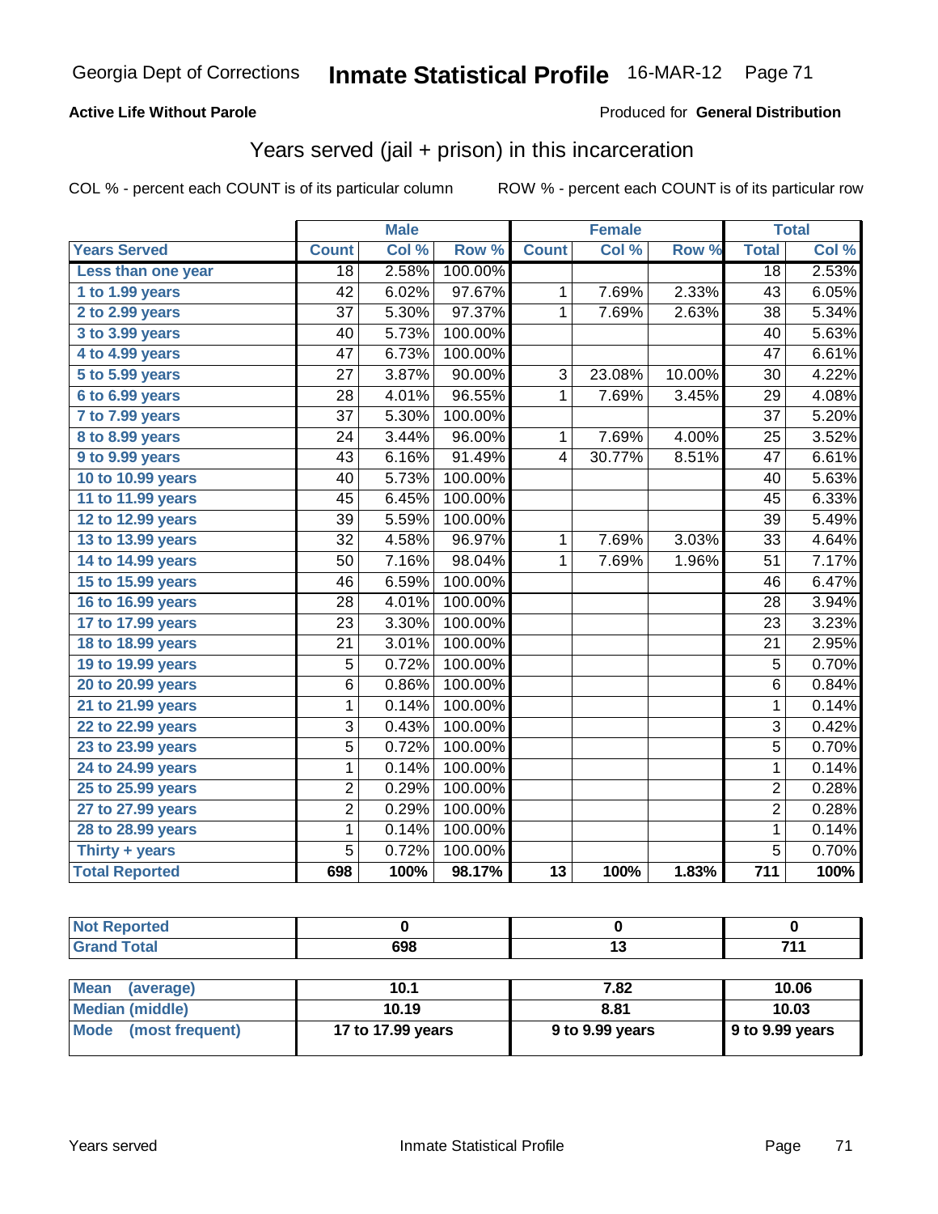Georgia Dept of Corrections **Inmate Statistical Profile** 16-MAR-12

**Active Life Without Parole**

Produced for **General Distribution**

## Years served (jail + prison) in this incarceration

COL % - percent each COUNT is of its particular column

ROW % - percent each COUNT is of its particular row

| | Male | | | Female | | | Total | |
|---|---|---|---|---|---|---|---|---|
| **Years Served** | **Count** | **Col %** | **Row %** | **Count** | **Col %** | **Row %** | **Total** | **Col %** |
| Less than one year | 18 | 2.58% | 100.00% | | | | 18 | 2.53% |
| 1 to 1.99 years | 42 | 6.02% | 97.67% | 1 | 7.69% | 2.33% | 43 | 6.05% |
| 2 to 2.99 years | 37 | 5.30% | 97.37% | 1 | 7.69% | 2.63% | 38 | 5.34% |
| 3 to 3.99 years | 40 | 5.73% | 100.00% | | | | 40 | 5.63% |
| 4 to 4.99 years | 47 | 6.73% | 100.00% | | | | 47 | 6.61% |
| 5 to 5.99 years | 27 | 3.87% | 90.00% | 3 | 23.08% | 10.00% | 30 | 4.22% |
| 6 to 6.99 years | 28 | 4.01% | 96.55% | 1 | 7.69% | 3.45% | 29 | 4.08% |
| 7 to 7.99 years | 37 | 5.30% | 100.00% | | | | 37 | 5.20% |
| 8 to 8.99 years | 24 | 3.44% | 96.00% | 1 | 7.69% | 4.00% | 25 | 3.52% |
| 9 to 9.99 years | 43 | 6.16% | 91.49% | 4 | 30.77% | 8.51% | 47 | 6.61% |
| 10 to 10.99 years | 40 | 5.73% | 100.00% | | | | 40 | 5.63% |
| 11 to 11.99 years | 45 | 6.45% | 100.00% | | | | 45 | 6.33% |
| 12 to 12.99 years | 39 | 5.59% | 100.00% | | | | 39 | 5.49% |
| 13 to 13.99 years | 32 | 4.58% | 96.97% | 1 | 7.69% | 3.03% | 33 | 4.64% |
| 14 to 14.99 years | 50 | 7.16% | 98.04% | 1 | 7.69% | 1.96% | 51 | 7.17% |
| 15 to 15.99 years | 46 | 6.59% | 100.00% | | | | 46 | 6.47% |
| 16 to 16.99 years | 28 | 4.01% | 100.00% | | | | 28 | 3.94% |
| 17 to 17.99 years | 23 | 3.30% | 100.00% | | | | 23 | 3.23% |
| 18 to 18.99 years | 21 | 3.01% | 100.00% | | | | 21 | 2.95% |
| 19 to 19.99 years | 5 | 0.72% | 100.00% | | | | 5 | 0.70% |
| 20 to 20.99 years | 6 | 0.86% | 100.00% | | | | 6 | 0.84% |
| 21 to 21.99 years | 1 | 0.14% | 100.00% | | | | 1 | 0.14% |
| 22 to 22.99 years | 3 | 0.43% | 100.00% | | | | 3 | 0.42% |
| 23 to 23.99 years | 5 | 0.72% | 100.00% | | | | 5 | 0.70% |
| 24 to 24.99 years | 1 | 0.14% | 100.00% | | | | 1 | 0.14% |
| 25 to 25.99 years | 2 | 0.29% | 100.00% | | | | 2 | 0.28% |
| 27 to 27.99 years | 2 | 0.29% | 100.00% | | | | 2 | 0.28% |
| 28 to 28.99 years | 1 | 0.14% | 100.00% | | | | 1 | 0.14% |
| Thirty + years | 5 | 0.72% | 100.00% | | | | 5 | 0.70% |
| **Total Reported** | **698** | **100%** | **98.17%** | **13** | **100%** | **1.83%** | **711** | **100%** |

| | Male | Female | Total |
|---|---|---|---|
| **Not Reported** | **0** | **0** | **0** |
| **Grand Total** | **698** | **13** | **711** |

| | Male | Female | Total |
|---|---|---|---|
| **Mean (average)** | **10.1** | **7.82** | **10.06** |
| **Median (middle)** | **10.19** | **8.81** | **10.03** |
| **Mode (most frequent)** | **17 to 17.99 years** | **9 to 9.99 years** | **9 to 9.99 years** |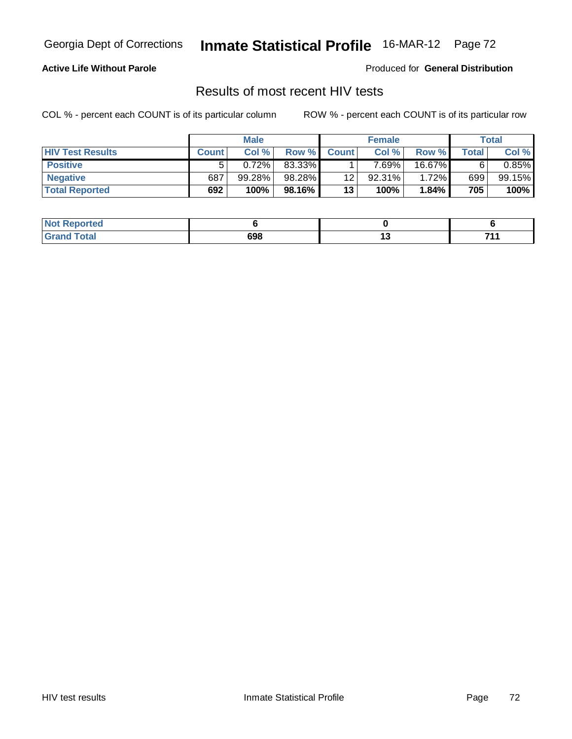Georgia Dept of Corrections **Inmate Statistical Profile** 16-MAR-12

**Active Life Without Parole** Produced for **General Distribution**

## Results of most recent HIV tests

COL % - percent each COUNT is of its particular column ROW % - percent each COUNT is of its particular row

| | Male | | | Female | | | Total | |
|---|---|---|---|---|---|---|---|---|
| HIV Test Results | Count | Col % | Row % | Count | Col % | Row % | Total | Col % |
| Positive | 5 | 0.72% | 83.33% | 1 | 7.69% | 16.67% | 6 | 0.85% |
| Negative | 687 | 99.28% | 98.28% | 12 | 92.31% | 1.72% | 699 | 99.15% |
| **Total Reported** | **692** | **100%** | **98.16%** | **13** | **100%** | **1.84%** | **705** | **100%** |

| | Male | Female | Total |
|---|---|---|---|
| Not Reported | **6** | **0** | **6** |
| Grand Total | **698** | **13** | **711** |

HIV test results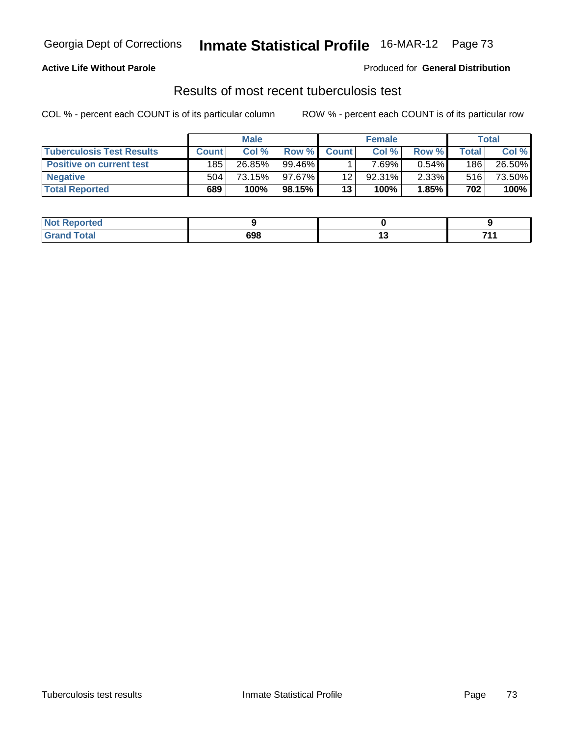**Active Life Without Parole**

Produced for **General Distribution**

## Results of most recent tuberculosis test

COL % - percent each COUNT is of its particular column

ROW % - percent each COUNT is of its particular row

| | Male | | | Female | | | Total | |
|---|---|---|---|---|---|---|---|---|
| **Tuberculosis Test Results** | **Count** | **Col %** | **Row %** | **Count** | **Col %** | **Row %** | **Total** | **Col %** |
| **Positive on current test** | 185 | 26.85% | 99.46% | 1 | 7.69% | 0.54% | 186 | 26.50% |
| **Negative** | 504 | 73.15% | 97.67% | 12 | 92.31% | 2.33% | 516 | 73.50% |
| **Total Reported** | **689** | **100%** | **98.15%** | **13** | **100%** | **1.85%** | **702** | **100%** |

| | Male | Female | Total |
|---|---|---|---|
| **Not Reported** | **9** | **0** | **9** |
| **Grand Total** | **698** | **13** | **711** |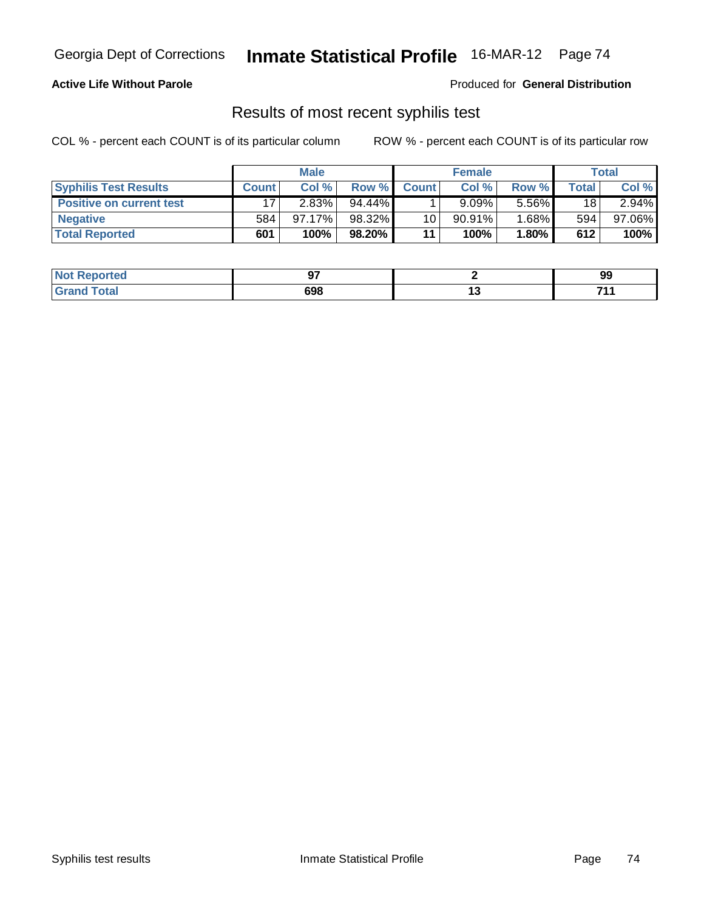**Active Life Without Parole**

Produced for **General Distribution**

## Results of most recent syphilis test

COL % - percent each COUNT is of its particular column

ROW % - percent each COUNT is of its particular row

| | Male | | | Female | | | Total | |
|---|---|---|---|---|---|---|---|---|
| **Syphilis Test Results** | **Count** | **Col %** | **Row %** | **Count** | **Col %** | **Row %** | **Total** | **Col %** |
| **Positive on current test** | 17 | 2.83% | 94.44% | 1 | 9.09% | 5.56% | 18 | 2.94% |
| **Negative** | 584 | 97.17% | 98.32% | 10 | 90.91% | 1.68% | 594 | 97.06% |
| **Total Reported** | **601** | **100%** | **98.20%** | **11** | **100%** | **1.80%** | **612** | **100%** |

| | Male | Female | Total |
|---|---|---|---|
| **Not Reported** | **97** | **2** | **99** |
| **Grand Total** | **698** | **13** | **711** |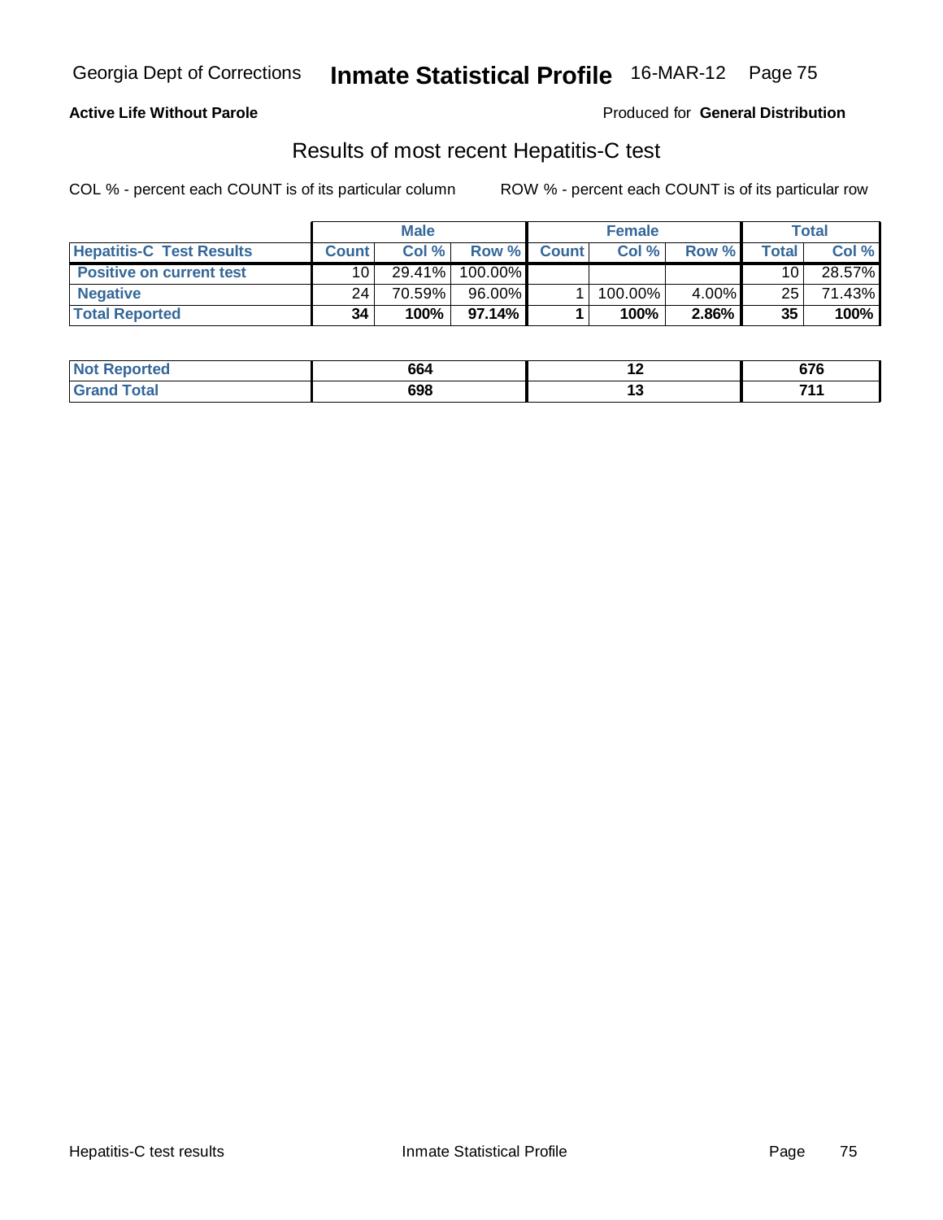**Active Life Without Parole**

Produced for **General Distribution**

## Results of most recent Hepatitis-C test

COL % - percent each COUNT is of its particular column

ROW % - percent each COUNT is of its particular row

| | Male | | | Female | | | Total | |
|---|---|---|---|---|---|---|---|---|
| **Hepatitis-C Test Results** | **Count** | **Col %** | **Row %** | **Count** | **Col %** | **Row %** | **Total** | **Col %** |
| **Positive on current test** | 10 | 29.41% | 100.00% | | | | 10 | 28.57% |
| **Negative** | 24 | 70.59% | 96.00% | 1 | 100.00% | 4.00% | 25 | 71.43% |
| **Total Reported** | **34** | **100%** | **97.14%** | **1** | **100%** | **2.86%** | **35** | **100%** |

| | Male | Female | Total |
|---|---|---|---|
| **Not Reported** | **664** | **12** | **676** |
| **Grand Total** | **698** | **13** | **711** |

Hepatitis-C test results